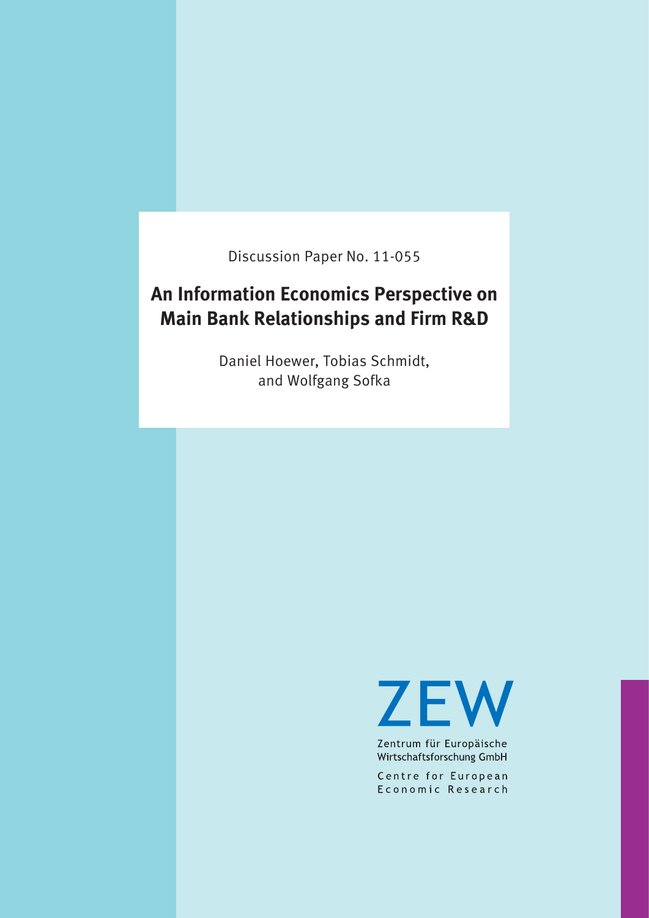Discussion Paper No. 11-055

# An Information Economics Perspective on Main Bank Relationships and Firm R&D

Daniel Hoewer, Tobias Schmidt, and Wolfgang Sofka

ZEW

Zentrum für Europäische Wirtschaftsforschung GmbH

Centre for European Economic Research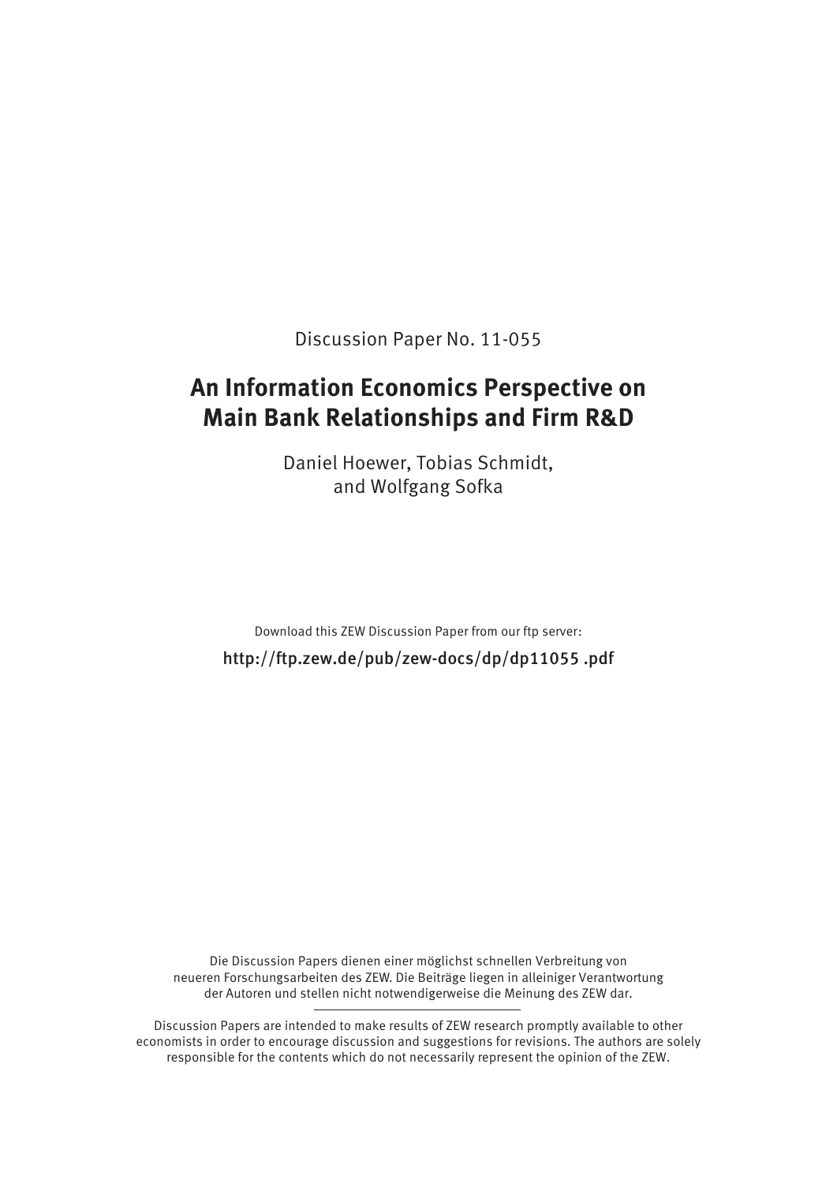Discussion Paper No. 11-055

# An Information Economics Perspective on Main Bank Relationships and Firm R&D

Daniel Hoewer, Tobias Schmidt,
and Wolfgang Sofka

Download this ZEW Discussion Paper from our ftp server:

http://ftp.zew.de/pub/zew-docs/dp/dp11055 .pdf

Die Discussion Papers dienen einer möglichst schnellen Verbreitung von neueren Forschungsarbeiten des ZEW. Die Beiträge liegen in alleiniger Verantwortung der Autoren und stellen nicht notwendigerweise die Meinung des ZEW dar.

Discussion Papers are intended to make results of ZEW research promptly available to other economists in order to encourage discussion and suggestions for revisions. The authors are solely responsible for the contents which do not necessarily represent the opinion of the ZEW.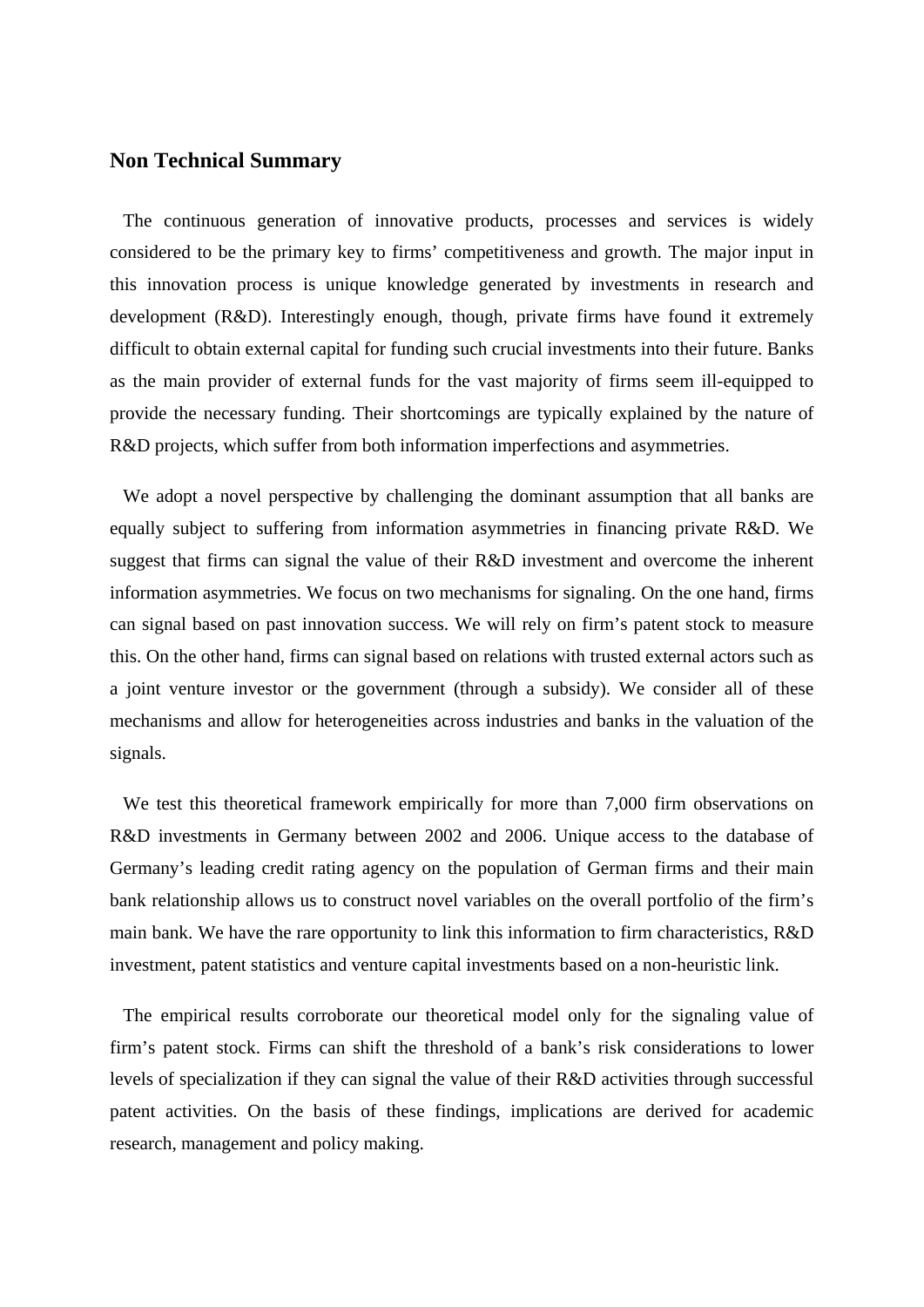## Non Technical Summary

The continuous generation of innovative products, processes and services is widely considered to be the primary key to firms' competitiveness and growth. The major input in this innovation process is unique knowledge generated by investments in research and development (R&D). Interestingly enough, though, private firms have found it extremely difficult to obtain external capital for funding such crucial investments into their future. Banks as the main provider of external funds for the vast majority of firms seem ill-equipped to provide the necessary funding. Their shortcomings are typically explained by the nature of R&D projects, which suffer from both information imperfections and asymmetries.

We adopt a novel perspective by challenging the dominant assumption that all banks are equally subject to suffering from information asymmetries in financing private R&D. We suggest that firms can signal the value of their R&D investment and overcome the inherent information asymmetries. We focus on two mechanisms for signaling. On the one hand, firms can signal based on past innovation success. We will rely on firm's patent stock to measure this. On the other hand, firms can signal based on relations with trusted external actors such as a joint venture investor or the government (through a subsidy). We consider all of these mechanisms and allow for heterogeneities across industries and banks in the valuation of the signals.

We test this theoretical framework empirically for more than 7,000 firm observations on R&D investments in Germany between 2002 and 2006. Unique access to the database of Germany's leading credit rating agency on the population of German firms and their main bank relationship allows us to construct novel variables on the overall portfolio of the firm's main bank. We have the rare opportunity to link this information to firm characteristics, R&D investment, patent statistics and venture capital investments based on a non-heuristic link.

The empirical results corroborate our theoretical model only for the signaling value of firm's patent stock. Firms can shift the threshold of a bank's risk considerations to lower levels of specialization if they can signal the value of their R&D activities through successful patent activities. On the basis of these findings, implications are derived for academic research, management and policy making.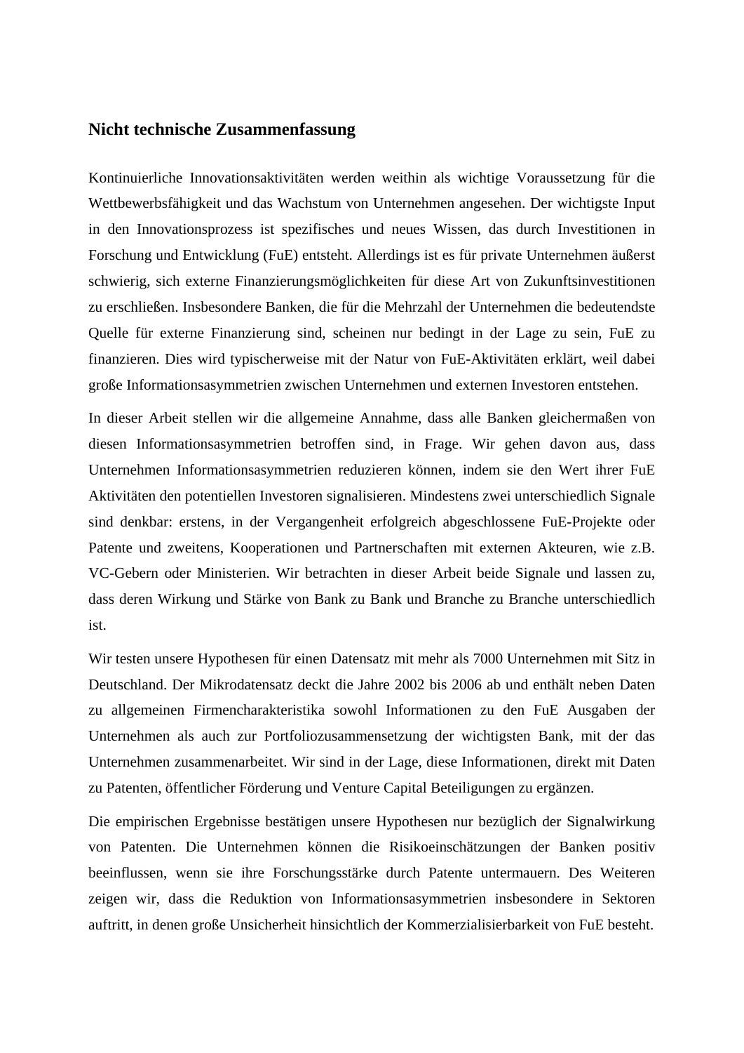## Nicht technische Zusammenfassung

Kontinuierliche Innovationsaktivitäten werden weithin als wichtige Voraussetzung für die Wettbewerbsfähigkeit und das Wachstum von Unternehmen angesehen. Der wichtigste Input in den Innovationsprozess ist spezifisches und neues Wissen, das durch Investitionen in Forschung und Entwicklung (FuE) entsteht. Allerdings ist es für private Unternehmen äußerst schwierig, sich externe Finanzierungsmöglichkeiten für diese Art von Zukunftsinvestitionen zu erschließen. Insbesondere Banken, die für die Mehrzahl der Unternehmen die bedeutendste Quelle für externe Finanzierung sind, scheinen nur bedingt in der Lage zu sein, FuE zu finanzieren. Dies wird typischerweise mit der Natur von FuE-Aktivitäten erklärt, weil dabei große Informationsasymmetrien zwischen Unternehmen und externen Investoren entstehen.

In dieser Arbeit stellen wir die allgemeine Annahme, dass alle Banken gleichermaßen von diesen Informationsasymmetrien betroffen sind, in Frage. Wir gehen davon aus, dass Unternehmen Informationsasymmetrien reduzieren können, indem sie den Wert ihrer FuE Aktivitäten den potentiellen Investoren signalisieren. Mindestens zwei unterschiedlich Signale sind denkbar: erstens, in der Vergangenheit erfolgreich abgeschlossene FuE-Projekte oder Patente und zweitens, Kooperationen und Partnerschaften mit externen Akteuren, wie z.B. VC-Gebern oder Ministerien. Wir betrachten in dieser Arbeit beide Signale und lassen zu, dass deren Wirkung und Stärke von Bank zu Bank und Branche zu Branche unterschiedlich ist.

Wir testen unsere Hypothesen für einen Datensatz mit mehr als 7000 Unternehmen mit Sitz in Deutschland. Der Mikrodatensatz deckt die Jahre 2002 bis 2006 ab und enthält neben Daten zu allgemeinen Firmencharakteristika sowohl Informationen zu den FuE Ausgaben der Unternehmen als auch zur Portfoliozusammensetzung der wichtigsten Bank, mit der das Unternehmen zusammenarbeitet. Wir sind in der Lage, diese Informationen, direkt mit Daten zu Patenten, öffentlicher Förderung und Venture Capital Beteiligungen zu ergänzen.

Die empirischen Ergebnisse bestätigen unsere Hypothesen nur bezüglich der Signalwirkung von Patenten. Die Unternehmen können die Risikoeinschätzungen der Banken positiv beeinflussen, wenn sie ihre Forschungsstärke durch Patente untermauern. Des Weiteren zeigen wir, dass die Reduktion von Informationsasymmetrien insbesondere in Sektoren auftritt, in denen große Unsicherheit hinsichtlich der Kommerzialisierbarkeit von FuE besteht.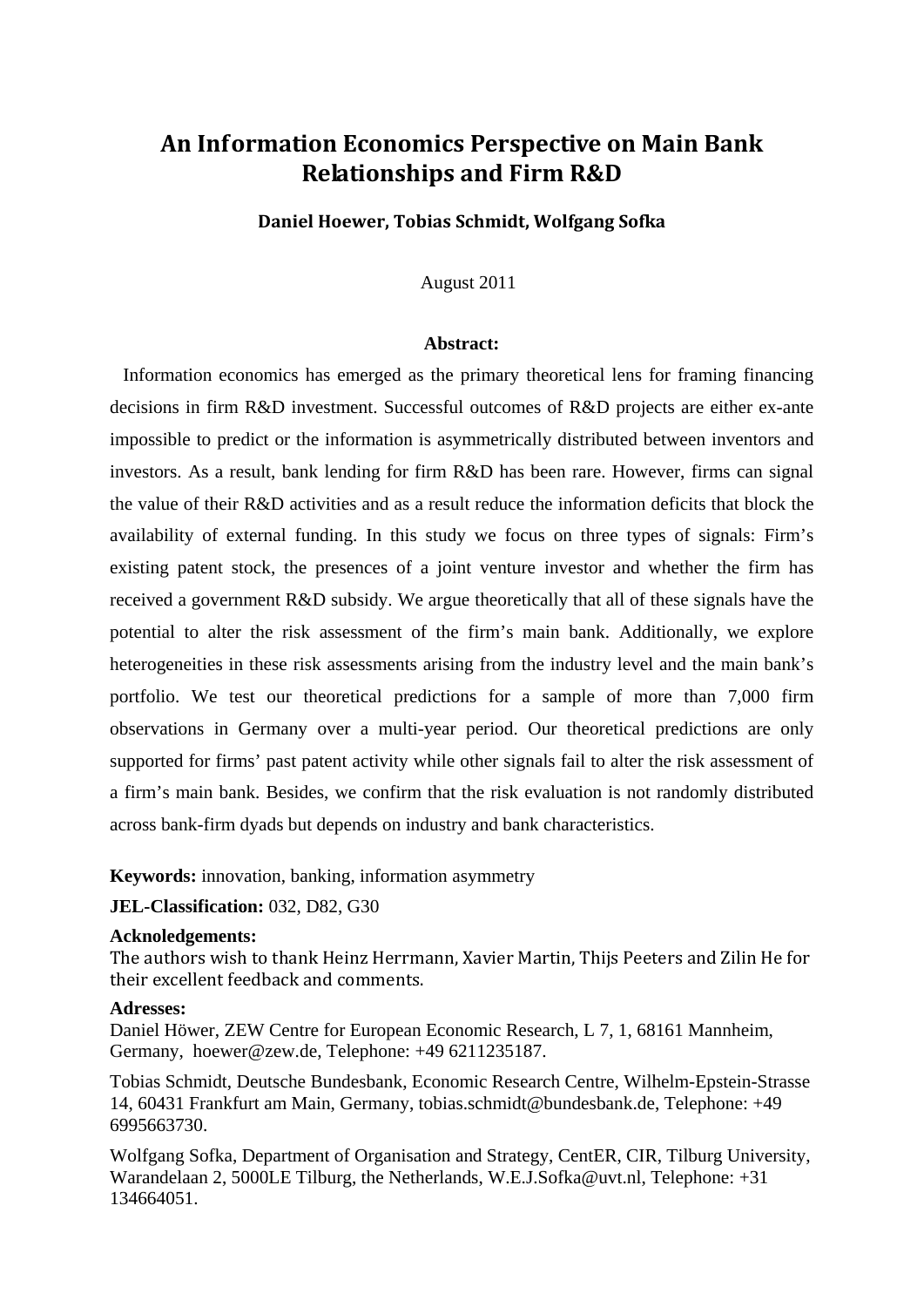# An Information Economics Perspective on Main Bank Relationships and Firm R&D

**Daniel Hoewer, Tobias Schmidt, Wolfgang Sofka**

August 2011

**Abstract:**

Information economics has emerged as the primary theoretical lens for framing financing decisions in firm R&D investment. Successful outcomes of R&D projects are either ex-ante impossible to predict or the information is asymmetrically distributed between inventors and investors. As a result, bank lending for firm R&D has been rare. However, firms can signal the value of their R&D activities and as a result reduce the information deficits that block the availability of external funding. In this study we focus on three types of signals: Firm's existing patent stock, the presences of a joint venture investor and whether the firm has received a government R&D subsidy. We argue theoretically that all of these signals have the potential to alter the risk assessment of the firm's main bank. Additionally, we explore heterogeneities in these risk assessments arising from the industry level and the main bank's portfolio. We test our theoretical predictions for a sample of more than 7,000 firm observations in Germany over a multi-year period. Our theoretical predictions are only supported for firms' past patent activity while other signals fail to alter the risk assessment of a firm's main bank. Besides, we confirm that the risk evaluation is not randomly distributed across bank-firm dyads but depends on industry and bank characteristics.

**Keywords:** innovation, banking, information asymmetry

**JEL-Classification:** 032, D82, G30

**Acknoledgements:**

The authors wish to thank Heinz Herrmann, Xavier Martin, Thijs Peeters and Zilin He for their excellent feedback and comments.

**Adresses:**

Daniel Höwer, ZEW Centre for European Economic Research, L 7, 1, 68161 Mannheim, Germany, hoewer@zew.de, Telephone: +49 6211235187.

Tobias Schmidt, Deutsche Bundesbank, Economic Research Centre, Wilhelm-Epstein-Strasse 14, 60431 Frankfurt am Main, Germany, tobias.schmidt@bundesbank.de, Telephone: +49 6995663730.

Wolfgang Sofka, Department of Organisation and Strategy, CentER, CIR, Tilburg University, Warandelaan 2, 5000LE Tilburg, the Netherlands, W.E.J.Sofka@uvt.nl, Telephone: +31 134664051.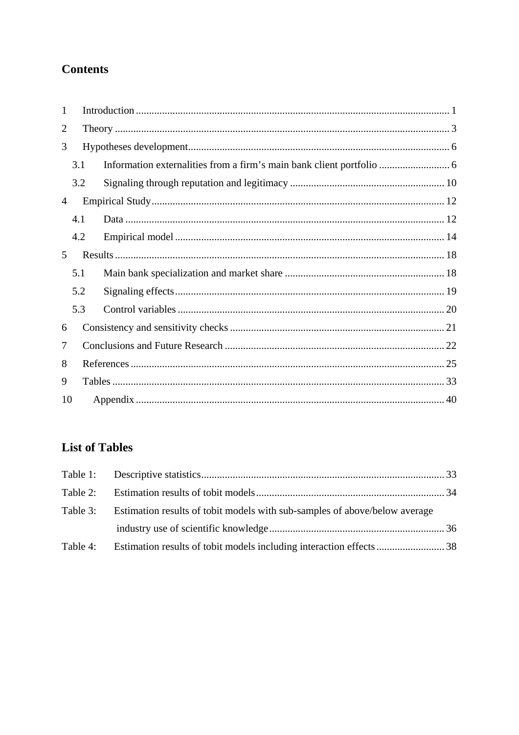# Contents

1 Introduction ........................................................................................................................ 1

2 Theory ................................................................................................................................ 3

3 Hypotheses development.................................................................................................... 6

  3.1 Information externalities from a firm's main bank client portfolio ........................... 6

  3.2 Signaling through reputation and legitimacy ........................................................... 10

4 Empirical Study................................................................................................................ 12

  4.1 Data .......................................................................................................................... 12

  4.2 Empirical model ....................................................................................................... 14

5 Results .............................................................................................................................. 18

  5.1 Main bank specialization and market share ............................................................. 18

  5.2 Signaling effects....................................................................................................... 19

  5.3 Control variables ...................................................................................................... 20

6 Consistency and sensitivity checks .................................................................................. 21

7 Conclusions and Future Research .................................................................................... 22

8 References ........................................................................................................................ 25

9 Tables ............................................................................................................................... 33

10 Appendix ....................................................................................................................... 40

# List of Tables

Table 1: Descriptive statistics............................................................................................ 33

Table 2: Estimation results of tobit models........................................................................ 34

Table 3: Estimation results of tobit models with sub-samples of above/below average industry use of scientific knowledge ................................................................... 36

Table 4: Estimation results of tobit models including interaction effects .......................... 38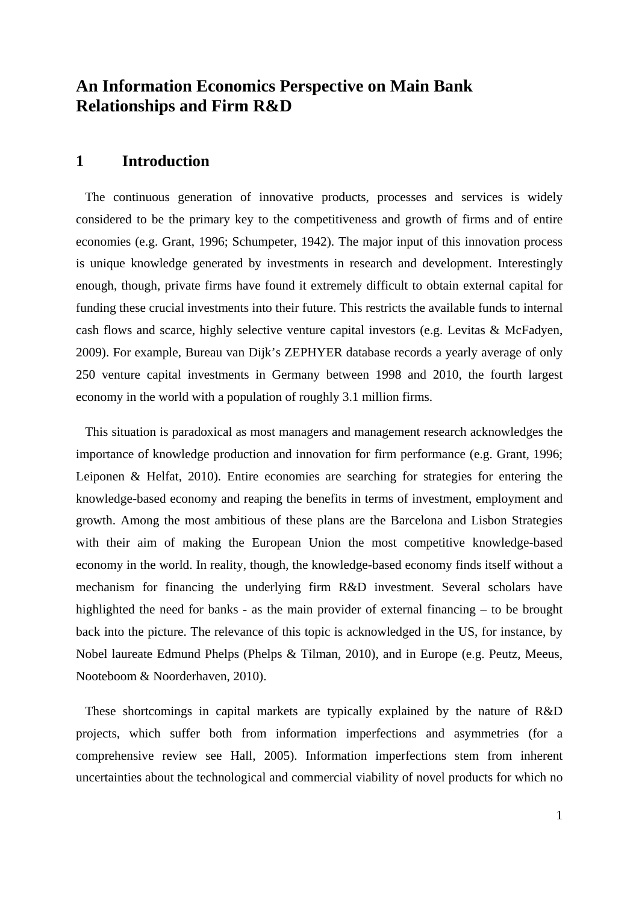# An Information Economics Perspective on Main Bank Relationships and Firm R&D

## 1 Introduction

The continuous generation of innovative products, processes and services is widely considered to be the primary key to the competitiveness and growth of firms and of entire economies (e.g. Grant, 1996; Schumpeter, 1942). The major input of this innovation process is unique knowledge generated by investments in research and development. Interestingly enough, though, private firms have found it extremely difficult to obtain external capital for funding these crucial investments into their future. This restricts the available funds to internal cash flows and scarce, highly selective venture capital investors (e.g. Levitas & McFadyen, 2009). For example, Bureau van Dijk's ZEPHYER database records a yearly average of only 250 venture capital investments in Germany between 1998 and 2010, the fourth largest economy in the world with a population of roughly 3.1 million firms.

This situation is paradoxical as most managers and management research acknowledges the importance of knowledge production and innovation for firm performance (e.g. Grant, 1996; Leiponen & Helfat, 2010). Entire economies are searching for strategies for entering the knowledge-based economy and reaping the benefits in terms of investment, employment and growth. Among the most ambitious of these plans are the Barcelona and Lisbon Strategies with their aim of making the European Union the most competitive knowledge-based economy in the world. In reality, though, the knowledge-based economy finds itself without a mechanism for financing the underlying firm R&D investment. Several scholars have highlighted the need for banks - as the main provider of external financing – to be brought back into the picture. The relevance of this topic is acknowledged in the US, for instance, by Nobel laureate Edmund Phelps (Phelps & Tilman, 2010), and in Europe (e.g. Peutz, Meeus, Nooteboom & Noorderhaven, 2010).

These shortcomings in capital markets are typically explained by the nature of R&D projects, which suffer both from information imperfections and asymmetries (for a comprehensive review see Hall, 2005). Information imperfections stem from inherent uncertainties about the technological and commercial viability of novel products for which no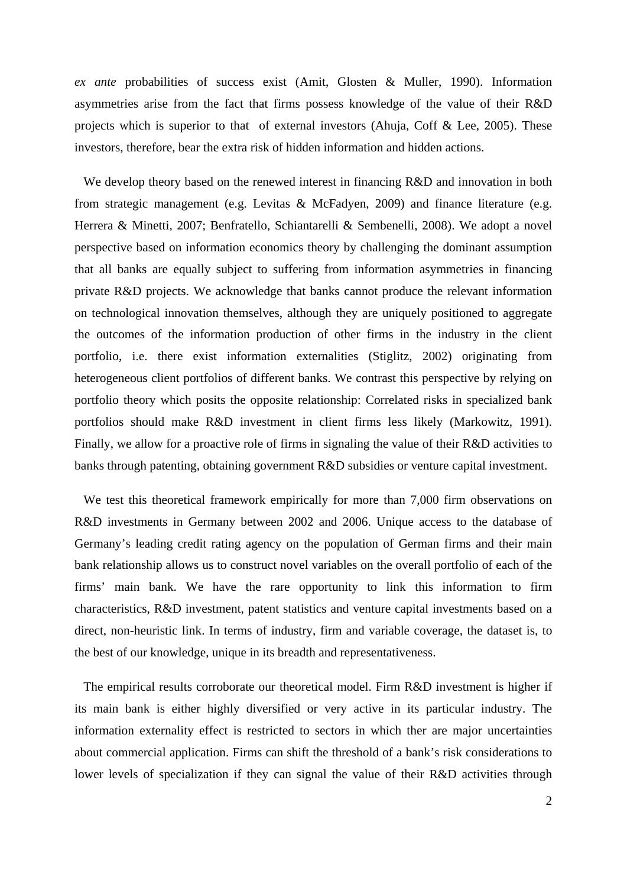*ex ante* probabilities of success exist (Amit, Glosten & Muller, 1990). Information asymmetries arise from the fact that firms possess knowledge of the value of their R&D projects which is superior to that of external investors (Ahuja, Coff & Lee, 2005). These investors, therefore, bear the extra risk of hidden information and hidden actions.

We develop theory based on the renewed interest in financing R&D and innovation in both from strategic management (e.g. Levitas & McFadyen, 2009) and finance literature (e.g. Herrera & Minetti, 2007; Benfratello, Schiantarelli & Sembenelli, 2008). We adopt a novel perspective based on information economics theory by challenging the dominant assumption that all banks are equally subject to suffering from information asymmetries in financing private R&D projects. We acknowledge that banks cannot produce the relevant information on technological innovation themselves, although they are uniquely positioned to aggregate the outcomes of the information production of other firms in the industry in the client portfolio, i.e. there exist information externalities (Stiglitz, 2002) originating from heterogeneous client portfolios of different banks. We contrast this perspective by relying on portfolio theory which posits the opposite relationship: Correlated risks in specialized bank portfolios should make R&D investment in client firms less likely (Markowitz, 1991). Finally, we allow for a proactive role of firms in signaling the value of their R&D activities to banks through patenting, obtaining government R&D subsidies or venture capital investment.

We test this theoretical framework empirically for more than 7,000 firm observations on R&D investments in Germany between 2002 and 2006. Unique access to the database of Germany's leading credit rating agency on the population of German firms and their main bank relationship allows us to construct novel variables on the overall portfolio of each of the firms' main bank. We have the rare opportunity to link this information to firm characteristics, R&D investment, patent statistics and venture capital investments based on a direct, non-heuristic link. In terms of industry, firm and variable coverage, the dataset is, to the best of our knowledge, unique in its breadth and representativeness.

The empirical results corroborate our theoretical model. Firm R&D investment is higher if its main bank is either highly diversified or very active in its particular industry. The information externality effect is restricted to sectors in which ther are major uncertainties about commercial application. Firms can shift the threshold of a bank's risk considerations to lower levels of specialization if they can signal the value of their R&D activities through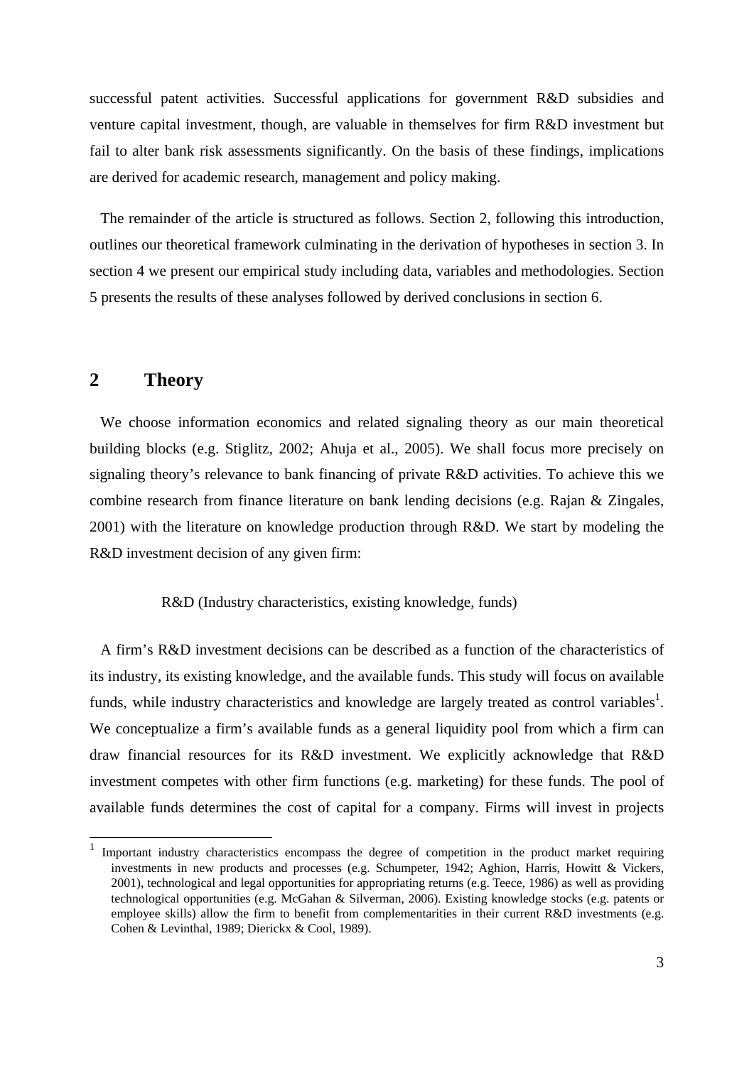successful patent activities. Successful applications for government R&D subsidies and venture capital investment, though, are valuable in themselves for firm R&D investment but fail to alter bank risk assessments significantly. On the basis of these findings, implications are derived for academic research, management and policy making.

The remainder of the article is structured as follows. Section 2, following this introduction, outlines our theoretical framework culminating in the derivation of hypotheses in section 3. In section 4 we present our empirical study including data, variables and methodologies. Section 5 presents the results of these analyses followed by derived conclusions in section 6.

## 2 Theory

We choose information economics and related signaling theory as our main theoretical building blocks (e.g. Stiglitz, 2002; Ahuja et al., 2005). We shall focus more precisely on signaling theory's relevance to bank financing of private R&D activities. To achieve this we combine research from finance literature on bank lending decisions (e.g. Rajan & Zingales, 2001) with the literature on knowledge production through R&D. We start by modeling the R&D investment decision of any given firm:

R&D (Industry characteristics, existing knowledge, funds)

A firm's R&D investment decisions can be described as a function of the characteristics of its industry, its existing knowledge, and the available funds. This study will focus on available funds, while industry characteristics and knowledge are largely treated as control variables[1]. We conceptualize a firm's available funds as a general liquidity pool from which a firm can draw financial resources for its R&D investment. We explicitly acknowledge that R&D investment competes with other firm functions (e.g. marketing) for these funds. The pool of available funds determines the cost of capital for a company. Firms will invest in projects

[1] Important industry characteristics encompass the degree of competition in the product market requiring investments in new products and processes (e.g. Schumpeter, 1942; Aghion, Harris, Howitt & Vickers, 2001), technological and legal opportunities for appropriating returns (e.g. Teece, 1986) as well as providing technological opportunities (e.g. McGahan & Silverman, 2006). Existing knowledge stocks (e.g. patents or employee skills) allow the firm to benefit from complementarities in their current R&D investments (e.g. Cohen & Levinthal, 1989; Dierickx & Cool, 1989).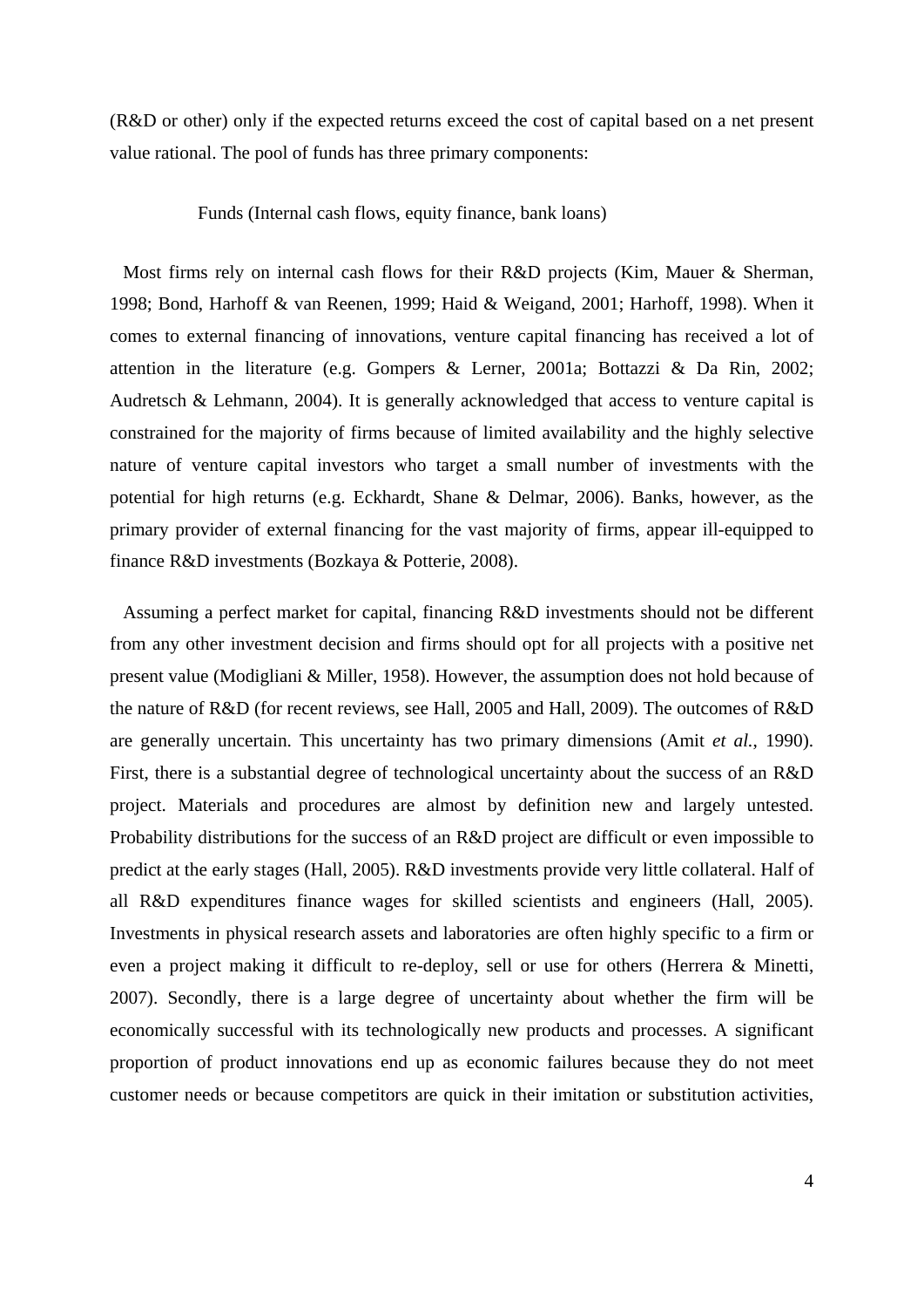(R&D or other) only if the expected returns exceed the cost of capital based on a net present value rational. The pool of funds has three primary components:

Funds (Internal cash flows, equity finance, bank loans)

Most firms rely on internal cash flows for their R&D projects (Kim, Mauer & Sherman, 1998; Bond, Harhoff & van Reenen, 1999; Haid & Weigand, 2001; Harhoff, 1998). When it comes to external financing of innovations, venture capital financing has received a lot of attention in the literature (e.g. Gompers & Lerner, 2001a; Bottazzi & Da Rin, 2002; Audretsch & Lehmann, 2004). It is generally acknowledged that access to venture capital is constrained for the majority of firms because of limited availability and the highly selective nature of venture capital investors who target a small number of investments with the potential for high returns (e.g. Eckhardt, Shane & Delmar, 2006). Banks, however, as the primary provider of external financing for the vast majority of firms, appear ill-equipped to finance R&D investments (Bozkaya & Potterie, 2008).

Assuming a perfect market for capital, financing R&D investments should not be different from any other investment decision and firms should opt for all projects with a positive net present value (Modigliani & Miller, 1958). However, the assumption does not hold because of the nature of R&D (for recent reviews, see Hall, 2005 and Hall, 2009). The outcomes of R&D are generally uncertain. This uncertainty has two primary dimensions (Amit *et al.*, 1990). First, there is a substantial degree of technological uncertainty about the success of an R&D project. Materials and procedures are almost by definition new and largely untested. Probability distributions for the success of an R&D project are difficult or even impossible to predict at the early stages (Hall, 2005). R&D investments provide very little collateral. Half of all R&D expenditures finance wages for skilled scientists and engineers (Hall, 2005). Investments in physical research assets and laboratories are often highly specific to a firm or even a project making it difficult to re-deploy, sell or use for others (Herrera & Minetti, 2007). Secondly, there is a large degree of uncertainty about whether the firm will be economically successful with its technologically new products and processes. A significant proportion of product innovations end up as economic failures because they do not meet customer needs or because competitors are quick in their imitation or substitution activities,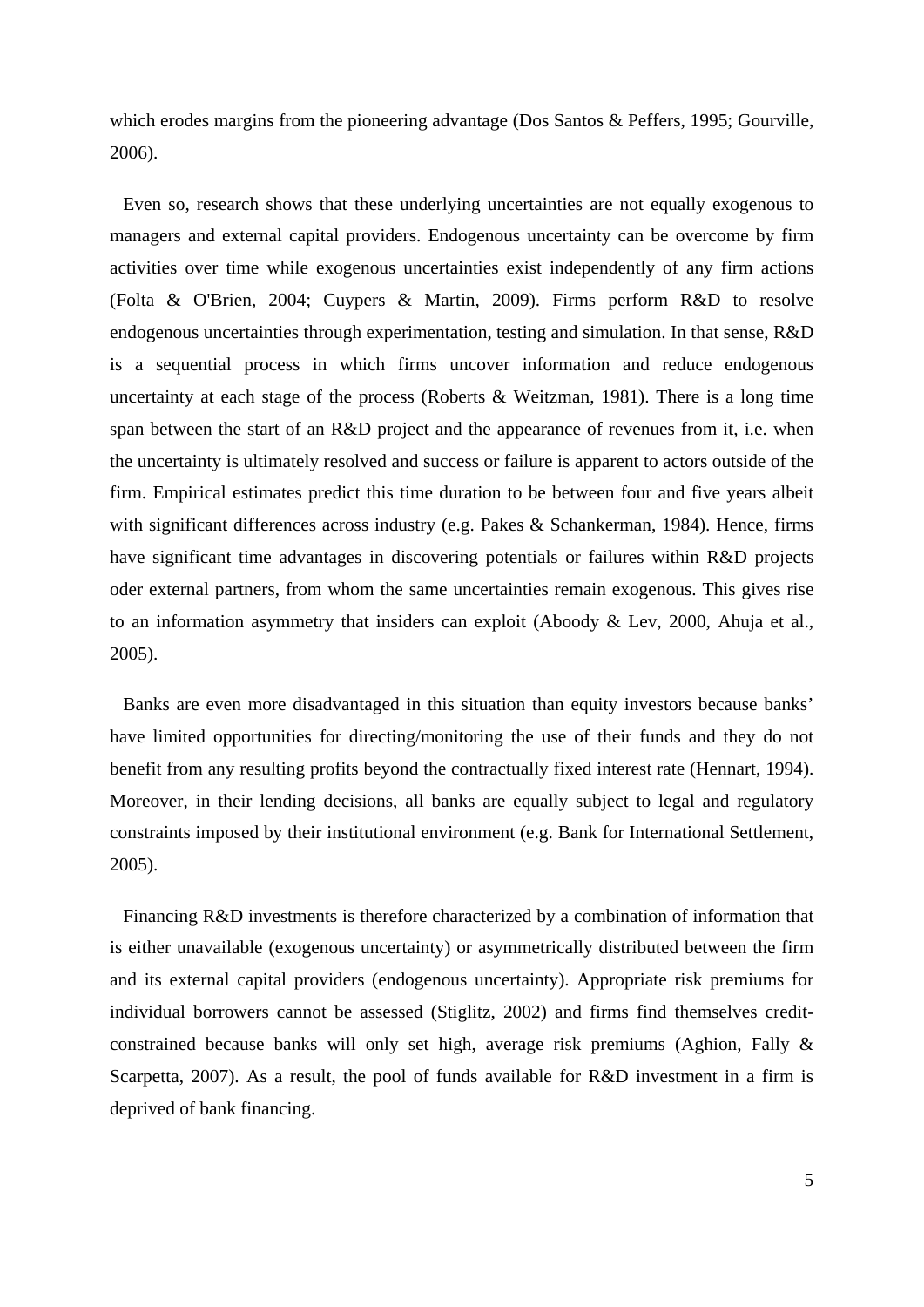which erodes margins from the pioneering advantage (Dos Santos & Peffers, 1995; Gourville, 2006).

Even so, research shows that these underlying uncertainties are not equally exogenous to managers and external capital providers. Endogenous uncertainty can be overcome by firm activities over time while exogenous uncertainties exist independently of any firm actions (Folta & O'Brien, 2004; Cuypers & Martin, 2009). Firms perform R&D to resolve endogenous uncertainties through experimentation, testing and simulation. In that sense, R&D is a sequential process in which firms uncover information and reduce endogenous uncertainty at each stage of the process (Roberts & Weitzman, 1981). There is a long time span between the start of an R&D project and the appearance of revenues from it, i.e. when the uncertainty is ultimately resolved and success or failure is apparent to actors outside of the firm. Empirical estimates predict this time duration to be between four and five years albeit with significant differences across industry (e.g. Pakes & Schankerman, 1984). Hence, firms have significant time advantages in discovering potentials or failures within R&D projects oder external partners, from whom the same uncertainties remain exogenous. This gives rise to an information asymmetry that insiders can exploit (Aboody & Lev, 2000, Ahuja et al., 2005).

Banks are even more disadvantaged in this situation than equity investors because banks' have limited opportunities for directing/monitoring the use of their funds and they do not benefit from any resulting profits beyond the contractually fixed interest rate (Hennart, 1994). Moreover, in their lending decisions, all banks are equally subject to legal and regulatory constraints imposed by their institutional environment (e.g. Bank for International Settlement, 2005).

Financing R&D investments is therefore characterized by a combination of information that is either unavailable (exogenous uncertainty) or asymmetrically distributed between the firm and its external capital providers (endogenous uncertainty). Appropriate risk premiums for individual borrowers cannot be assessed (Stiglitz, 2002) and firms find themselves credit-constrained because banks will only set high, average risk premiums (Aghion, Fally & Scarpetta, 2007). As a result, the pool of funds available for R&D investment in a firm is deprived of bank financing.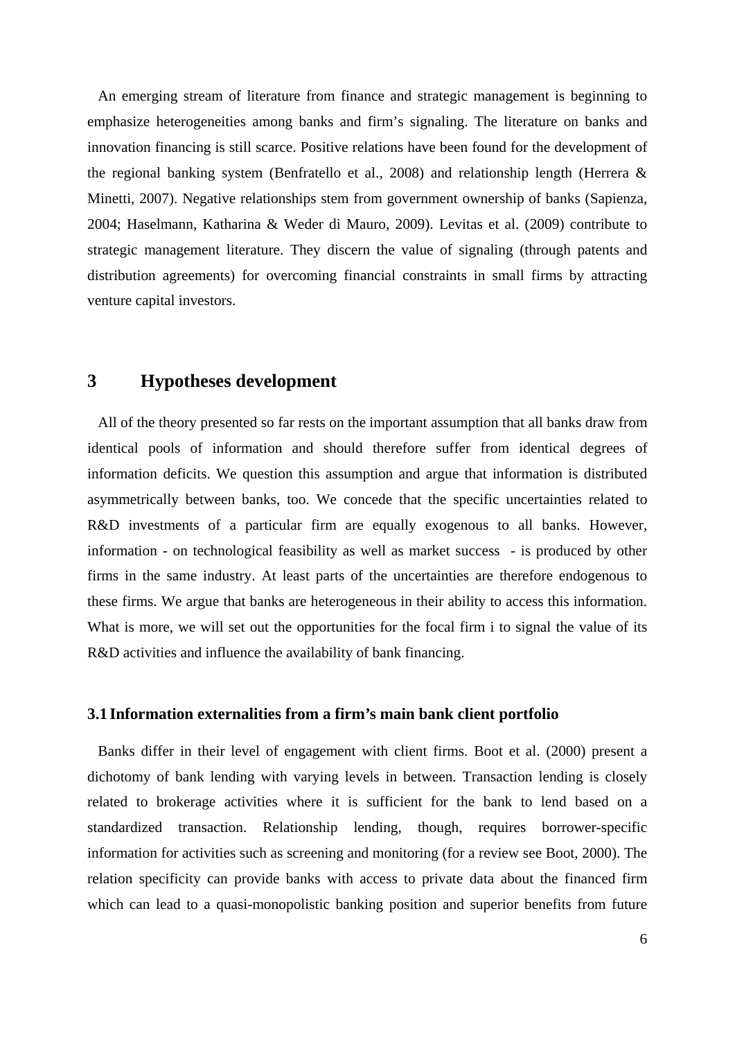An emerging stream of literature from finance and strategic management is beginning to emphasize heterogeneities among banks and firm's signaling. The literature on banks and innovation financing is still scarce. Positive relations have been found for the development of the regional banking system (Benfratello et al., 2008) and relationship length (Herrera & Minetti, 2007). Negative relationships stem from government ownership of banks (Sapienza, 2004; Haselmann, Katharina & Weder di Mauro, 2009). Levitas et al. (2009) contribute to strategic management literature. They discern the value of signaling (through patents and distribution agreements) for overcoming financial constraints in small firms by attracting venture capital investors.

# 3 Hypotheses development

All of the theory presented so far rests on the important assumption that all banks draw from identical pools of information and should therefore suffer from identical degrees of information deficits. We question this assumption and argue that information is distributed asymmetrically between banks, too. We concede that the specific uncertainties related to R&D investments of a particular firm are equally exogenous to all banks. However, information - on technological feasibility as well as market success - is produced by other firms in the same industry. At least parts of the uncertainties are therefore endogenous to these firms. We argue that banks are heterogeneous in their ability to access this information. What is more, we will set out the opportunities for the focal firm i to signal the value of its R&D activities and influence the availability of bank financing.

## 3.1 Information externalities from a firm's main bank client portfolio

Banks differ in their level of engagement with client firms. Boot et al. (2000) present a dichotomy of bank lending with varying levels in between. Transaction lending is closely related to brokerage activities where it is sufficient for the bank to lend based on a standardized transaction. Relationship lending, though, requires borrower-specific information for activities such as screening and monitoring (for a review see Boot, 2000). The relation specificity can provide banks with access to private data about the financed firm which can lead to a quasi-monopolistic banking position and superior benefits from future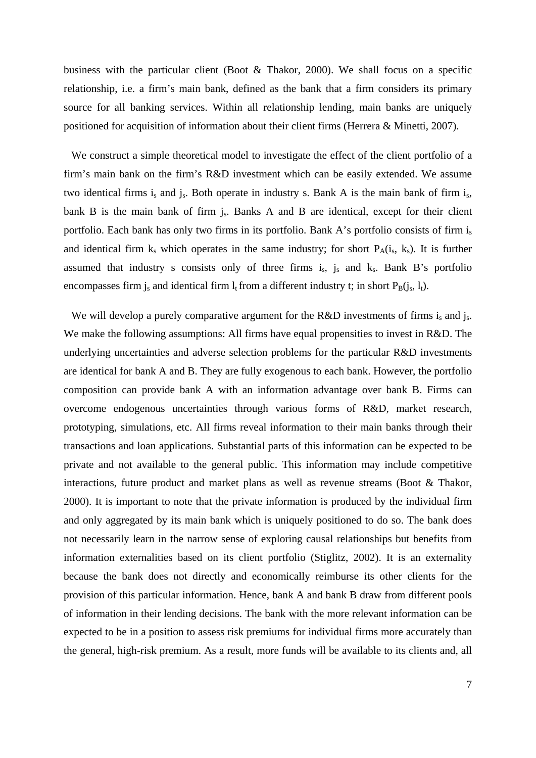business with the particular client (Boot & Thakor, 2000). We shall focus on a specific relationship, i.e. a firm's main bank, defined as the bank that a firm considers its primary source for all banking services. Within all relationship lending, main banks are uniquely positioned for acquisition of information about their client firms (Herrera & Minetti, 2007).

We construct a simple theoretical model to investigate the effect of the client portfolio of a firm's main bank on the firm's R&D investment which can be easily extended. We assume two identical firms $i_s$ and $j_s$. Both operate in industry s. Bank A is the main bank of firm $i_s$, bank B is the main bank of firm $j_s$. Banks A and B are identical, except for their client portfolio. Each bank has only two firms in its portfolio. Bank A's portfolio consists of firm $i_s$ and identical firm $k_s$ which operates in the same industry; for short $P_A(i_s, k_s)$. It is further assumed that industry s consists only of three firms $i_s$, $j_s$ and $k_s$. Bank B's portfolio encompasses firm $j_s$ and identical firm $l_t$ from a different industry t; in short $P_B(j_s, l_t)$.

We will develop a purely comparative argument for the R&D investments of firms $i_s$ and $j_s$. We make the following assumptions: All firms have equal propensities to invest in R&D. The underlying uncertainties and adverse selection problems for the particular R&D investments are identical for bank A and B. They are fully exogenous to each bank. However, the portfolio composition can provide bank A with an information advantage over bank B. Firms can overcome endogenous uncertainties through various forms of R&D, market research, prototyping, simulations, etc. All firms reveal information to their main banks through their transactions and loan applications. Substantial parts of this information can be expected to be private and not available to the general public. This information may include competitive interactions, future product and market plans as well as revenue streams (Boot & Thakor, 2000). It is important to note that the private information is produced by the individual firm and only aggregated by its main bank which is uniquely positioned to do so. The bank does not necessarily learn in the narrow sense of exploring causal relationships but benefits from information externalities based on its client portfolio (Stiglitz, 2002). It is an externality because the bank does not directly and economically reimburse its other clients for the provision of this particular information. Hence, bank A and bank B draw from different pools of information in their lending decisions. The bank with the more relevant information can be expected to be in a position to assess risk premiums for individual firms more accurately than the general, high-risk premium. As a result, more funds will be available to its clients and, all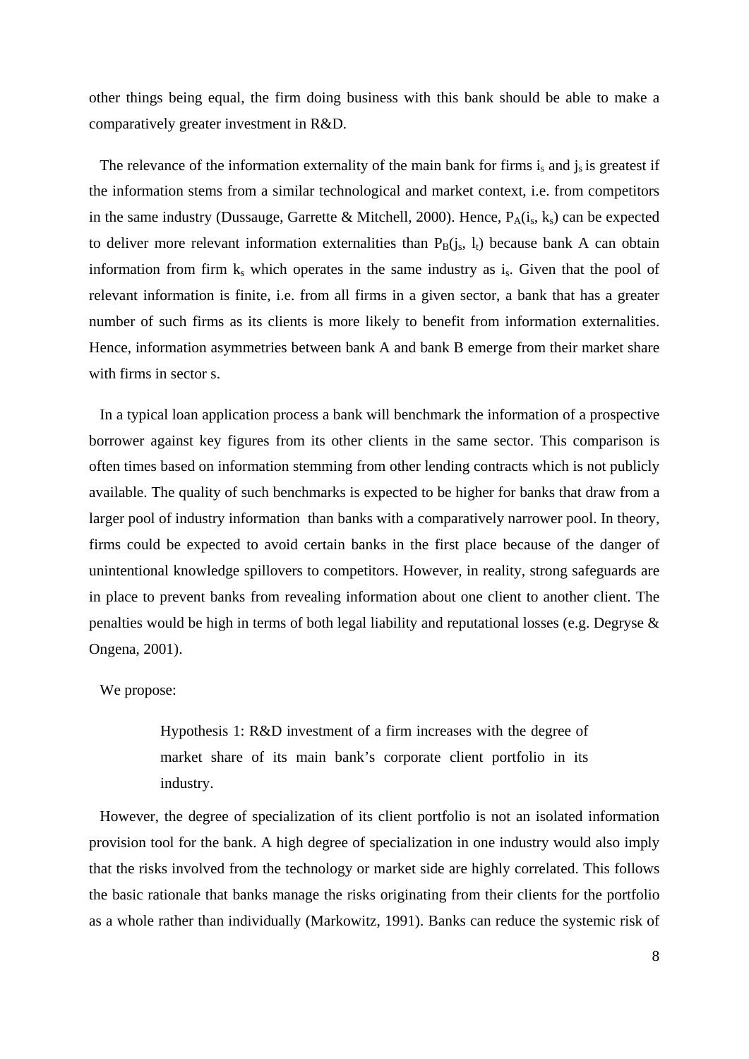other things being equal, the firm doing business with this bank should be able to make a comparatively greater investment in R&D.

The relevance of the information externality of the main bank for firms $i_s$ and $j_s$ is greatest if the information stems from a similar technological and market context, i.e. from competitors in the same industry (Dussauge, Garrette & Mitchell, 2000). Hence, $P_A(i_s, k_s)$ can be expected to deliver more relevant information externalities than $P_B(j_s, l_t)$ because bank A can obtain information from firm $k_s$ which operates in the same industry as $i_s$. Given that the pool of relevant information is finite, i.e. from all firms in a given sector, a bank that has a greater number of such firms as its clients is more likely to benefit from information externalities. Hence, information asymmetries between bank A and bank B emerge from their market share with firms in sector s.

In a typical loan application process a bank will benchmark the information of a prospective borrower against key figures from its other clients in the same sector. This comparison is often times based on information stemming from other lending contracts which is not publicly available. The quality of such benchmarks is expected to be higher for banks that draw from a larger pool of industry information than banks with a comparatively narrower pool. In theory, firms could be expected to avoid certain banks in the first place because of the danger of unintentional knowledge spillovers to competitors. However, in reality, strong safeguards are in place to prevent banks from revealing information about one client to another client. The penalties would be high in terms of both legal liability and reputational losses (e.g. Degryse & Ongena, 2001).

We propose:

> Hypothesis 1: R&D investment of a firm increases with the degree of market share of its main bank's corporate client portfolio in its industry.

However, the degree of specialization of its client portfolio is not an isolated information provision tool for the bank. A high degree of specialization in one industry would also imply that the risks involved from the technology or market side are highly correlated. This follows the basic rationale that banks manage the risks originating from their clients for the portfolio as a whole rather than individually (Markowitz, 1991). Banks can reduce the systemic risk of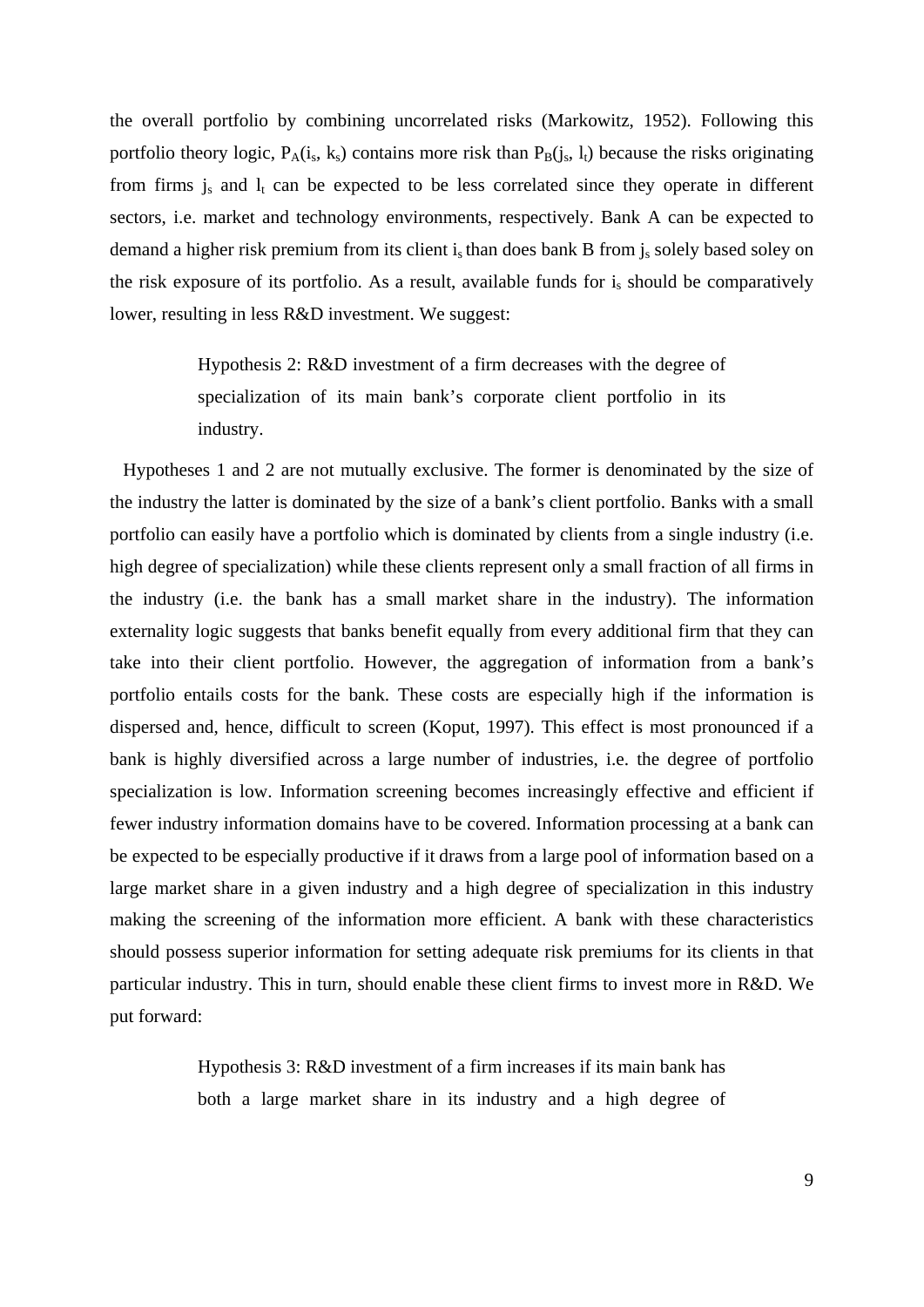the overall portfolio by combining uncorrelated risks (Markowitz, 1952). Following this portfolio theory logic, $P_A(i_s, k_s)$ contains more risk than $P_B(j_s, l_t)$ because the risks originating from firms $j_s$ and $l_t$ can be expected to be less correlated since they operate in different sectors, i.e. market and technology environments, respectively. Bank A can be expected to demand a higher risk premium from its client $i_s$ than does bank B from $j_s$ solely based soley on the risk exposure of its portfolio. As a result, available funds for $i_s$ should be comparatively lower, resulting in less R&D investment. We suggest:

> Hypothesis 2: R&D investment of a firm decreases with the degree of specialization of its main bank's corporate client portfolio in its industry.

Hypotheses 1 and 2 are not mutually exclusive. The former is denominated by the size of the industry the latter is dominated by the size of a bank's client portfolio. Banks with a small portfolio can easily have a portfolio which is dominated by clients from a single industry (i.e. high degree of specialization) while these clients represent only a small fraction of all firms in the industry (i.e. the bank has a small market share in the industry). The information externality logic suggests that banks benefit equally from every additional firm that they can take into their client portfolio. However, the aggregation of information from a bank's portfolio entails costs for the bank. These costs are especially high if the information is dispersed and, hence, difficult to screen (Koput, 1997). This effect is most pronounced if a bank is highly diversified across a large number of industries, i.e. the degree of portfolio specialization is low. Information screening becomes increasingly effective and efficient if fewer industry information domains have to be covered. Information processing at a bank can be expected to be especially productive if it draws from a large pool of information based on a large market share in a given industry and a high degree of specialization in this industry making the screening of the information more efficient. A bank with these characteristics should possess superior information for setting adequate risk premiums for its clients in that particular industry. This in turn, should enable these client firms to invest more in R&D. We put forward:

> Hypothesis 3: R&D investment of a firm increases if its main bank has both a large market share in its industry and a high degree of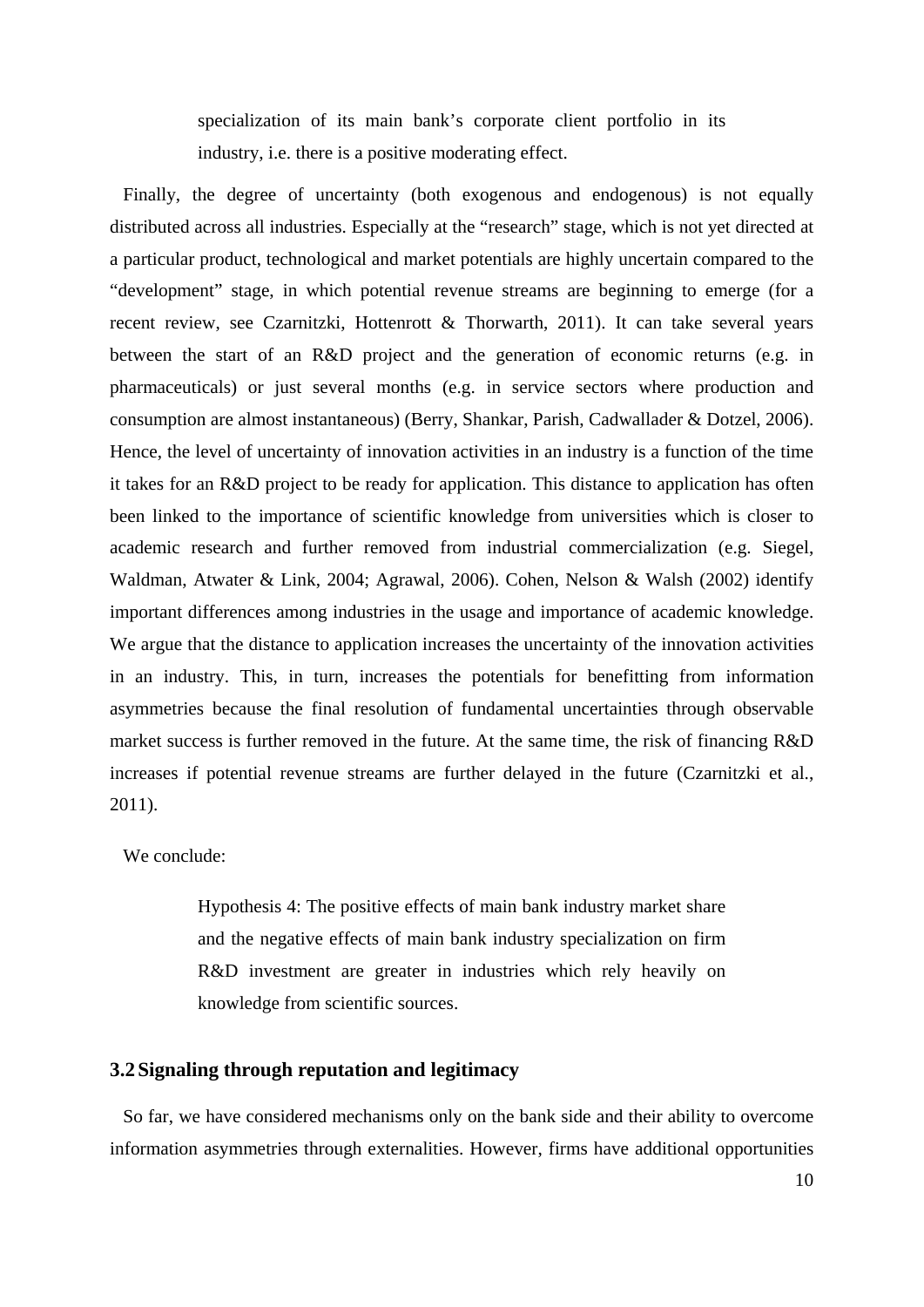> specialization of its main bank's corporate client portfolio in its industry, i.e. there is a positive moderating effect.

Finally, the degree of uncertainty (both exogenous and endogenous) is not equally distributed across all industries. Especially at the "research" stage, which is not yet directed at a particular product, technological and market potentials are highly uncertain compared to the "development" stage, in which potential revenue streams are beginning to emerge (for a recent review, see Czarnitzki, Hottenrott & Thorwarth, 2011). It can take several years between the start of an R&D project and the generation of economic returns (e.g. in pharmaceuticals) or just several months (e.g. in service sectors where production and consumption are almost instantaneous) (Berry, Shankar, Parish, Cadwallader & Dotzel, 2006). Hence, the level of uncertainty of innovation activities in an industry is a function of the time it takes for an R&D project to be ready for application. This distance to application has often been linked to the importance of scientific knowledge from universities which is closer to academic research and further removed from industrial commercialization (e.g. Siegel, Waldman, Atwater & Link, 2004; Agrawal, 2006). Cohen, Nelson & Walsh (2002) identify important differences among industries in the usage and importance of academic knowledge. We argue that the distance to application increases the uncertainty of the innovation activities in an industry. This, in turn, increases the potentials for benefitting from information asymmetries because the final resolution of fundamental uncertainties through observable market success is further removed in the future. At the same time, the risk of financing R&D increases if potential revenue streams are further delayed in the future (Czarnitzki et al., 2011).

We conclude:

> Hypothesis 4: The positive effects of main bank industry market share and the negative effects of main bank industry specialization on firm R&D investment are greater in industries which rely heavily on knowledge from scientific sources.

## 3.2 Signaling through reputation and legitimacy

So far, we have considered mechanisms only on the bank side and their ability to overcome information asymmetries through externalities. However, firms have additional opportunities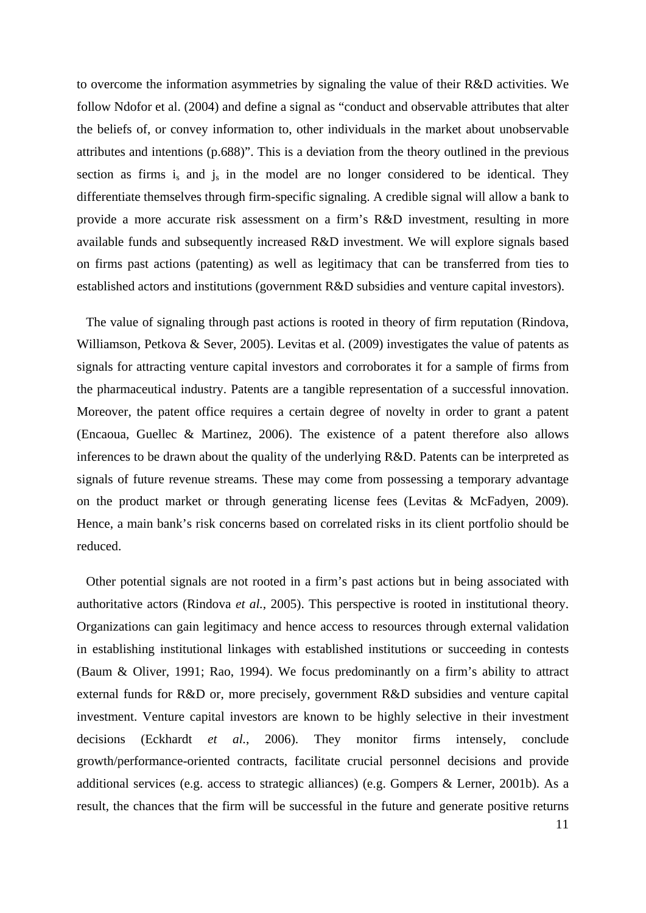to overcome the information asymmetries by signaling the value of their R&D activities. We follow Ndofor et al. (2004) and define a signal as "conduct and observable attributes that alter the beliefs of, or convey information to, other individuals in the market about unobservable attributes and intentions (p.688)". This is a deviation from the theory outlined in the previous section as firms $i_s$ and $j_s$ in the model are no longer considered to be identical. They differentiate themselves through firm-specific signaling. A credible signal will allow a bank to provide a more accurate risk assessment on a firm's R&D investment, resulting in more available funds and subsequently increased R&D investment. We will explore signals based on firms past actions (patenting) as well as legitimacy that can be transferred from ties to established actors and institutions (government R&D subsidies and venture capital investors).

The value of signaling through past actions is rooted in theory of firm reputation (Rindova, Williamson, Petkova & Sever, 2005). Levitas et al. (2009) investigates the value of patents as signals for attracting venture capital investors and corroborates it for a sample of firms from the pharmaceutical industry. Patents are a tangible representation of a successful innovation. Moreover, the patent office requires a certain degree of novelty in order to grant a patent (Encaoua, Guellec & Martinez, 2006). The existence of a patent therefore also allows inferences to be drawn about the quality of the underlying R&D. Patents can be interpreted as signals of future revenue streams. These may come from possessing a temporary advantage on the product market or through generating license fees (Levitas & McFadyen, 2009). Hence, a main bank's risk concerns based on correlated risks in its client portfolio should be reduced.

Other potential signals are not rooted in a firm's past actions but in being associated with authoritative actors (Rindova *et al.*, 2005). This perspective is rooted in institutional theory. Organizations can gain legitimacy and hence access to resources through external validation in establishing institutional linkages with established institutions or succeeding in contests (Baum & Oliver, 1991; Rao, 1994). We focus predominantly on a firm's ability to attract external funds for R&D or, more precisely, government R&D subsidies and venture capital investment. Venture capital investors are known to be highly selective in their investment decisions (Eckhardt *et al.*, 2006). They monitor firms intensely, conclude growth/performance-oriented contracts, facilitate crucial personnel decisions and provide additional services (e.g. access to strategic alliances) (e.g. Gompers & Lerner, 2001b). As a result, the chances that the firm will be successful in the future and generate positive returns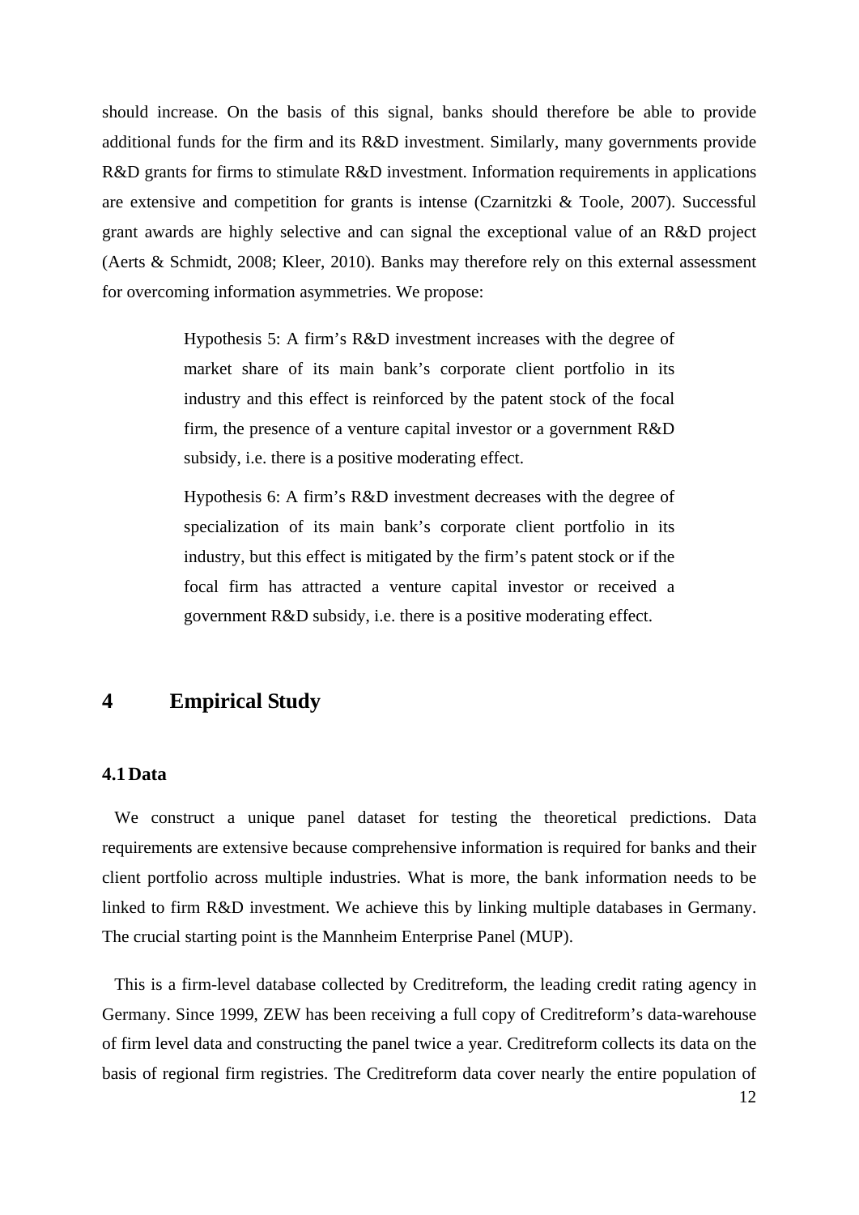should increase. On the basis of this signal, banks should therefore be able to provide additional funds for the firm and its R&D investment. Similarly, many governments provide R&D grants for firms to stimulate R&D investment. Information requirements in applications are extensive and competition for grants is intense (Czarnitzki & Toole, 2007). Successful grant awards are highly selective and can signal the exceptional value of an R&D project (Aerts & Schmidt, 2008; Kleer, 2010). Banks may therefore rely on this external assessment for overcoming information asymmetries. We propose:

> Hypothesis 5: A firm's R&D investment increases with the degree of market share of its main bank's corporate client portfolio in its industry and this effect is reinforced by the patent stock of the focal firm, the presence of a venture capital investor or a government R&D subsidy, i.e. there is a positive moderating effect.
>
> Hypothesis 6: A firm's R&D investment decreases with the degree of specialization of its main bank's corporate client portfolio in its industry, but this effect is mitigated by the firm's patent stock or if the focal firm has attracted a venture capital investor or received a government R&D subsidy, i.e. there is a positive moderating effect.

# 4 Empirical Study

## 4.1 Data

We construct a unique panel dataset for testing the theoretical predictions. Data requirements are extensive because comprehensive information is required for banks and their client portfolio across multiple industries. What is more, the bank information needs to be linked to firm R&D investment. We achieve this by linking multiple databases in Germany. The crucial starting point is the Mannheim Enterprise Panel (MUP).

This is a firm-level database collected by Creditreform, the leading credit rating agency in Germany. Since 1999, ZEW has been receiving a full copy of Creditreform's data-warehouse of firm level data and constructing the panel twice a year. Creditreform collects its data on the basis of regional firm registries. The Creditreform data cover nearly the entire population of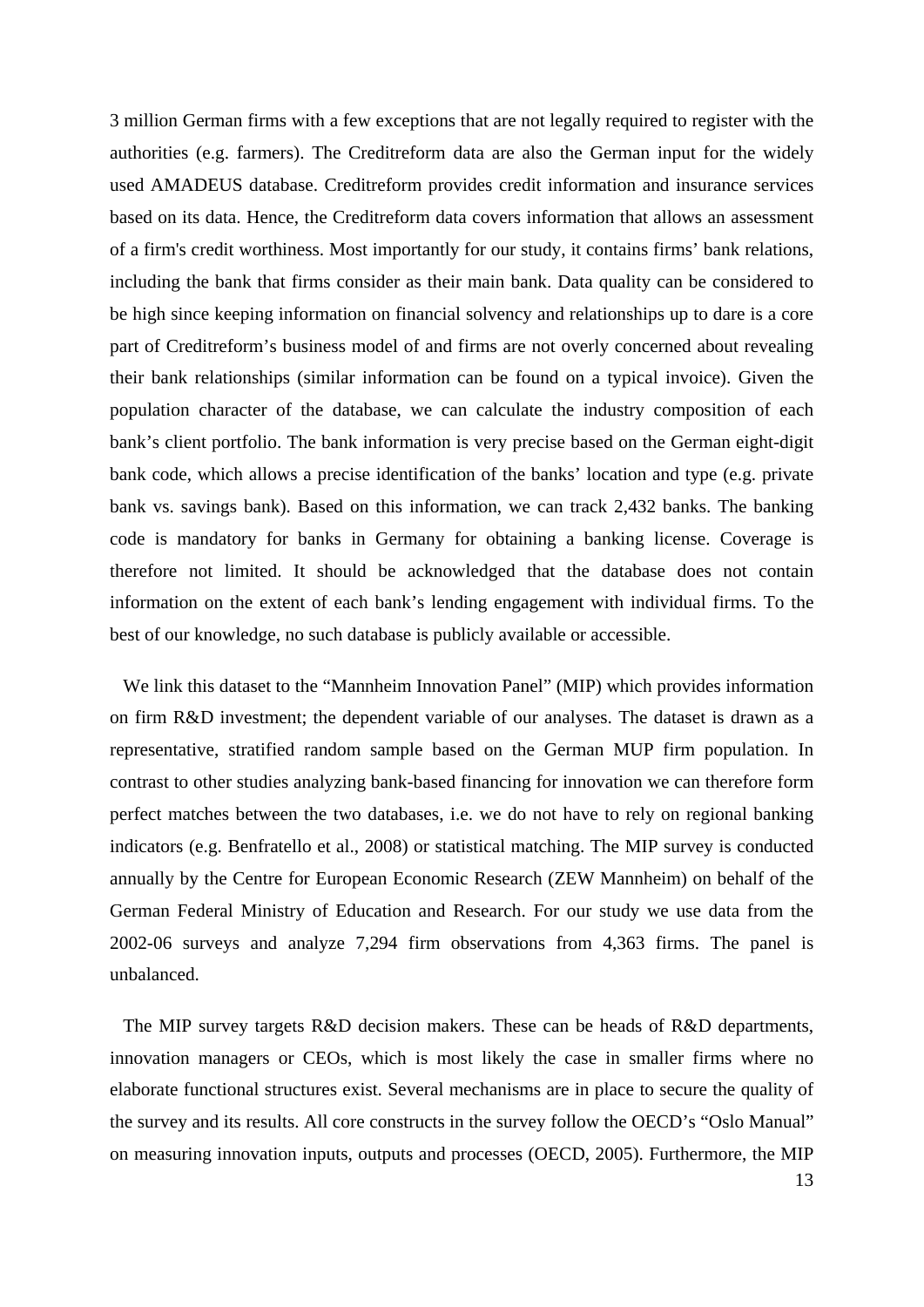3 million German firms with a few exceptions that are not legally required to register with the authorities (e.g. farmers). The Creditreform data are also the German input for the widely used AMADEUS database. Creditreform provides credit information and insurance services based on its data. Hence, the Creditreform data covers information that allows an assessment of a firm's credit worthiness. Most importantly for our study, it contains firms' bank relations, including the bank that firms consider as their main bank. Data quality can be considered to be high since keeping information on financial solvency and relationships up to dare is a core part of Creditreform's business model of and firms are not overly concerned about revealing their bank relationships (similar information can be found on a typical invoice). Given the population character of the database, we can calculate the industry composition of each bank's client portfolio. The bank information is very precise based on the German eight-digit bank code, which allows a precise identification of the banks' location and type (e.g. private bank vs. savings bank). Based on this information, we can track 2,432 banks. The banking code is mandatory for banks in Germany for obtaining a banking license. Coverage is therefore not limited. It should be acknowledged that the database does not contain information on the extent of each bank's lending engagement with individual firms. To the best of our knowledge, no such database is publicly available or accessible.

We link this dataset to the "Mannheim Innovation Panel" (MIP) which provides information on firm R&D investment; the dependent variable of our analyses. The dataset is drawn as a representative, stratified random sample based on the German MUP firm population. In contrast to other studies analyzing bank-based financing for innovation we can therefore form perfect matches between the two databases, i.e. we do not have to rely on regional banking indicators (e.g. Benfratello et al., 2008) or statistical matching. The MIP survey is conducted annually by the Centre for European Economic Research (ZEW Mannheim) on behalf of the German Federal Ministry of Education and Research. For our study we use data from the 2002-06 surveys and analyze 7,294 firm observations from 4,363 firms. The panel is unbalanced.

The MIP survey targets R&D decision makers. These can be heads of R&D departments, innovation managers or CEOs, which is most likely the case in smaller firms where no elaborate functional structures exist. Several mechanisms are in place to secure the quality of the survey and its results. All core constructs in the survey follow the OECD's "Oslo Manual" on measuring innovation inputs, outputs and processes (OECD, 2005). Furthermore, the MIP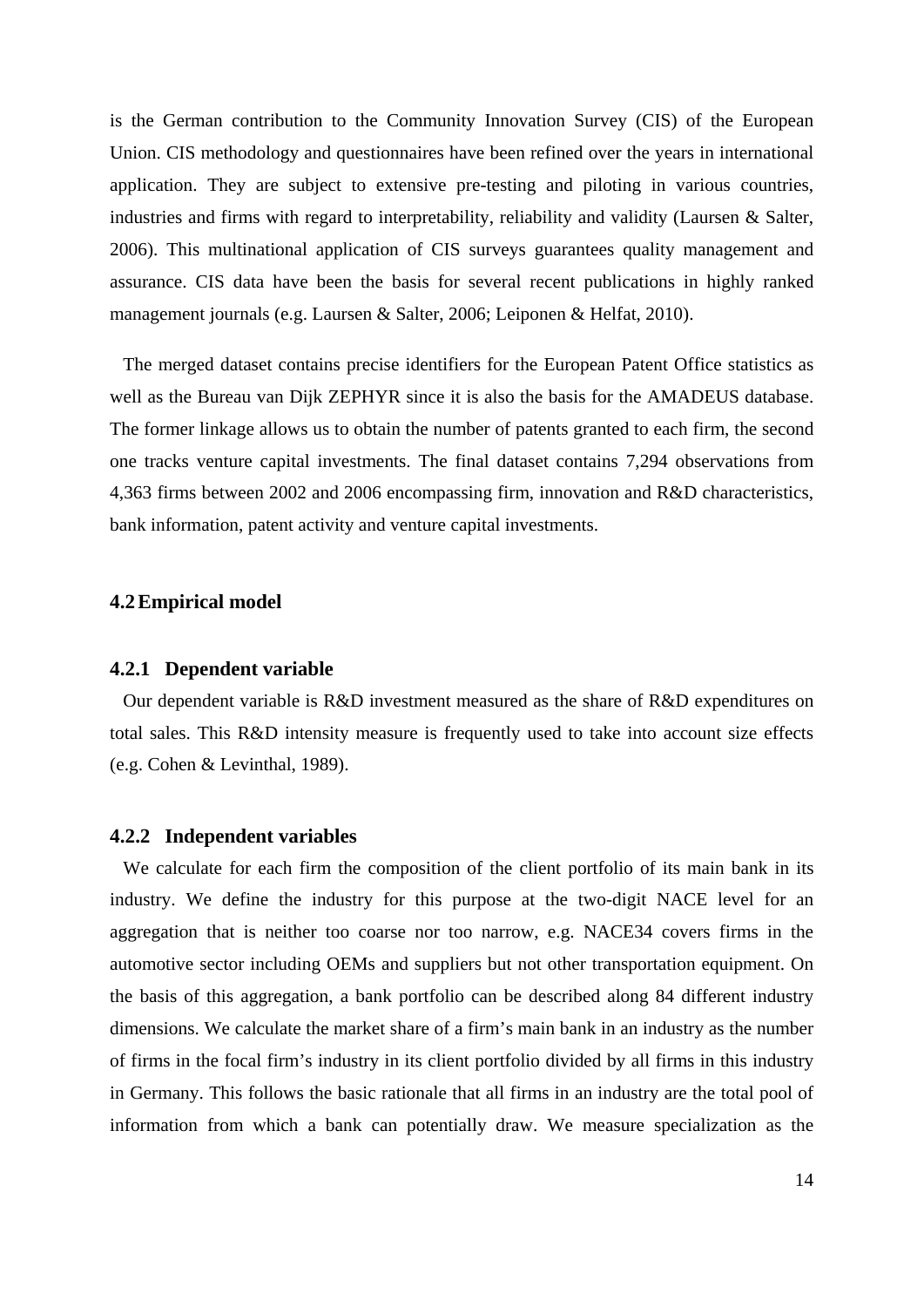is the German contribution to the Community Innovation Survey (CIS) of the European Union. CIS methodology and questionnaires have been refined over the years in international application. They are subject to extensive pre-testing and piloting in various countries, industries and firms with regard to interpretability, reliability and validity (Laursen & Salter, 2006). This multinational application of CIS surveys guarantees quality management and assurance. CIS data have been the basis for several recent publications in highly ranked management journals (e.g. Laursen & Salter, 2006; Leiponen & Helfat, 2010).

The merged dataset contains precise identifiers for the European Patent Office statistics as well as the Bureau van Dijk ZEPHYR since it is also the basis for the AMADEUS database. The former linkage allows us to obtain the number of patents granted to each firm, the second one tracks venture capital investments. The final dataset contains 7,294 observations from 4,363 firms between 2002 and 2006 encompassing firm, innovation and R&D characteristics, bank information, patent activity and venture capital investments.

## 4.2 Empirical model

### 4.2.1 Dependent variable

Our dependent variable is R&D investment measured as the share of R&D expenditures on total sales. This R&D intensity measure is frequently used to take into account size effects (e.g. Cohen & Levinthal, 1989).

### 4.2.2 Independent variables

We calculate for each firm the composition of the client portfolio of its main bank in its industry. We define the industry for this purpose at the two-digit NACE level for an aggregation that is neither too coarse nor too narrow, e.g. NACE34 covers firms in the automotive sector including OEMs and suppliers but not other transportation equipment. On the basis of this aggregation, a bank portfolio can be described along 84 different industry dimensions. We calculate the market share of a firm's main bank in an industry as the number of firms in the focal firm's industry in its client portfolio divided by all firms in this industry in Germany. This follows the basic rationale that all firms in an industry are the total pool of information from which a bank can potentially draw. We measure specialization as the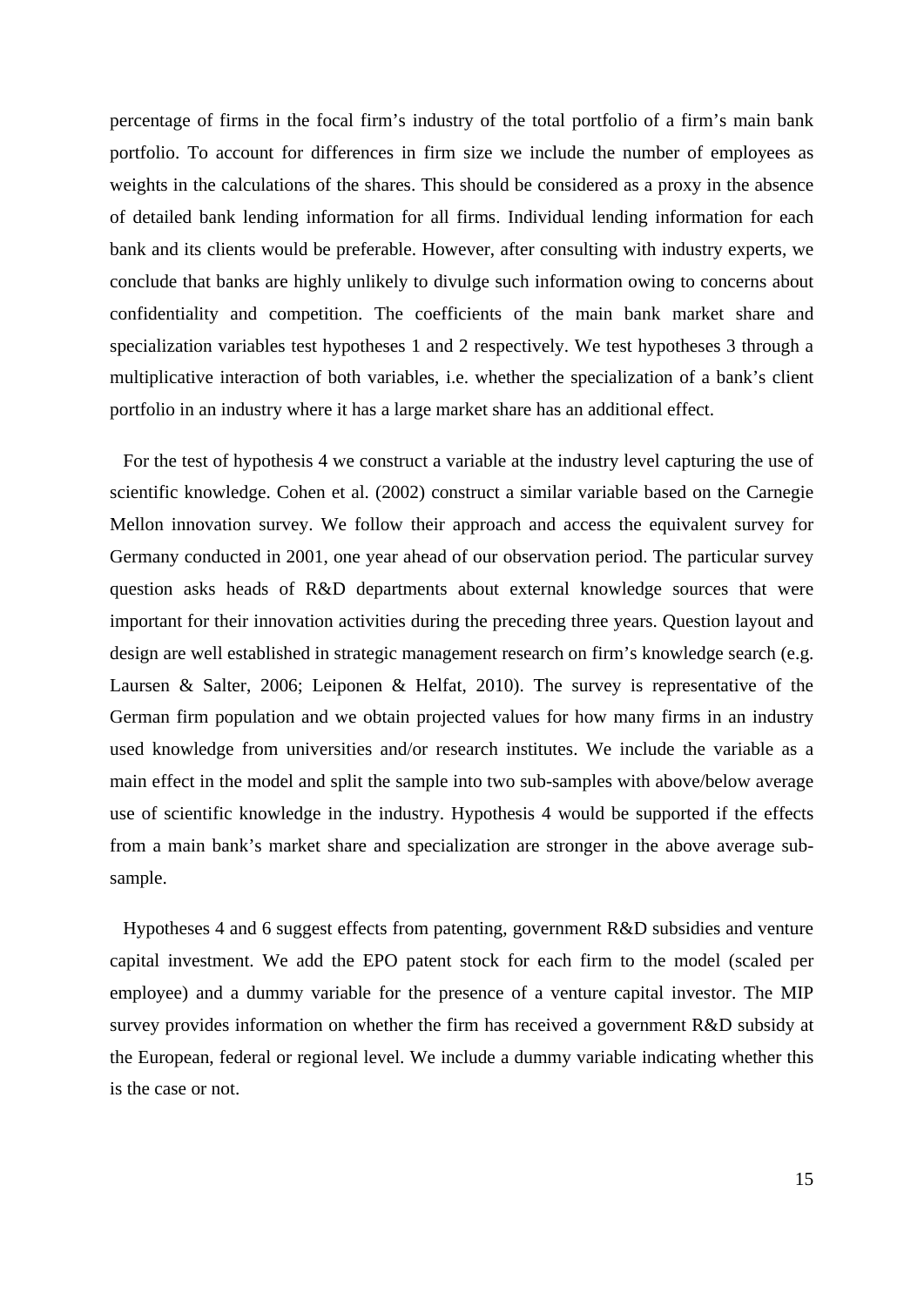percentage of firms in the focal firm's industry of the total portfolio of a firm's main bank portfolio. To account for differences in firm size we include the number of employees as weights in the calculations of the shares. This should be considered as a proxy in the absence of detailed bank lending information for all firms. Individual lending information for each bank and its clients would be preferable. However, after consulting with industry experts, we conclude that banks are highly unlikely to divulge such information owing to concerns about confidentiality and competition. The coefficients of the main bank market share and specialization variables test hypotheses 1 and 2 respectively. We test hypotheses 3 through a multiplicative interaction of both variables, i.e. whether the specialization of a bank's client portfolio in an industry where it has a large market share has an additional effect.

For the test of hypothesis 4 we construct a variable at the industry level capturing the use of scientific knowledge. Cohen et al. (2002) construct a similar variable based on the Carnegie Mellon innovation survey. We follow their approach and access the equivalent survey for Germany conducted in 2001, one year ahead of our observation period. The particular survey question asks heads of R&D departments about external knowledge sources that were important for their innovation activities during the preceding three years. Question layout and design are well established in strategic management research on firm's knowledge search (e.g. Laursen & Salter, 2006; Leiponen & Helfat, 2010). The survey is representative of the German firm population and we obtain projected values for how many firms in an industry used knowledge from universities and/or research institutes. We include the variable as a main effect in the model and split the sample into two sub-samples with above/below average use of scientific knowledge in the industry. Hypothesis 4 would be supported if the effects from a main bank's market share and specialization are stronger in the above average sub-sample.

Hypotheses 4 and 6 suggest effects from patenting, government R&D subsidies and venture capital investment. We add the EPO patent stock for each firm to the model (scaled per employee) and a dummy variable for the presence of a venture capital investor. The MIP survey provides information on whether the firm has received a government R&D subsidy at the European, federal or regional level. We include a dummy variable indicating whether this is the case or not.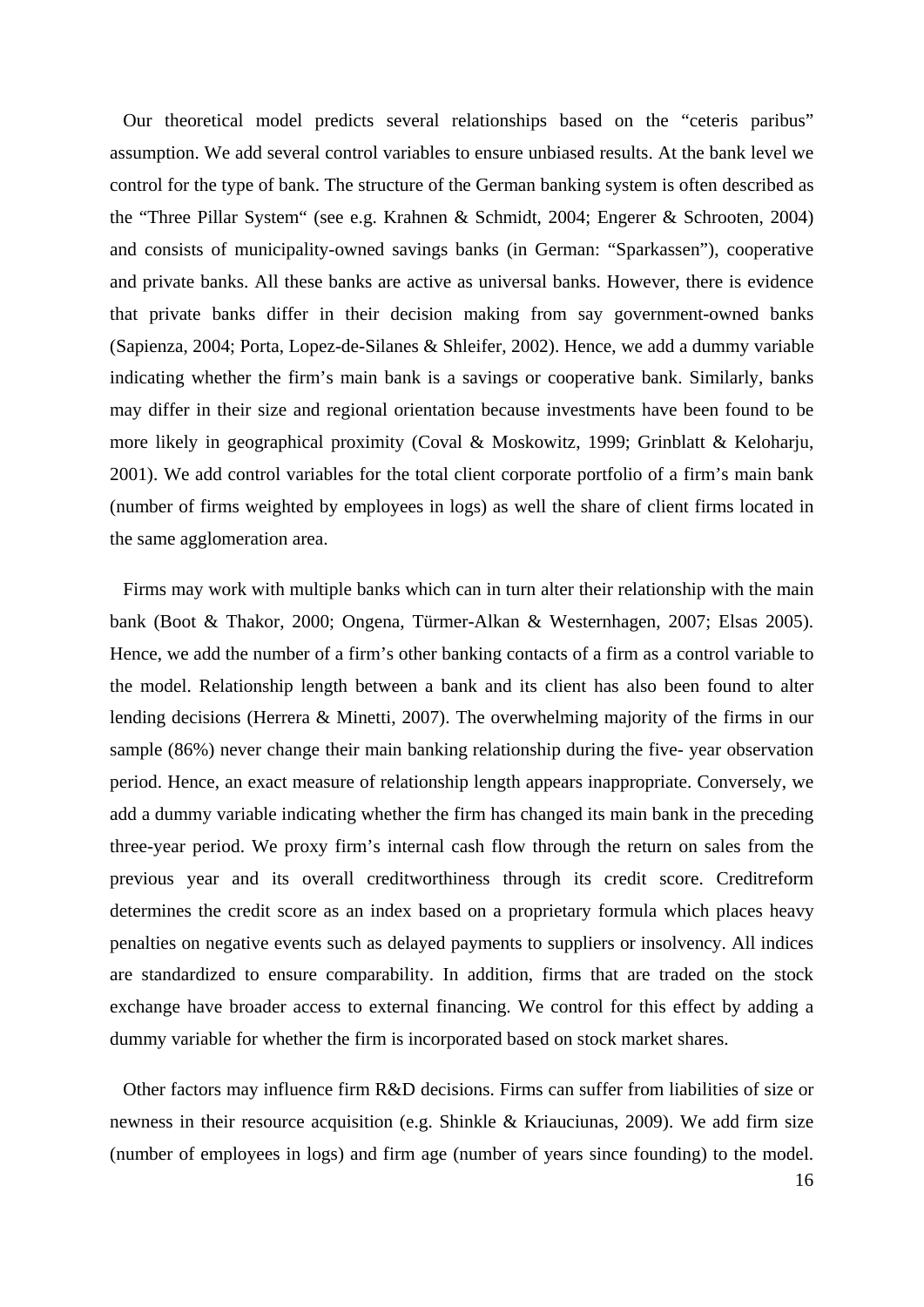Our theoretical model predicts several relationships based on the "ceteris paribus" assumption. We add several control variables to ensure unbiased results. At the bank level we control for the type of bank. The structure of the German banking system is often described as the "Three Pillar System" (see e.g. Krahnen & Schmidt, 2004; Engerer & Schrooten, 2004) and consists of municipality-owned savings banks (in German: "Sparkassen"), cooperative and private banks. All these banks are active as universal banks. However, there is evidence that private banks differ in their decision making from say government-owned banks (Sapienza, 2004; Porta, Lopez-de-Silanes & Shleifer, 2002). Hence, we add a dummy variable indicating whether the firm's main bank is a savings or cooperative bank. Similarly, banks may differ in their size and regional orientation because investments have been found to be more likely in geographical proximity (Coval & Moskowitz, 1999; Grinblatt & Keloharju, 2001). We add control variables for the total client corporate portfolio of a firm's main bank (number of firms weighted by employees in logs) as well the share of client firms located in the same agglomeration area.

Firms may work with multiple banks which can in turn alter their relationship with the main bank (Boot & Thakor, 2000; Ongena, Türmer-Alkan & Westernhagen, 2007; Elsas 2005). Hence, we add the number of a firm's other banking contacts of a firm as a control variable to the model. Relationship length between a bank and its client has also been found to alter lending decisions (Herrera & Minetti, 2007). The overwhelming majority of the firms in our sample (86%) never change their main banking relationship during the five- year observation period. Hence, an exact measure of relationship length appears inappropriate. Conversely, we add a dummy variable indicating whether the firm has changed its main bank in the preceding three-year period. We proxy firm's internal cash flow through the return on sales from the previous year and its overall creditworthiness through its credit score. Creditreform determines the credit score as an index based on a proprietary formula which places heavy penalties on negative events such as delayed payments to suppliers or insolvency. All indices are standardized to ensure comparability. In addition, firms that are traded on the stock exchange have broader access to external financing. We control for this effect by adding a dummy variable for whether the firm is incorporated based on stock market shares.

Other factors may influence firm R&D decisions. Firms can suffer from liabilities of size or newness in their resource acquisition (e.g. Shinkle & Kriauciunas, 2009). We add firm size (number of employees in logs) and firm age (number of years since founding) to the model.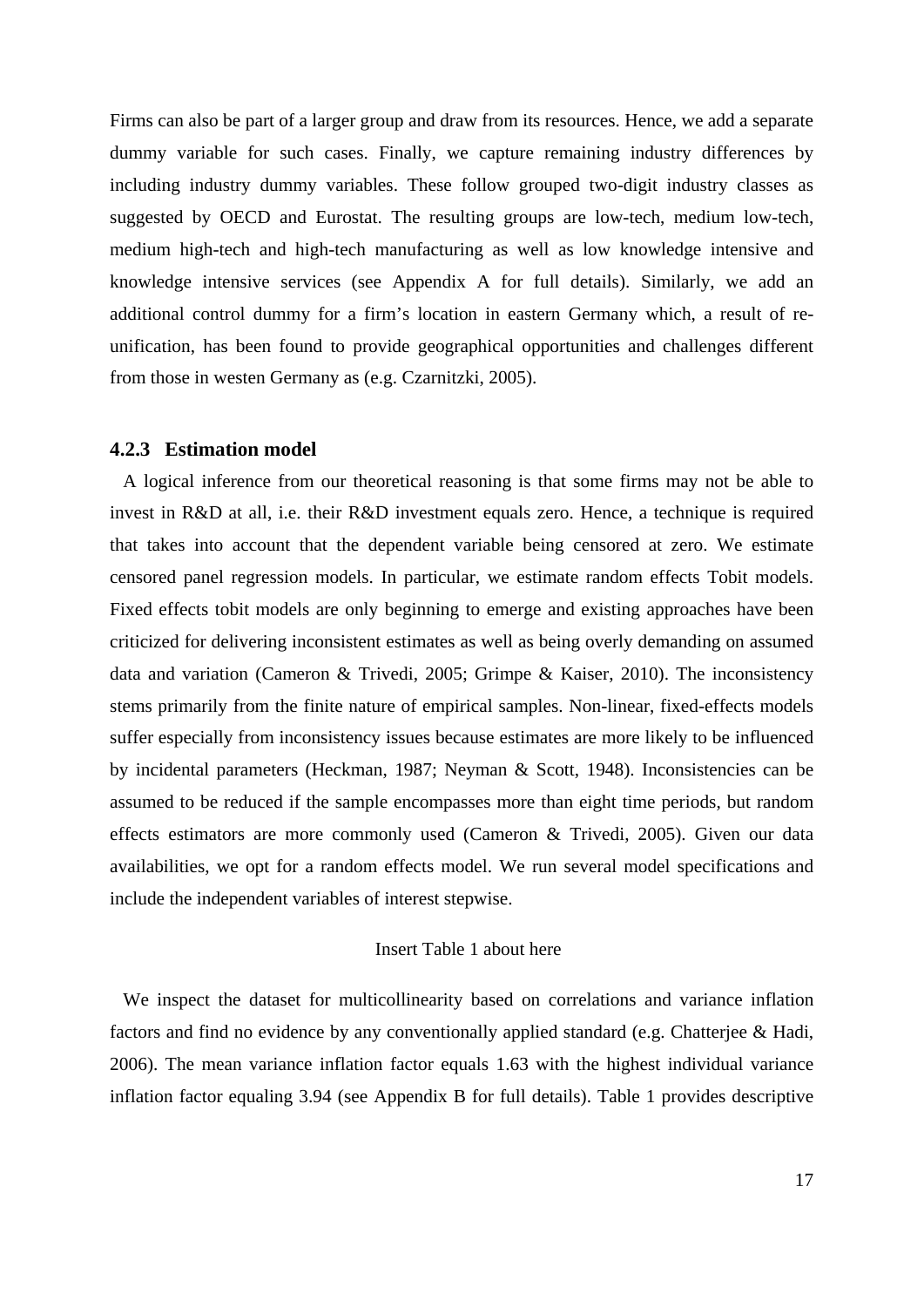Firms can also be part of a larger group and draw from its resources. Hence, we add a separate dummy variable for such cases. Finally, we capture remaining industry differences by including industry dummy variables. These follow grouped two-digit industry classes as suggested by OECD and Eurostat. The resulting groups are low-tech, medium low-tech, medium high-tech and high-tech manufacturing as well as low knowledge intensive and knowledge intensive services (see Appendix A for full details). Similarly, we add an additional control dummy for a firm's location in eastern Germany which, a result of re-unification, has been found to provide geographical opportunities and challenges different from those in westen Germany as (e.g. Czarnitzki, 2005).

### 4.2.3 Estimation model

A logical inference from our theoretical reasoning is that some firms may not be able to invest in R&D at all, i.e. their R&D investment equals zero. Hence, a technique is required that takes into account that the dependent variable being censored at zero. We estimate censored panel regression models. In particular, we estimate random effects Tobit models. Fixed effects tobit models are only beginning to emerge and existing approaches have been criticized for delivering inconsistent estimates as well as being overly demanding on assumed data and variation (Cameron & Trivedi, 2005; Grimpe & Kaiser, 2010). The inconsistency stems primarily from the finite nature of empirical samples. Non-linear, fixed-effects models suffer especially from inconsistency issues because estimates are more likely to be influenced by incidental parameters (Heckman, 1987; Neyman & Scott, 1948). Inconsistencies can be assumed to be reduced if the sample encompasses more than eight time periods, but random effects estimators are more commonly used (Cameron & Trivedi, 2005). Given our data availabilities, we opt for a random effects model. We run several model specifications and include the independent variables of interest stepwise.

Insert Table 1 about here

We inspect the dataset for multicollinearity based on correlations and variance inflation factors and find no evidence by any conventionally applied standard (e.g. Chatterjee & Hadi, 2006). The mean variance inflation factor equals 1.63 with the highest individual variance inflation factor equaling 3.94 (see Appendix B for full details). Table 1 provides descriptive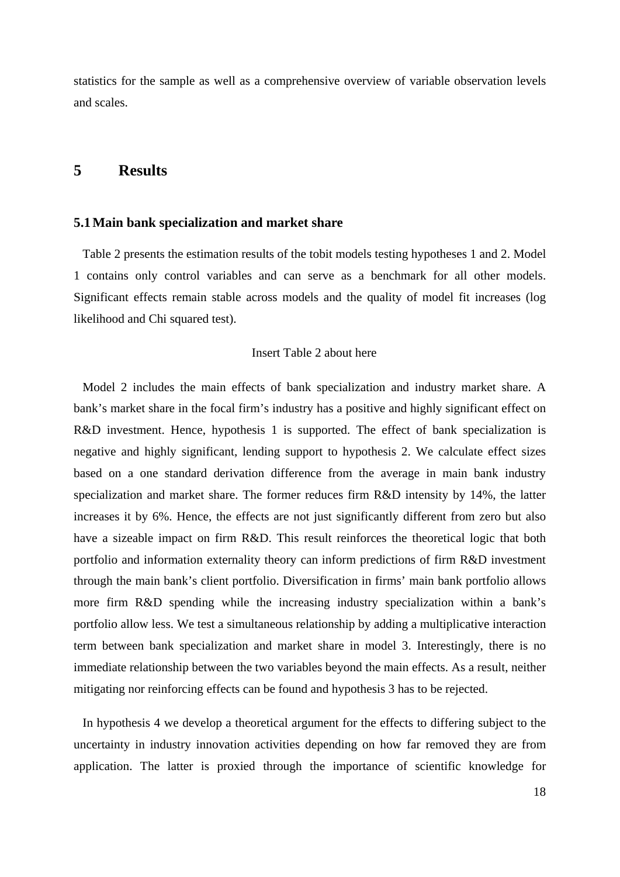statistics for the sample as well as a comprehensive overview of variable observation levels and scales.

# 5 Results

## 5.1 Main bank specialization and market share

Table 2 presents the estimation results of the tobit models testing hypotheses 1 and 2. Model 1 contains only control variables and can serve as a benchmark for all other models. Significant effects remain stable across models and the quality of model fit increases (log likelihood and Chi squared test).

Insert Table 2 about here

Model 2 includes the main effects of bank specialization and industry market share. A bank's market share in the focal firm's industry has a positive and highly significant effect on R&D investment. Hence, hypothesis 1 is supported. The effect of bank specialization is negative and highly significant, lending support to hypothesis 2. We calculate effect sizes based on a one standard derivation difference from the average in main bank industry specialization and market share. The former reduces firm R&D intensity by 14%, the latter increases it by 6%. Hence, the effects are not just significantly different from zero but also have a sizeable impact on firm R&D. This result reinforces the theoretical logic that both portfolio and information externality theory can inform predictions of firm R&D investment through the main bank's client portfolio. Diversification in firms' main bank portfolio allows more firm R&D spending while the increasing industry specialization within a bank's portfolio allow less. We test a simultaneous relationship by adding a multiplicative interaction term between bank specialization and market share in model 3. Interestingly, there is no immediate relationship between the two variables beyond the main effects. As a result, neither mitigating nor reinforcing effects can be found and hypothesis 3 has to be rejected.

In hypothesis 4 we develop a theoretical argument for the effects to differing subject to the uncertainty in industry innovation activities depending on how far removed they are from application. The latter is proxied through the importance of scientific knowledge for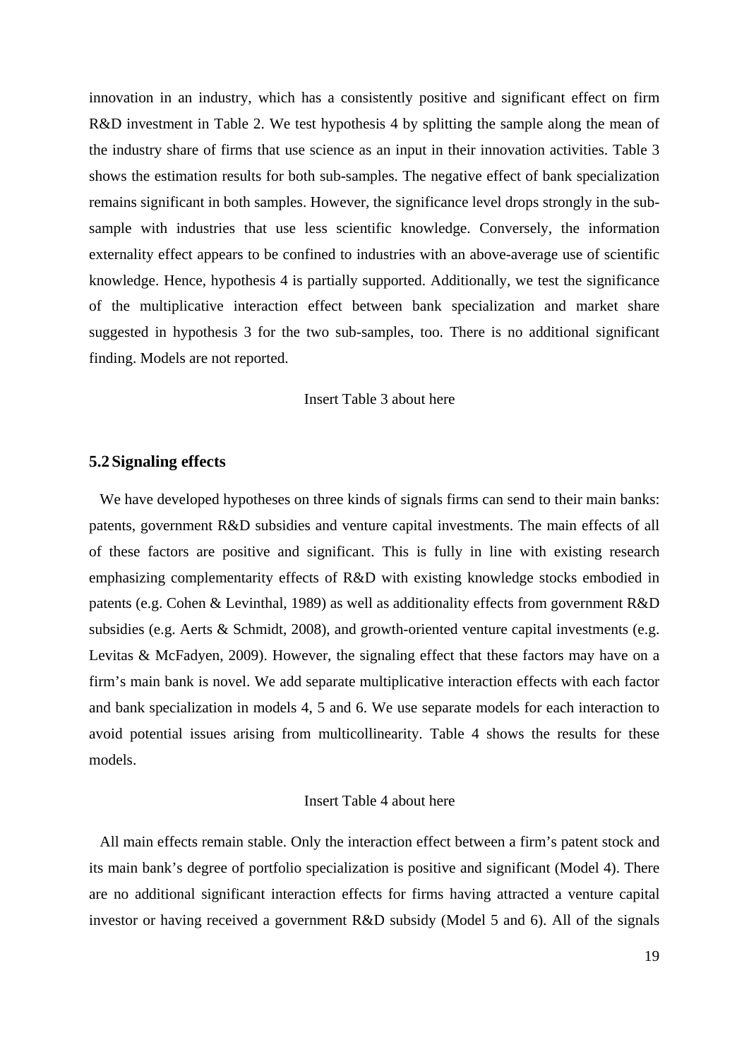innovation in an industry, which has a consistently positive and significant effect on firm R&D investment in Table 2. We test hypothesis 4 by splitting the sample along the mean of the industry share of firms that use science as an input in their innovation activities. Table 3 shows the estimation results for both sub-samples. The negative effect of bank specialization remains significant in both samples. However, the significance level drops strongly in the sub-sample with industries that use less scientific knowledge. Conversely, the information externality effect appears to be confined to industries with an above-average use of scientific knowledge. Hence, hypothesis 4 is partially supported. Additionally, we test the significance of the multiplicative interaction effect between bank specialization and market share suggested in hypothesis 3 for the two sub-samples, too. There is no additional significant finding. Models are not reported.

Insert Table 3 about here

### 5.2 Signaling effects

We have developed hypotheses on three kinds of signals firms can send to their main banks: patents, government R&D subsidies and venture capital investments. The main effects of all of these factors are positive and significant. This is fully in line with existing research emphasizing complementarity effects of R&D with existing knowledge stocks embodied in patents (e.g. Cohen & Levinthal, 1989) as well as additionality effects from government R&D subsidies (e.g. Aerts & Schmidt, 2008), and growth-oriented venture capital investments (e.g. Levitas & McFadyen, 2009). However, the signaling effect that these factors may have on a firm's main bank is novel. We add separate multiplicative interaction effects with each factor and bank specialization in models 4, 5 and 6. We use separate models for each interaction to avoid potential issues arising from multicollinearity. Table 4 shows the results for these models.

Insert Table 4 about here

All main effects remain stable. Only the interaction effect between a firm's patent stock and its main bank's degree of portfolio specialization is positive and significant (Model 4). There are no additional significant interaction effects for firms having attracted a venture capital investor or having received a government R&D subsidy (Model 5 and 6). All of the signals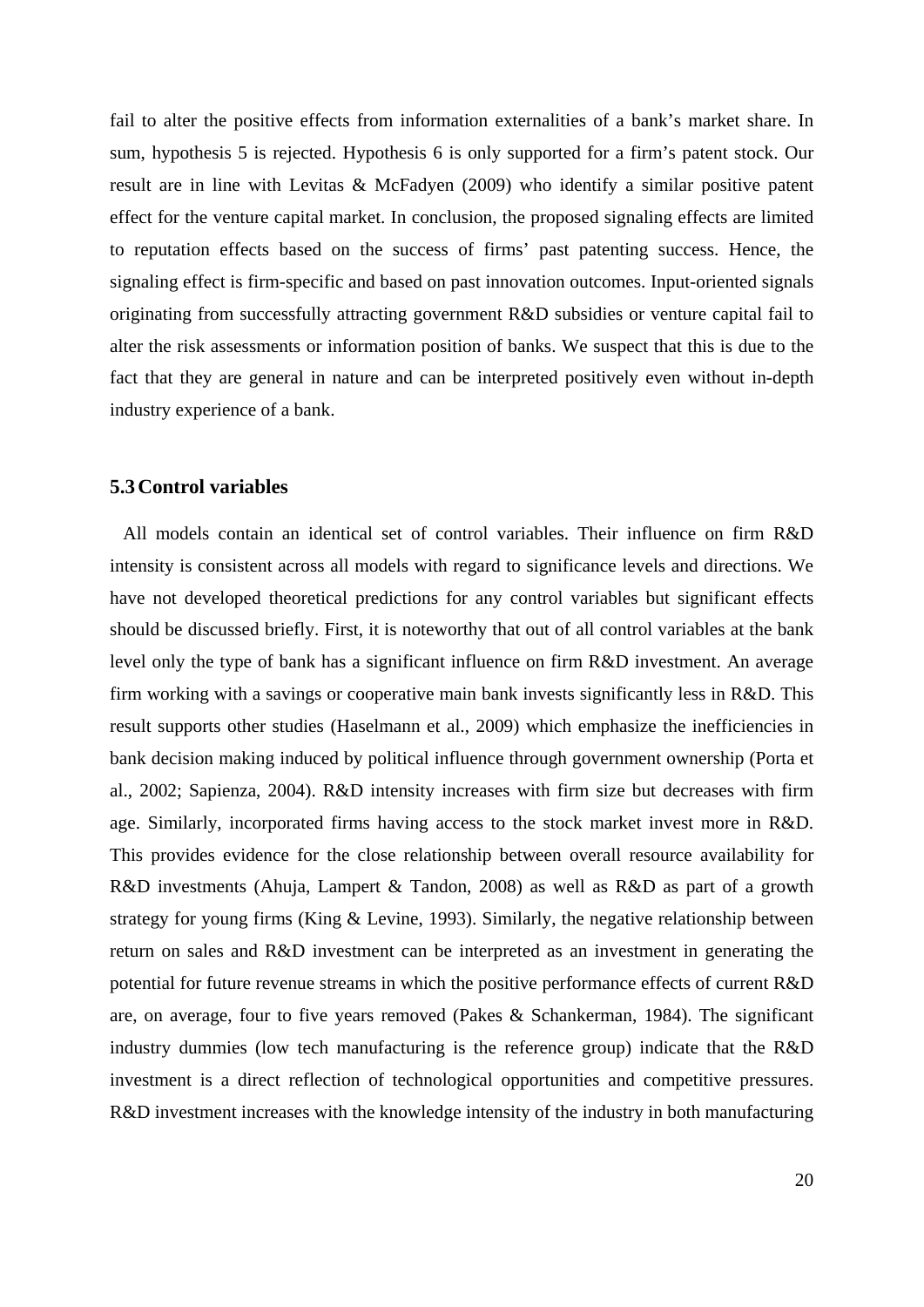fail to alter the positive effects from information externalities of a bank's market share. In sum, hypothesis 5 is rejected. Hypothesis 6 is only supported for a firm's patent stock. Our result are in line with Levitas & McFadyen (2009) who identify a similar positive patent effect for the venture capital market. In conclusion, the proposed signaling effects are limited to reputation effects based on the success of firms' past patenting success. Hence, the signaling effect is firm-specific and based on past innovation outcomes. Input-oriented signals originating from successfully attracting government R&D subsidies or venture capital fail to alter the risk assessments or information position of banks. We suspect that this is due to the fact that they are general in nature and can be interpreted positively even without in-depth industry experience of a bank.

### 5.3 Control variables

All models contain an identical set of control variables. Their influence on firm R&D intensity is consistent across all models with regard to significance levels and directions. We have not developed theoretical predictions for any control variables but significant effects should be discussed briefly. First, it is noteworthy that out of all control variables at the bank level only the type of bank has a significant influence on firm R&D investment. An average firm working with a savings or cooperative main bank invests significantly less in R&D. This result supports other studies (Haselmann et al., 2009) which emphasize the inefficiencies in bank decision making induced by political influence through government ownership (Porta et al., 2002; Sapienza, 2004). R&D intensity increases with firm size but decreases with firm age. Similarly, incorporated firms having access to the stock market invest more in R&D. This provides evidence for the close relationship between overall resource availability for R&D investments (Ahuja, Lampert & Tandon, 2008) as well as R&D as part of a growth strategy for young firms (King & Levine, 1993). Similarly, the negative relationship between return on sales and R&D investment can be interpreted as an investment in generating the potential for future revenue streams in which the positive performance effects of current R&D are, on average, four to five years removed (Pakes & Schankerman, 1984). The significant industry dummies (low tech manufacturing is the reference group) indicate that the R&D investment is a direct reflection of technological opportunities and competitive pressures. R&D investment increases with the knowledge intensity of the industry in both manufacturing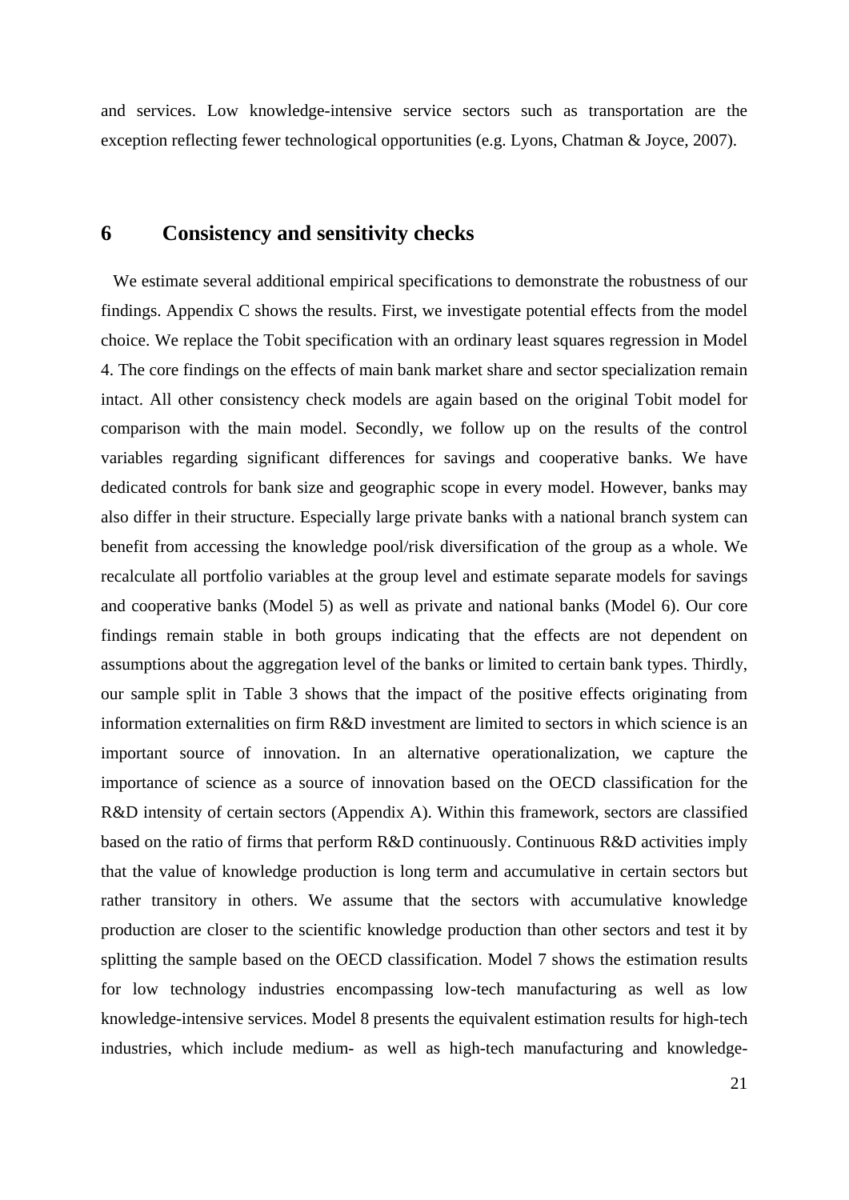and services. Low knowledge-intensive service sectors such as transportation are the exception reflecting fewer technological opportunities (e.g. Lyons, Chatman & Joyce, 2007).

# 6 Consistency and sensitivity checks

We estimate several additional empirical specifications to demonstrate the robustness of our findings. Appendix C shows the results. First, we investigate potential effects from the model choice. We replace the Tobit specification with an ordinary least squares regression in Model 4. The core findings on the effects of main bank market share and sector specialization remain intact. All other consistency check models are again based on the original Tobit model for comparison with the main model. Secondly, we follow up on the results of the control variables regarding significant differences for savings and cooperative banks. We have dedicated controls for bank size and geographic scope in every model. However, banks may also differ in their structure. Especially large private banks with a national branch system can benefit from accessing the knowledge pool/risk diversification of the group as a whole. We recalculate all portfolio variables at the group level and estimate separate models for savings and cooperative banks (Model 5) as well as private and national banks (Model 6). Our core findings remain stable in both groups indicating that the effects are not dependent on assumptions about the aggregation level of the banks or limited to certain bank types. Thirdly, our sample split in Table 3 shows that the impact of the positive effects originating from information externalities on firm R&D investment are limited to sectors in which science is an important source of innovation. In an alternative operationalization, we capture the importance of science as a source of innovation based on the OECD classification for the R&D intensity of certain sectors (Appendix A). Within this framework, sectors are classified based on the ratio of firms that perform R&D continuously. Continuous R&D activities imply that the value of knowledge production is long term and accumulative in certain sectors but rather transitory in others. We assume that the sectors with accumulative knowledge production are closer to the scientific knowledge production than other sectors and test it by splitting the sample based on the OECD classification. Model 7 shows the estimation results for low technology industries encompassing low-tech manufacturing as well as low knowledge-intensive services. Model 8 presents the equivalent estimation results for high-tech industries, which include medium- as well as high-tech manufacturing and knowledge-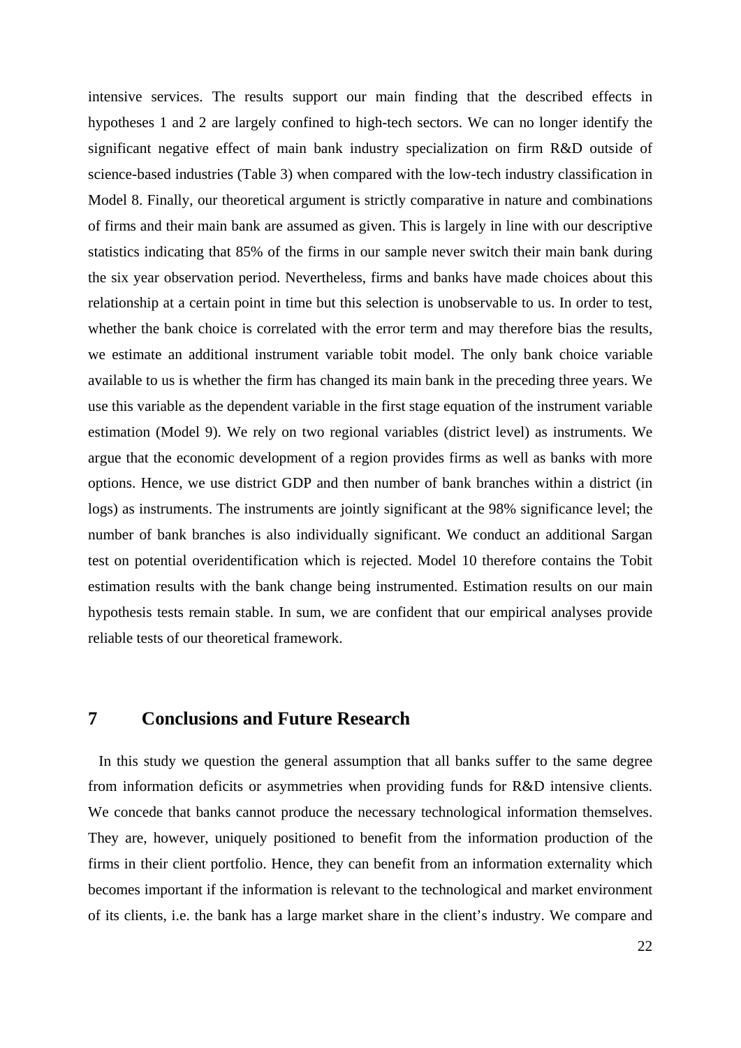intensive services. The results support our main finding that the described effects in hypotheses 1 and 2 are largely confined to high-tech sectors. We can no longer identify the significant negative effect of main bank industry specialization on firm R&D outside of science-based industries (Table 3) when compared with the low-tech industry classification in Model 8. Finally, our theoretical argument is strictly comparative in nature and combinations of firms and their main bank are assumed as given. This is largely in line with our descriptive statistics indicating that 85% of the firms in our sample never switch their main bank during the six year observation period. Nevertheless, firms and banks have made choices about this relationship at a certain point in time but this selection is unobservable to us. In order to test, whether the bank choice is correlated with the error term and may therefore bias the results, we estimate an additional instrument variable tobit model. The only bank choice variable available to us is whether the firm has changed its main bank in the preceding three years. We use this variable as the dependent variable in the first stage equation of the instrument variable estimation (Model 9). We rely on two regional variables (district level) as instruments. We argue that the economic development of a region provides firms as well as banks with more options. Hence, we use district GDP and then number of bank branches within a district (in logs) as instruments. The instruments are jointly significant at the 98% significance level; the number of bank branches is also individually significant. We conduct an additional Sargan test on potential overidentification which is rejected. Model 10 therefore contains the Tobit estimation results with the bank change being instrumented. Estimation results on our main hypothesis tests remain stable. In sum, we are confident that our empirical analyses provide reliable tests of our theoretical framework.

# 7 Conclusions and Future Research

In this study we question the general assumption that all banks suffer to the same degree from information deficits or asymmetries when providing funds for R&D intensive clients. We concede that banks cannot produce the necessary technological information themselves. They are, however, uniquely positioned to benefit from the information production of the firms in their client portfolio. Hence, they can benefit from an information externality which becomes important if the information is relevant to the technological and market environment of its clients, i.e. the bank has a large market share in the client's industry. We compare and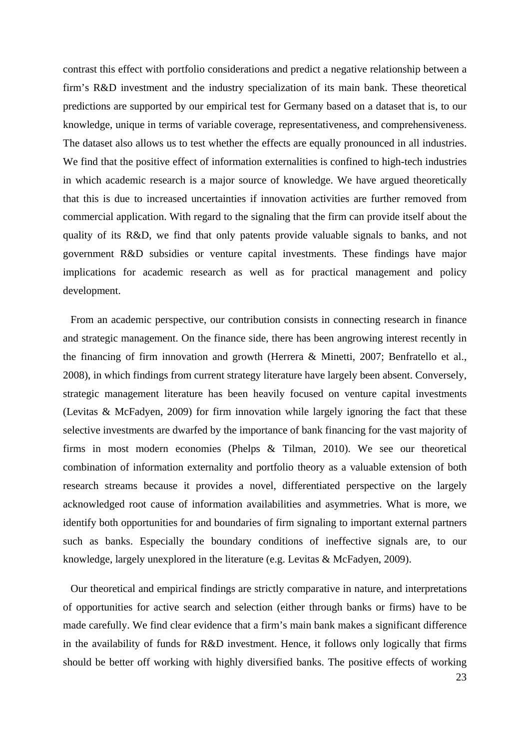contrast this effect with portfolio considerations and predict a negative relationship between a firm's R&D investment and the industry specialization of its main bank. These theoretical predictions are supported by our empirical test for Germany based on a dataset that is, to our knowledge, unique in terms of variable coverage, representativeness, and comprehensiveness. The dataset also allows us to test whether the effects are equally pronounced in all industries. We find that the positive effect of information externalities is confined to high-tech industries in which academic research is a major source of knowledge. We have argued theoretically that this is due to increased uncertainties if innovation activities are further removed from commercial application. With regard to the signaling that the firm can provide itself about the quality of its R&D, we find that only patents provide valuable signals to banks, and not government R&D subsidies or venture capital investments. These findings have major implications for academic research as well as for practical management and policy development.

From an academic perspective, our contribution consists in connecting research in finance and strategic management. On the finance side, there has been angrowing interest recently in the financing of firm innovation and growth (Herrera & Minetti, 2007; Benfratello et al., 2008), in which findings from current strategy literature have largely been absent. Conversely, strategic management literature has been heavily focused on venture capital investments (Levitas & McFadyen, 2009) for firm innovation while largely ignoring the fact that these selective investments are dwarfed by the importance of bank financing for the vast majority of firms in most modern economies (Phelps & Tilman, 2010). We see our theoretical combination of information externality and portfolio theory as a valuable extension of both research streams because it provides a novel, differentiated perspective on the largely acknowledged root cause of information availabilities and asymmetries. What is more, we identify both opportunities for and boundaries of firm signaling to important external partners such as banks. Especially the boundary conditions of ineffective signals are, to our knowledge, largely unexplored in the literature (e.g. Levitas & McFadyen, 2009).

Our theoretical and empirical findings are strictly comparative in nature, and interpretations of opportunities for active search and selection (either through banks or firms) have to be made carefully. We find clear evidence that a firm's main bank makes a significant difference in the availability of funds for R&D investment. Hence, it follows only logically that firms should be better off working with highly diversified banks. The positive effects of working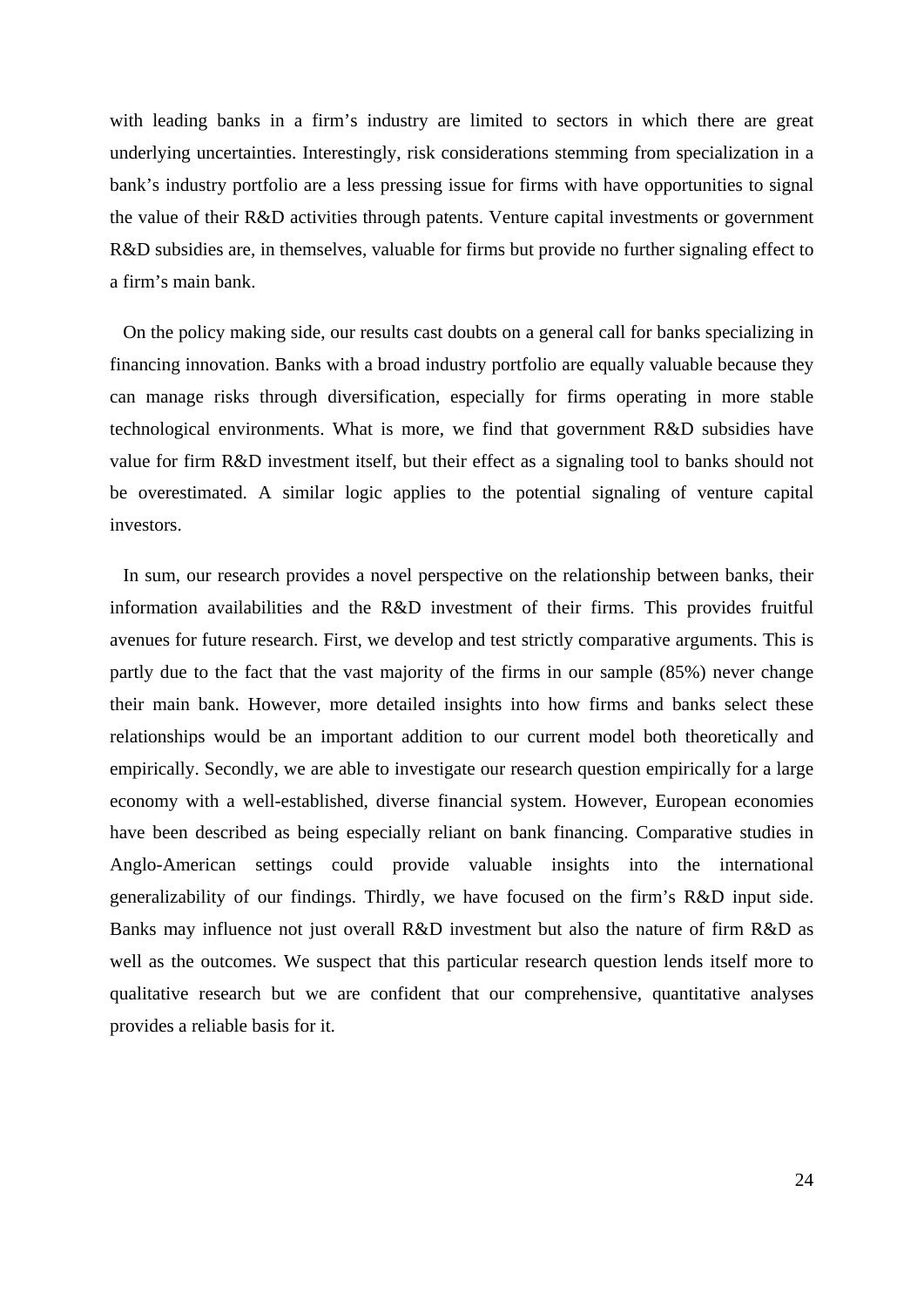with leading banks in a firm's industry are limited to sectors in which there are great underlying uncertainties. Interestingly, risk considerations stemming from specialization in a bank's industry portfolio are a less pressing issue for firms with have opportunities to signal the value of their R&D activities through patents. Venture capital investments or government R&D subsidies are, in themselves, valuable for firms but provide no further signaling effect to a firm's main bank.

On the policy making side, our results cast doubts on a general call for banks specializing in financing innovation. Banks with a broad industry portfolio are equally valuable because they can manage risks through diversification, especially for firms operating in more stable technological environments. What is more, we find that government R&D subsidies have value for firm R&D investment itself, but their effect as a signaling tool to banks should not be overestimated. A similar logic applies to the potential signaling of venture capital investors.

In sum, our research provides a novel perspective on the relationship between banks, their information availabilities and the R&D investment of their firms. This provides fruitful avenues for future research. First, we develop and test strictly comparative arguments. This is partly due to the fact that the vast majority of the firms in our sample (85%) never change their main bank. However, more detailed insights into how firms and banks select these relationships would be an important addition to our current model both theoretically and empirically. Secondly, we are able to investigate our research question empirically for a large economy with a well-established, diverse financial system. However, European economies have been described as being especially reliant on bank financing. Comparative studies in Anglo-American settings could provide valuable insights into the international generalizability of our findings. Thirdly, we have focused on the firm's R&D input side. Banks may influence not just overall R&D investment but also the nature of firm R&D as well as the outcomes. We suspect that this particular research question lends itself more to qualitative research but we are confident that our comprehensive, quantitative analyses provides a reliable basis for it.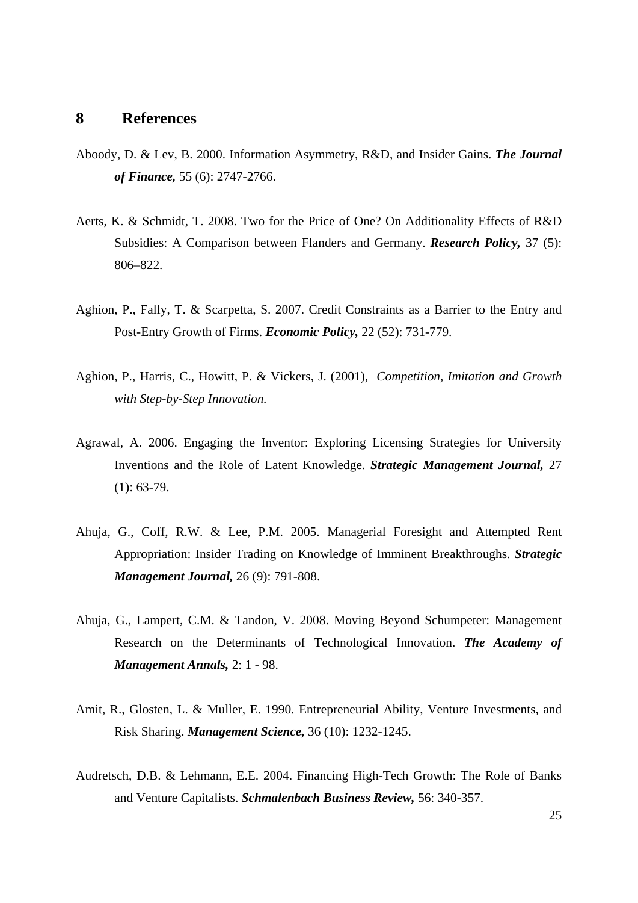# 8 References

Aboody, D. & Lev, B. 2000. Information Asymmetry, R&D, and Insider Gains. ***The Journal of Finance,*** 55 (6): 2747-2766.

Aerts, K. & Schmidt, T. 2008. Two for the Price of One? On Additionality Effects of R&D Subsidies: A Comparison between Flanders and Germany. ***Research Policy,*** 37 (5): 806–822.

Aghion, P., Fally, T. & Scarpetta, S. 2007. Credit Constraints as a Barrier to the Entry and Post-Entry Growth of Firms. ***Economic Policy,*** 22 (52): 731-779.

Aghion, P., Harris, C., Howitt, P. & Vickers, J. (2001), *Competition, Imitation and Growth with Step-by-Step Innovation.*

Agrawal, A. 2006. Engaging the Inventor: Exploring Licensing Strategies for University Inventions and the Role of Latent Knowledge. ***Strategic Management Journal,*** 27 (1): 63-79.

Ahuja, G., Coff, R.W. & Lee, P.M. 2005. Managerial Foresight and Attempted Rent Appropriation: Insider Trading on Knowledge of Imminent Breakthroughs. ***Strategic Management Journal,*** 26 (9): 791-808.

Ahuja, G., Lampert, C.M. & Tandon, V. 2008. Moving Beyond Schumpeter: Management Research on the Determinants of Technological Innovation. ***The Academy of Management Annals,*** 2: 1 - 98.

Amit, R., Glosten, L. & Muller, E. 1990. Entrepreneurial Ability, Venture Investments, and Risk Sharing. ***Management Science,*** 36 (10): 1232-1245.

Audretsch, D.B. & Lehmann, E.E. 2004. Financing High-Tech Growth: The Role of Banks and Venture Capitalists. ***Schmalenbach Business Review,*** 56: 340-357.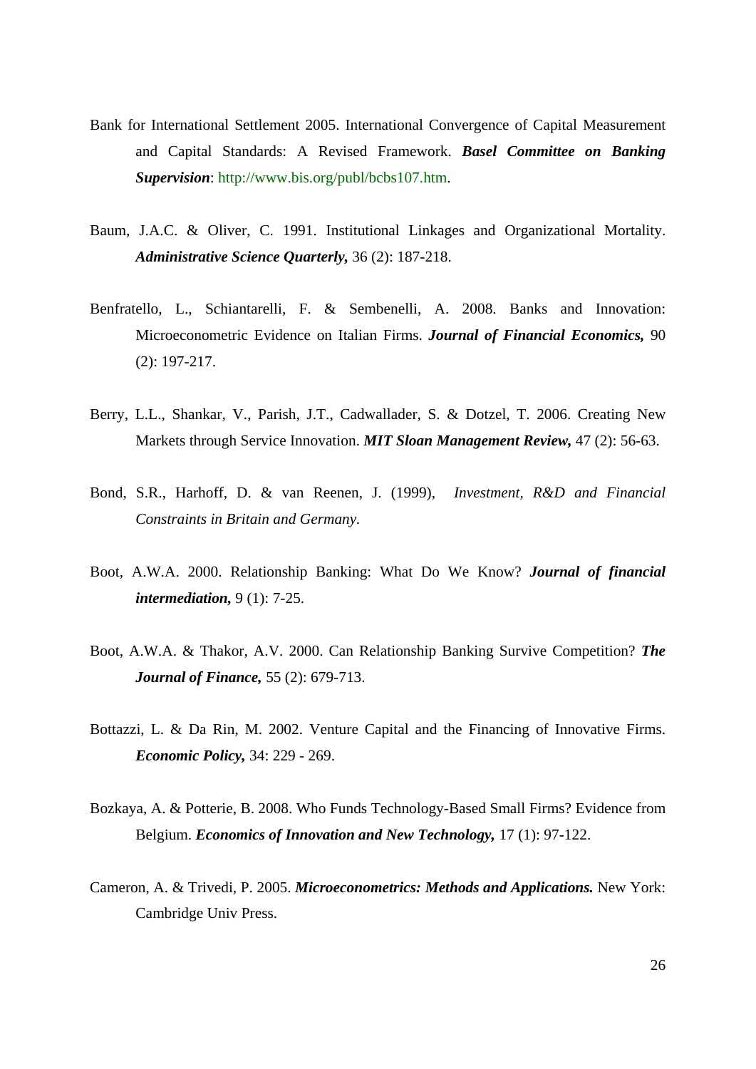Bank for International Settlement 2005. International Convergence of Capital Measurement and Capital Standards: A Revised Framework. ***Basel Committee on Banking Supervision***: http://www.bis.org/publ/bcbs107.htm.

Baum, J.A.C. & Oliver, C. 1991. Institutional Linkages and Organizational Mortality. ***Administrative Science Quarterly,*** 36 (2): 187-218.

Benfratello, L., Schiantarelli, F. & Sembenelli, A. 2008. Banks and Innovation: Microeconometric Evidence on Italian Firms. ***Journal of Financial Economics,*** 90 (2): 197-217.

Berry, L.L., Shankar, V., Parish, J.T., Cadwallader, S. & Dotzel, T. 2006. Creating New Markets through Service Innovation. ***MIT Sloan Management Review,*** 47 (2): 56-63.

Bond, S.R., Harhoff, D. & van Reenen, J. (1999), *Investment, R&D and Financial Constraints in Britain and Germany.*

Boot, A.W.A. 2000. Relationship Banking: What Do We Know? ***Journal of financial intermediation,*** 9 (1): 7-25.

Boot, A.W.A. & Thakor, A.V. 2000. Can Relationship Banking Survive Competition? ***The Journal of Finance,*** 55 (2): 679-713.

Bottazzi, L. & Da Rin, M. 2002. Venture Capital and the Financing of Innovative Firms. ***Economic Policy,*** 34: 229 - 269.

Bozkaya, A. & Potterie, B. 2008. Who Funds Technology-Based Small Firms? Evidence from Belgium. ***Economics of Innovation and New Technology,*** 17 (1): 97-122.

Cameron, A. & Trivedi, P. 2005. ***Microeconometrics: Methods and Applications.*** New York: Cambridge Univ Press.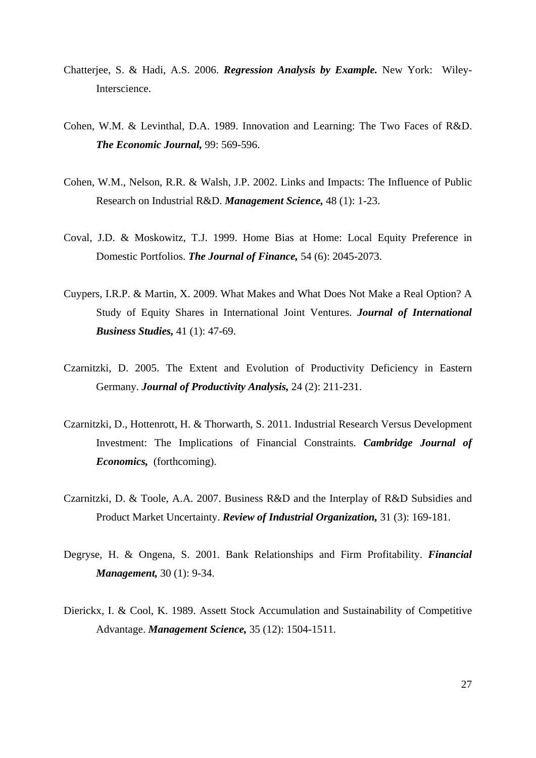Chatterjee, S. & Hadi, A.S. 2006. ***Regression Analysis by Example.*** New York: Wiley-Interscience.

Cohen, W.M. & Levinthal, D.A. 1989. Innovation and Learning: The Two Faces of R&D. ***The Economic Journal,*** 99: 569-596.

Cohen, W.M., Nelson, R.R. & Walsh, J.P. 2002. Links and Impacts: The Influence of Public Research on Industrial R&D. ***Management Science,*** 48 (1): 1-23.

Coval, J.D. & Moskowitz, T.J. 1999. Home Bias at Home: Local Equity Preference in Domestic Portfolios. ***The Journal of Finance,*** 54 (6): 2045-2073.

Cuypers, I.R.P. & Martin, X. 2009. What Makes and What Does Not Make a Real Option? A Study of Equity Shares in International Joint Ventures. ***Journal of International Business Studies,*** 41 (1): 47-69.

Czarnitzki, D. 2005. The Extent and Evolution of Productivity Deficiency in Eastern Germany. ***Journal of Productivity Analysis,*** 24 (2): 211-231.

Czarnitzki, D., Hottenrott, H. & Thorwarth, S. 2011. Industrial Research Versus Development Investment: The Implications of Financial Constraints. ***Cambridge Journal of Economics,*** (forthcoming).

Czarnitzki, D. & Toole, A.A. 2007. Business R&D and the Interplay of R&D Subsidies and Product Market Uncertainty. ***Review of Industrial Organization,*** 31 (3): 169-181.

Degryse, H. & Ongena, S. 2001. Bank Relationships and Firm Profitability. ***Financial Management,*** 30 (1): 9-34.

Dierickx, I. & Cool, K. 1989. Assett Stock Accumulation and Sustainability of Competitive Advantage. ***Management Science,*** 35 (12): 1504-1511.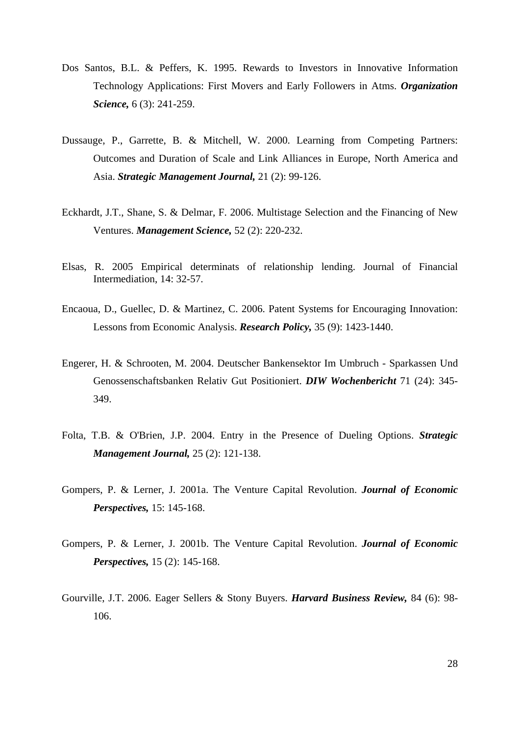Dos Santos, B.L. & Peffers, K. 1995. Rewards to Investors in Innovative Information Technology Applications: First Movers and Early Followers in Atms. ***Organization Science,*** 6 (3): 241-259.

Dussauge, P., Garrette, B. & Mitchell, W. 2000. Learning from Competing Partners: Outcomes and Duration of Scale and Link Alliances in Europe, North America and Asia. ***Strategic Management Journal,*** 21 (2): 99-126.

Eckhardt, J.T., Shane, S. & Delmar, F. 2006. Multistage Selection and the Financing of New Ventures. ***Management Science,*** 52 (2): 220-232.

Elsas, R. 2005 Empirical determinats of relationship lending. Journal of Financial Intermediation, 14: 32-57.

Encaoua, D., Guellec, D. & Martinez, C. 2006. Patent Systems for Encouraging Innovation: Lessons from Economic Analysis. ***Research Policy,*** 35 (9): 1423-1440.

Engerer, H. & Schrooten, M. 2004. Deutscher Bankensektor Im Umbruch - Sparkassen Und Genossenschaftsbanken Relativ Gut Positioniert. ***DIW Wochenbericht*** 71 (24): 345-349.

Folta, T.B. & O'Brien, J.P. 2004. Entry in the Presence of Dueling Options. ***Strategic Management Journal,*** 25 (2): 121-138.

Gompers, P. & Lerner, J. 2001a. The Venture Capital Revolution. ***Journal of Economic Perspectives,*** 15: 145-168.

Gompers, P. & Lerner, J. 2001b. The Venture Capital Revolution. ***Journal of Economic Perspectives,*** 15 (2): 145-168.

Gourville, J.T. 2006. Eager Sellers & Stony Buyers. ***Harvard Business Review,*** 84 (6): 98-106.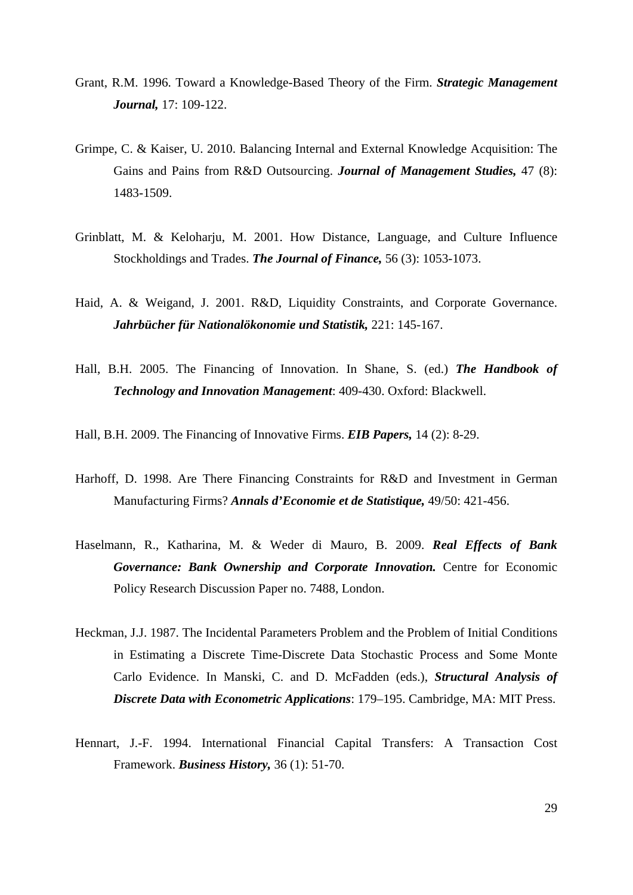Grant, R.M. 1996. Toward a Knowledge-Based Theory of the Firm. ***Strategic Management Journal,*** 17: 109-122.

Grimpe, C. & Kaiser, U. 2010. Balancing Internal and External Knowledge Acquisition: The Gains and Pains from R&D Outsourcing. ***Journal of Management Studies,*** 47 (8): 1483-1509.

Grinblatt, M. & Keloharju, M. 2001. How Distance, Language, and Culture Influence Stockholdings and Trades. ***The Journal of Finance,*** 56 (3): 1053-1073.

Haid, A. & Weigand, J. 2001. R&D, Liquidity Constraints, and Corporate Governance. ***Jahrbücher für Nationalökonomie und Statistik,*** 221: 145-167.

Hall, B.H. 2005. The Financing of Innovation. In Shane, S. (ed.) ***The Handbook of Technology and Innovation Management***: 409-430. Oxford: Blackwell.

Hall, B.H. 2009. The Financing of Innovative Firms. ***EIB Papers,*** 14 (2): 8-29.

Harhoff, D. 1998. Are There Financing Constraints for R&D and Investment in German Manufacturing Firms? ***Annals d'Economie et de Statistique,*** 49/50: 421-456.

Haselmann, R., Katharina, M. & Weder di Mauro, B. 2009. ***Real Effects of Bank Governance: Bank Ownership and Corporate Innovation.*** Centre for Economic Policy Research Discussion Paper no. 7488, London.

Heckman, J.J. 1987. The Incidental Parameters Problem and the Problem of Initial Conditions in Estimating a Discrete Time-Discrete Data Stochastic Process and Some Monte Carlo Evidence. In Manski, C. and D. McFadden (eds.), ***Structural Analysis of Discrete Data with Econometric Applications***: 179–195. Cambridge, MA: MIT Press.

Hennart, J.-F. 1994. International Financial Capital Transfers: A Transaction Cost Framework. ***Business History,*** 36 (1): 51-70.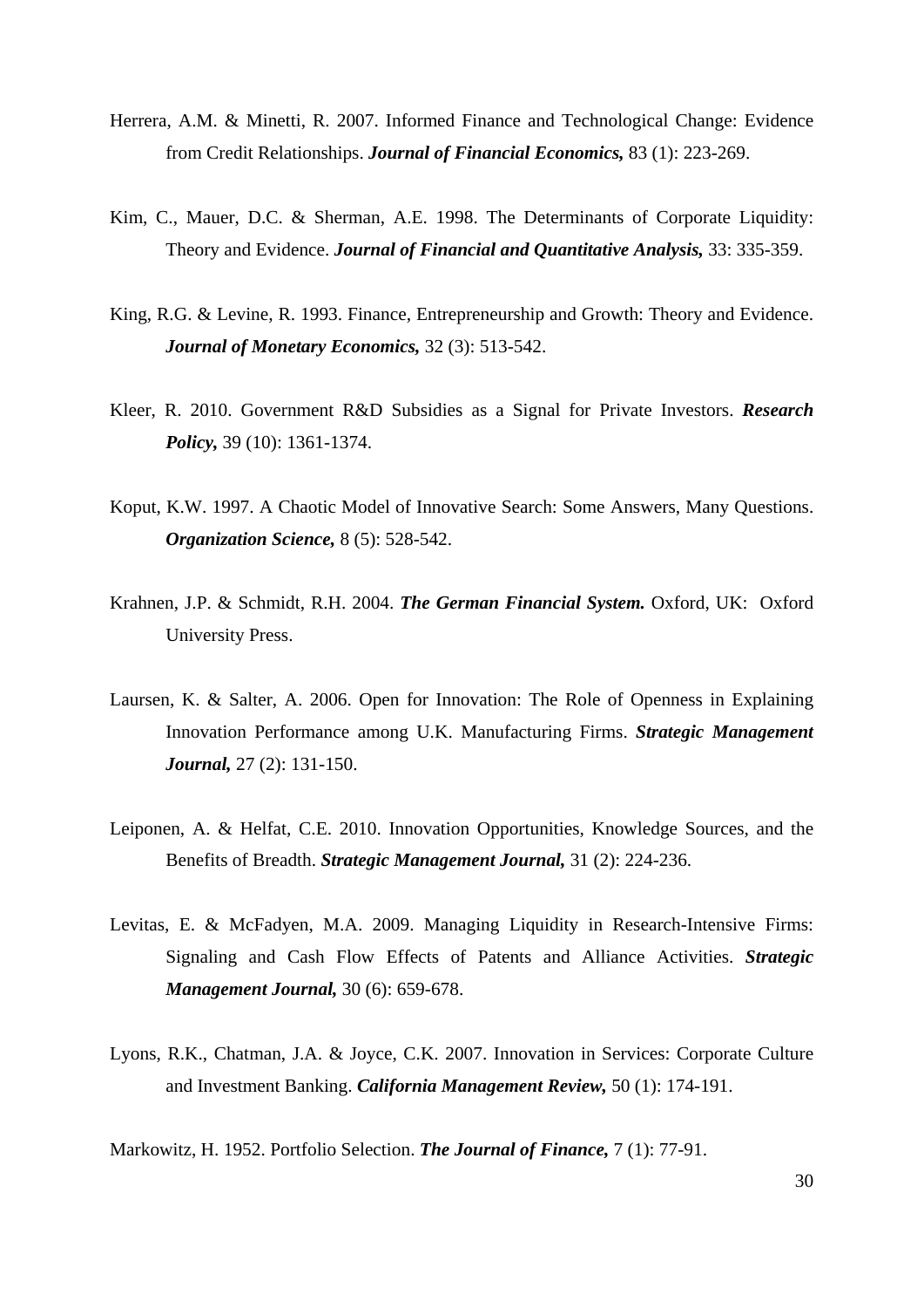Herrera, A.M. & Minetti, R. 2007. Informed Finance and Technological Change: Evidence from Credit Relationships. ***Journal of Financial Economics,*** 83 (1): 223-269.

Kim, C., Mauer, D.C. & Sherman, A.E. 1998. The Determinants of Corporate Liquidity: Theory and Evidence. ***Journal of Financial and Quantitative Analysis,*** 33: 335-359.

King, R.G. & Levine, R. 1993. Finance, Entrepreneurship and Growth: Theory and Evidence. ***Journal of Monetary Economics,*** 32 (3): 513-542.

Kleer, R. 2010. Government R&D Subsidies as a Signal for Private Investors. ***Research Policy,*** 39 (10): 1361-1374.

Koput, K.W. 1997. A Chaotic Model of Innovative Search: Some Answers, Many Questions. ***Organization Science,*** 8 (5): 528-542.

Krahnen, J.P. & Schmidt, R.H. 2004. ***The German Financial System.*** Oxford, UK: Oxford University Press.

Laursen, K. & Salter, A. 2006. Open for Innovation: The Role of Openness in Explaining Innovation Performance among U.K. Manufacturing Firms. ***Strategic Management Journal,*** 27 (2): 131-150.

Leiponen, A. & Helfat, C.E. 2010. Innovation Opportunities, Knowledge Sources, and the Benefits of Breadth. ***Strategic Management Journal,*** 31 (2): 224-236.

Levitas, E. & McFadyen, M.A. 2009. Managing Liquidity in Research-Intensive Firms: Signaling and Cash Flow Effects of Patents and Alliance Activities. ***Strategic Management Journal,*** 30 (6): 659-678.

Lyons, R.K., Chatman, J.A. & Joyce, C.K. 2007. Innovation in Services: Corporate Culture and Investment Banking. ***California Management Review,*** 50 (1): 174-191.

Markowitz, H. 1952. Portfolio Selection. ***The Journal of Finance,*** 7 (1): 77-91.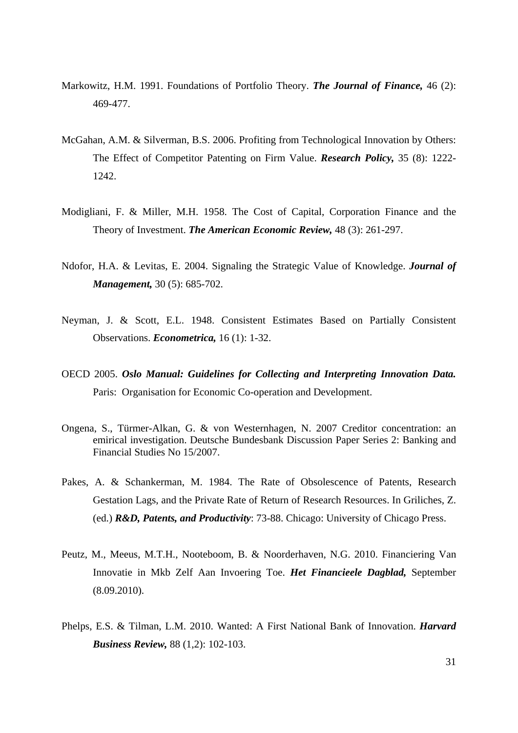Markowitz, H.M. 1991. Foundations of Portfolio Theory. ***The Journal of Finance,*** 46 (2): 469-477.

McGahan, A.M. & Silverman, B.S. 2006. Profiting from Technological Innovation by Others: The Effect of Competitor Patenting on Firm Value. ***Research Policy,*** 35 (8): 1222-1242.

Modigliani, F. & Miller, M.H. 1958. The Cost of Capital, Corporation Finance and the Theory of Investment. ***The American Economic Review,*** 48 (3): 261-297.

Ndofor, H.A. & Levitas, E. 2004. Signaling the Strategic Value of Knowledge. ***Journal of Management,*** 30 (5): 685-702.

Neyman, J. & Scott, E.L. 1948. Consistent Estimates Based on Partially Consistent Observations. ***Econometrica,*** 16 (1): 1-32.

OECD 2005. ***Oslo Manual: Guidelines for Collecting and Interpreting Innovation Data.*** Paris: Organisation for Economic Co-operation and Development.

Ongena, S., Türmer-Alkan, G. & von Westernhagen, N. 2007 Creditor concentration: an emirical investigation. Deutsche Bundesbank Discussion Paper Series 2: Banking and Financial Studies No 15/2007.

Pakes, A. & Schankerman, M. 1984. The Rate of Obsolescence of Patents, Research Gestation Lags, and the Private Rate of Return of Research Resources. In Griliches, Z. (ed.) ***R&D, Patents, and Productivity***: 73-88. Chicago: University of Chicago Press.

Peutz, M., Meeus, M.T.H., Nooteboom, B. & Noorderhaven, N.G. 2010. Financiering Van Innovatie in Mkb Zelf Aan Invoering Toe. ***Het Financieele Dagblad,*** September (8.09.2010).

Phelps, E.S. & Tilman, L.M. 2010. Wanted: A First National Bank of Innovation. ***Harvard Business Review,*** 88 (1,2): 102-103.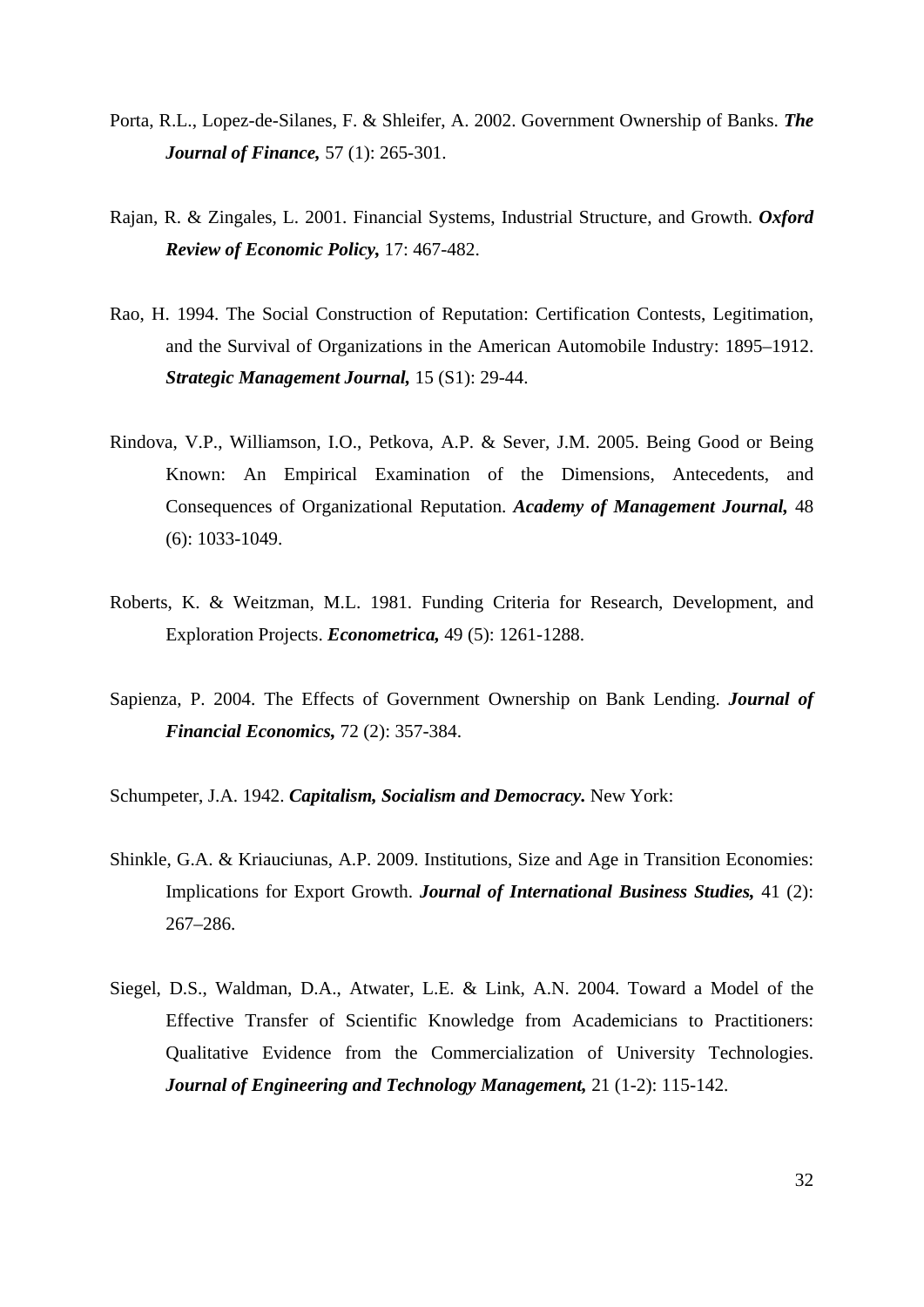Porta, R.L., Lopez-de-Silanes, F. & Shleifer, A. 2002. Government Ownership of Banks. ***The Journal of Finance,*** 57 (1): 265-301.

Rajan, R. & Zingales, L. 2001. Financial Systems, Industrial Structure, and Growth. ***Oxford Review of Economic Policy,*** 17: 467-482.

Rao, H. 1994. The Social Construction of Reputation: Certification Contests, Legitimation, and the Survival of Organizations in the American Automobile Industry: 1895–1912. ***Strategic Management Journal,*** 15 (S1): 29-44.

Rindova, V.P., Williamson, I.O., Petkova, A.P. & Sever, J.M. 2005. Being Good or Being Known: An Empirical Examination of the Dimensions, Antecedents, and Consequences of Organizational Reputation. ***Academy of Management Journal,*** 48 (6): 1033-1049.

Roberts, K. & Weitzman, M.L. 1981. Funding Criteria for Research, Development, and Exploration Projects. ***Econometrica,*** 49 (5): 1261-1288.

Sapienza, P. 2004. The Effects of Government Ownership on Bank Lending. ***Journal of Financial Economics,*** 72 (2): 357-384.

Schumpeter, J.A. 1942. ***Capitalism, Socialism and Democracy.*** New York:

Shinkle, G.A. & Kriauciunas, A.P. 2009. Institutions, Size and Age in Transition Economies: Implications for Export Growth. ***Journal of International Business Studies,*** 41 (2): 267–286.

Siegel, D.S., Waldman, D.A., Atwater, L.E. & Link, A.N. 2004. Toward a Model of the Effective Transfer of Scientific Knowledge from Academicians to Practitioners: Qualitative Evidence from the Commercialization of University Technologies. ***Journal of Engineering and Technology Management,*** 21 (1-2): 115-142.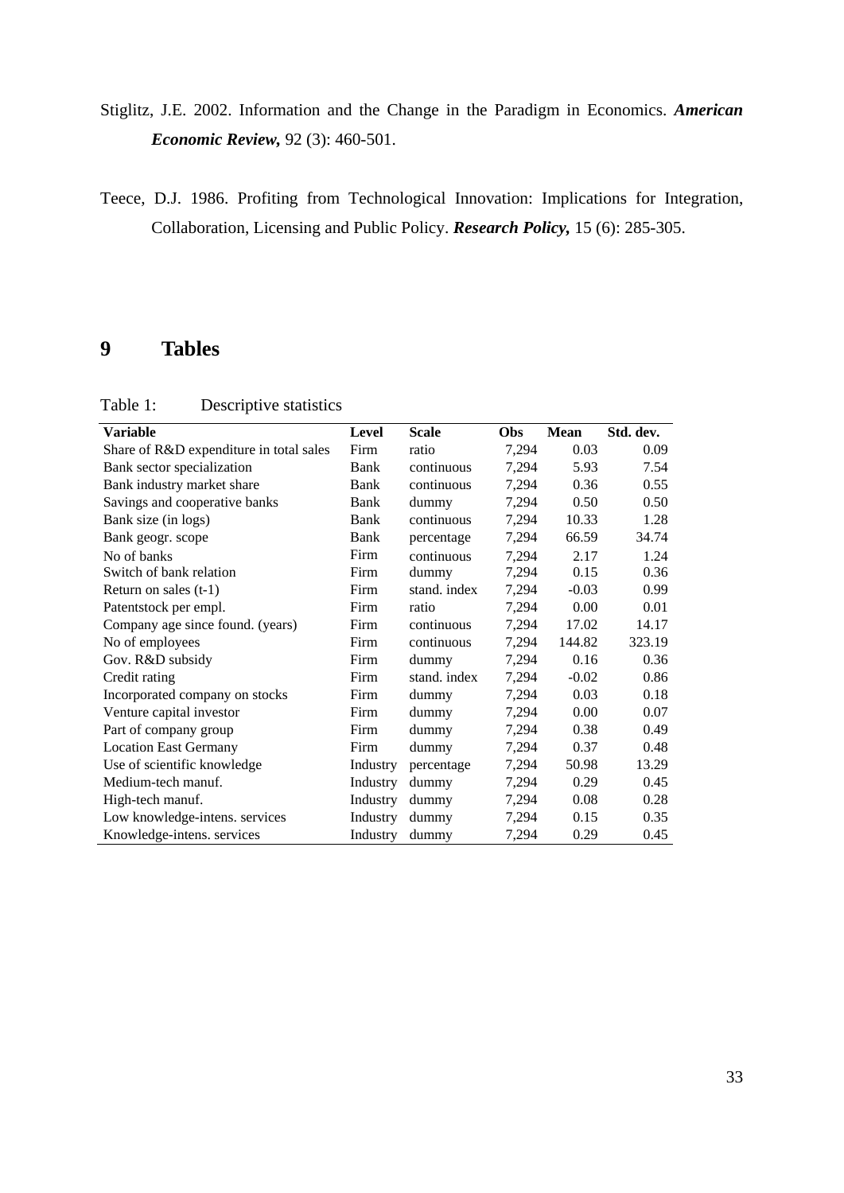Stiglitz, J.E. 2002. Information and the Change in the Paradigm in Economics. ***American Economic Review,*** 92 (3): 460-501.

Teece, D.J. 1986. Profiting from Technological Innovation: Implications for Integration, Collaboration, Licensing and Public Policy. ***Research Policy,*** 15 (6): 285-305.

# 9 Tables

Table 1: Descriptive statistics

| Variable | Level | Scale | Obs | Mean | Std. dev. |
|---|---|---|---|---|---|
| Share of R&D expenditure in total sales | Firm | ratio | 7,294 | 0.03 | 0.09 |
| Bank sector specialization | Bank | continuous | 7,294 | 5.93 | 7.54 |
| Bank industry market share | Bank | continuous | 7,294 | 0.36 | 0.55 |
| Savings and cooperative banks | Bank | dummy | 7,294 | 0.50 | 0.50 |
| Bank size (in logs) | Bank | continuous | 7,294 | 10.33 | 1.28 |
| Bank geogr. scope | Bank | percentage | 7,294 | 66.59 | 34.74 |
| No of banks | Firm | continuous | 7,294 | 2.17 | 1.24 |
| Switch of bank relation | Firm | dummy | 7,294 | 0.15 | 0.36 |
| Return on sales (t-1) | Firm | stand. index | 7,294 | -0.03 | 0.99 |
| Patentstock per empl. | Firm | ratio | 7,294 | 0.00 | 0.01 |
| Company age since found. (years) | Firm | continuous | 7,294 | 17.02 | 14.17 |
| No of employees | Firm | continuous | 7,294 | 144.82 | 323.19 |
| Gov. R&D subsidy | Firm | dummy | 7,294 | 0.16 | 0.36 |
| Credit rating | Firm | stand. index | 7,294 | -0.02 | 0.86 |
| Incorporated company on stocks | Firm | dummy | 7,294 | 0.03 | 0.18 |
| Venture capital investor | Firm | dummy | 7,294 | 0.00 | 0.07 |
| Part of company group | Firm | dummy | 7,294 | 0.38 | 0.49 |
| Location East Germany | Firm | dummy | 7,294 | 0.37 | 0.48 |
| Use of scientific knowledge | Industry | percentage | 7,294 | 50.98 | 13.29 |
| Medium-tech manuf. | Industry | dummy | 7,294 | 0.29 | 0.45 |
| High-tech manuf. | Industry | dummy | 7,294 | 0.08 | 0.28 |
| Low knowledge-intens. services | Industry | dummy | 7,294 | 0.15 | 0.35 |
| Knowledge-intens. services | Industry | dummy | 7,294 | 0.29 | 0.45 |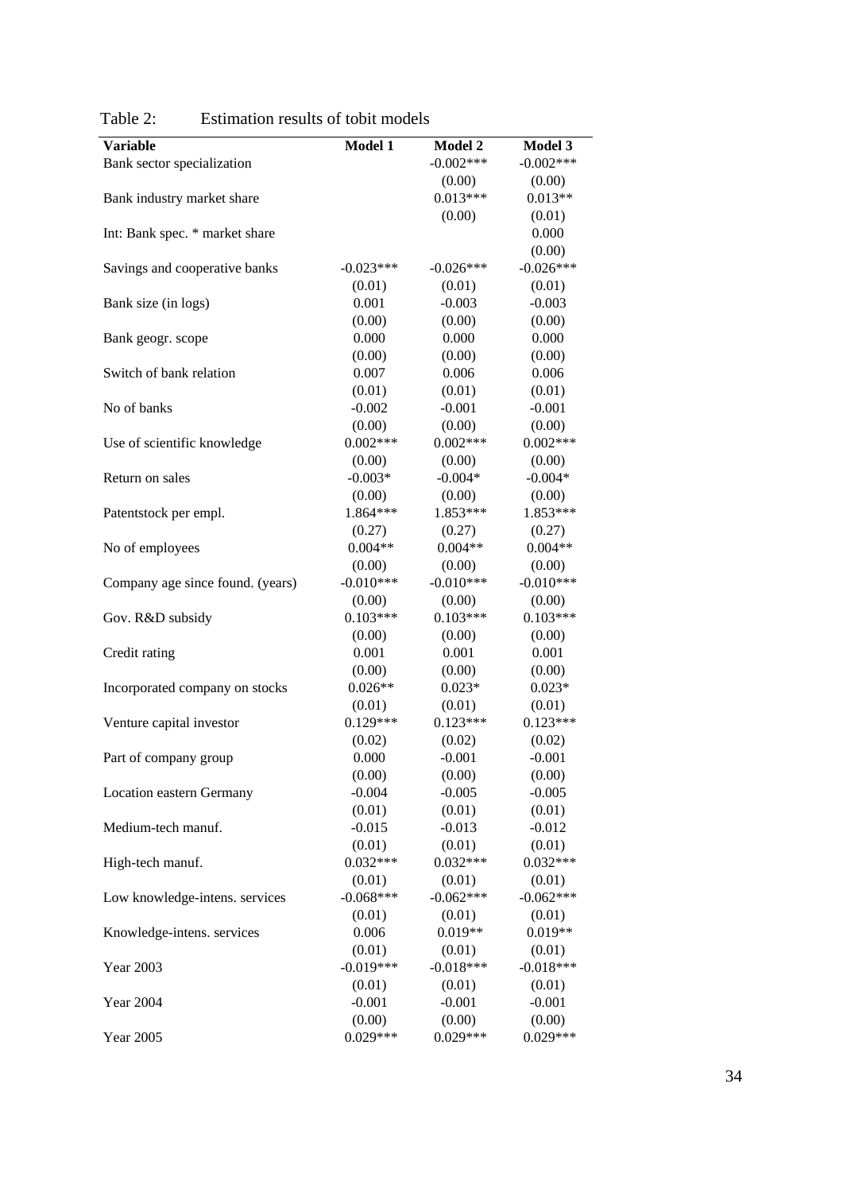Table 2: Estimation results of tobit models

| **Variable** | **Model 1** | **Model 2** | **Model 3** |
|---|---|---|---|
| Bank sector specialization | | -0.002*** | -0.002*** |
| | | (0.00) | (0.00) |
| Bank industry market share | | 0.013*** | 0.013** |
| | | (0.00) | (0.01) |
| Int: Bank spec. * market share | | | 0.000 |
| | | | (0.00) |
| Savings and cooperative banks | -0.023*** | -0.026*** | -0.026*** |
| | (0.01) | (0.01) | (0.01) |
| Bank size (in logs) | 0.001 | -0.003 | -0.003 |
| | (0.00) | (0.00) | (0.00) |
| Bank geogr. scope | 0.000 | 0.000 | 0.000 |
| | (0.00) | (0.00) | (0.00) |
| Switch of bank relation | 0.007 | 0.006 | 0.006 |
| | (0.01) | (0.01) | (0.01) |
| No of banks | -0.002 | -0.001 | -0.001 |
| | (0.00) | (0.00) | (0.00) |
| Use of scientific knowledge | 0.002*** | 0.002*** | 0.002*** |
| | (0.00) | (0.00) | (0.00) |
| Return on sales | -0.003* | -0.004* | -0.004* |
| | (0.00) | (0.00) | (0.00) |
| Patentstock per empl. | 1.864*** | 1.853*** | 1.853*** |
| | (0.27) | (0.27) | (0.27) |
| No of employees | 0.004** | 0.004** | 0.004** |
| | (0.00) | (0.00) | (0.00) |
| Company age since found. (years) | -0.010*** | -0.010*** | -0.010*** |
| | (0.00) | (0.00) | (0.00) |
| Gov. R&D subsidy | 0.103*** | 0.103*** | 0.103*** |
| | (0.00) | (0.00) | (0.00) |
| Credit rating | 0.001 | 0.001 | 0.001 |
| | (0.00) | (0.00) | (0.00) |
| Incorporated company on stocks | 0.026** | 0.023* | 0.023* |
| | (0.01) | (0.01) | (0.01) |
| Venture capital investor | 0.129*** | 0.123*** | 0.123*** |
| | (0.02) | (0.02) | (0.02) |
| Part of company group | 0.000 | -0.001 | -0.001 |
| | (0.00) | (0.00) | (0.00) |
| Location eastern Germany | -0.004 | -0.005 | -0.005 |
| | (0.01) | (0.01) | (0.01) |
| Medium-tech manuf. | -0.015 | -0.013 | -0.012 |
| | (0.01) | (0.01) | (0.01) |
| High-tech manuf. | 0.032*** | 0.032*** | 0.032*** |
| | (0.01) | (0.01) | (0.01) |
| Low knowledge-intens. services | -0.068*** | -0.062*** | -0.062*** |
| | (0.01) | (0.01) | (0.01) |
| Knowledge-intens. services | 0.006 | 0.019** | 0.019** |
| | (0.01) | (0.01) | (0.01) |
| Year 2003 | -0.019*** | -0.018*** | -0.018*** |
| | (0.01) | (0.01) | (0.01) |
| Year 2004 | -0.001 | -0.001 | -0.001 |
| | (0.00) | (0.00) | (0.00) |
| Year 2005 | 0.029*** | 0.029*** | 0.029*** |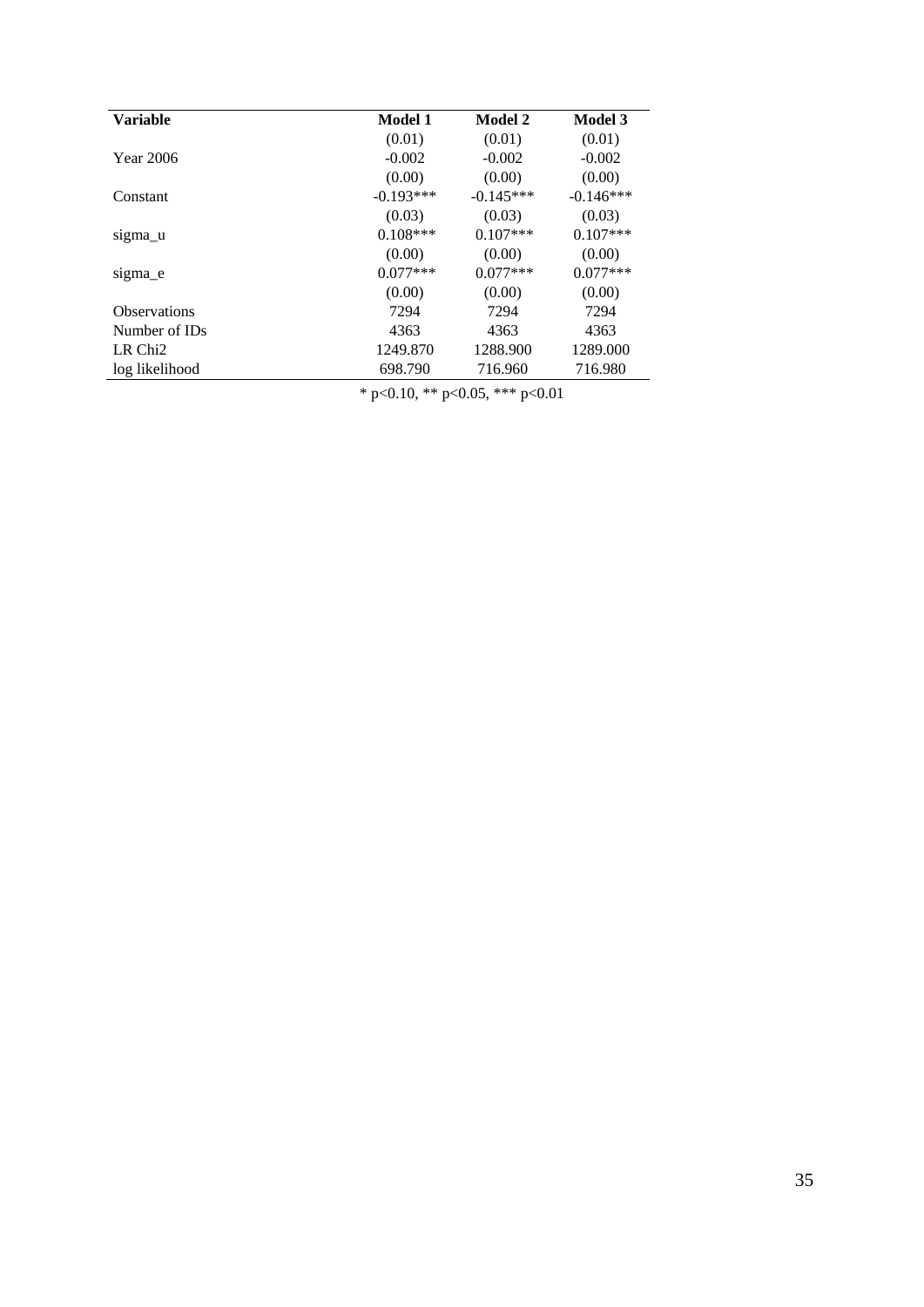| Variable | Model 1 | Model 2 | Model 3 |
|---|---|---|---|
| | (0.01) | (0.01) | (0.01) |
| Year 2006 | -0.002 | -0.002 | -0.002 |
| | (0.00) | (0.00) | (0.00) |
| Constant | -0.193*** | -0.145*** | -0.146*** |
| | (0.03) | (0.03) | (0.03) |
| sigma_u | 0.108*** | 0.107*** | 0.107*** |
| | (0.00) | (0.00) | (0.00) |
| sigma_e | 0.077*** | 0.077*** | 0.077*** |
| | (0.00) | (0.00) | (0.00) |
| Observations | 7294 | 7294 | 7294 |
| Number of IDs | 4363 | 4363 | 4363 |
| LR Chi2 | 1249.870 | 1288.900 | 1289.000 |
| log likelihood | 698.790 | 716.960 | 716.980 |

* p<0.10, ** p<0.05, *** p<0.01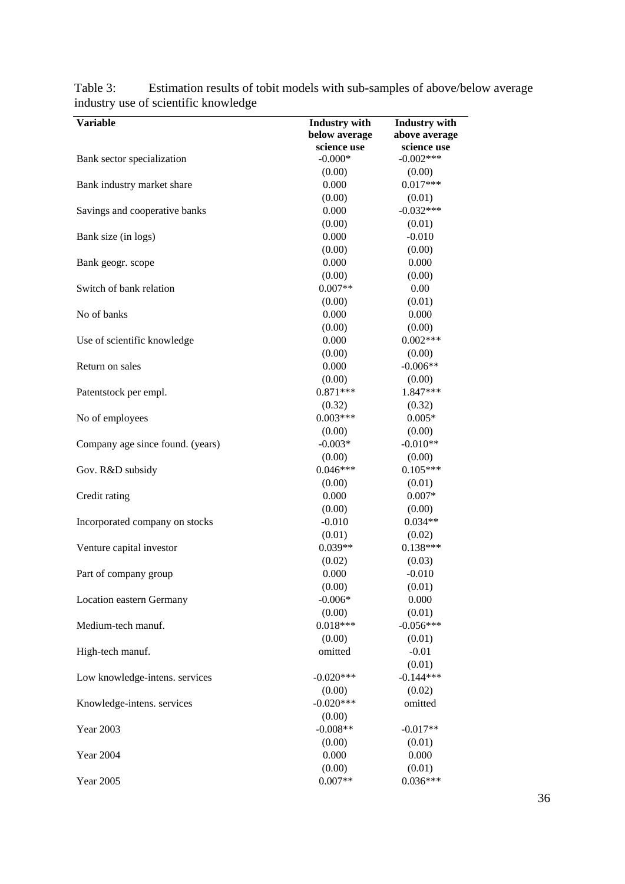Table 3: Estimation results of tobit models with sub-samples of above/below average industry use of scientific knowledge

| Variable | Industry with below average science use | Industry with above average science use |
|---|---|---|
| Bank sector specialization | -0.000* | -0.002*** |
| | (0.00) | (0.00) |
| Bank industry market share | 0.000 | 0.017*** |
| | (0.00) | (0.01) |
| Savings and cooperative banks | 0.000 | -0.032*** |
| | (0.00) | (0.01) |
| Bank size (in logs) | 0.000 | -0.010 |
| | (0.00) | (0.00) |
| Bank geogr. scope | 0.000 | 0.000 |
| | (0.00) | (0.00) |
| Switch of bank relation | 0.007** | 0.00 |
| | (0.00) | (0.01) |
| No of banks | 0.000 | 0.000 |
| | (0.00) | (0.00) |
| Use of scientific knowledge | 0.000 | 0.002*** |
| | (0.00) | (0.00) |
| Return on sales | 0.000 | -0.006** |
| | (0.00) | (0.00) |
| Patentstock per empl. | 0.871*** | 1.847*** |
| | (0.32) | (0.32) |
| No of employees | 0.003*** | 0.005* |
| | (0.00) | (0.00) |
| Company age since found. (years) | -0.003* | -0.010** |
| | (0.00) | (0.00) |
| Gov. R&D subsidy | 0.046*** | 0.105*** |
| | (0.00) | (0.01) |
| Credit rating | 0.000 | 0.007* |
| | (0.00) | (0.00) |
| Incorporated company on stocks | -0.010 | 0.034** |
| | (0.01) | (0.02) |
| Venture capital investor | 0.039** | 0.138*** |
| | (0.02) | (0.03) |
| Part of company group | 0.000 | -0.010 |
| | (0.00) | (0.01) |
| Location eastern Germany | -0.006* | 0.000 |
| | (0.00) | (0.01) |
| Medium-tech manuf. | 0.018*** | -0.056*** |
| | (0.00) | (0.01) |
| High-tech manuf. | omitted | -0.01 |
| | | (0.01) |
| Low knowledge-intens. services | -0.020*** | -0.144*** |
| | (0.00) | (0.02) |
| Knowledge-intens. services | -0.020*** | omitted |
| | (0.00) | |
| Year 2003 | -0.008** | -0.017** |
| | (0.00) | (0.01) |
| Year 2004 | 0.000 | 0.000 |
| | (0.00) | (0.01) |
| Year 2005 | 0.007** | 0.036*** |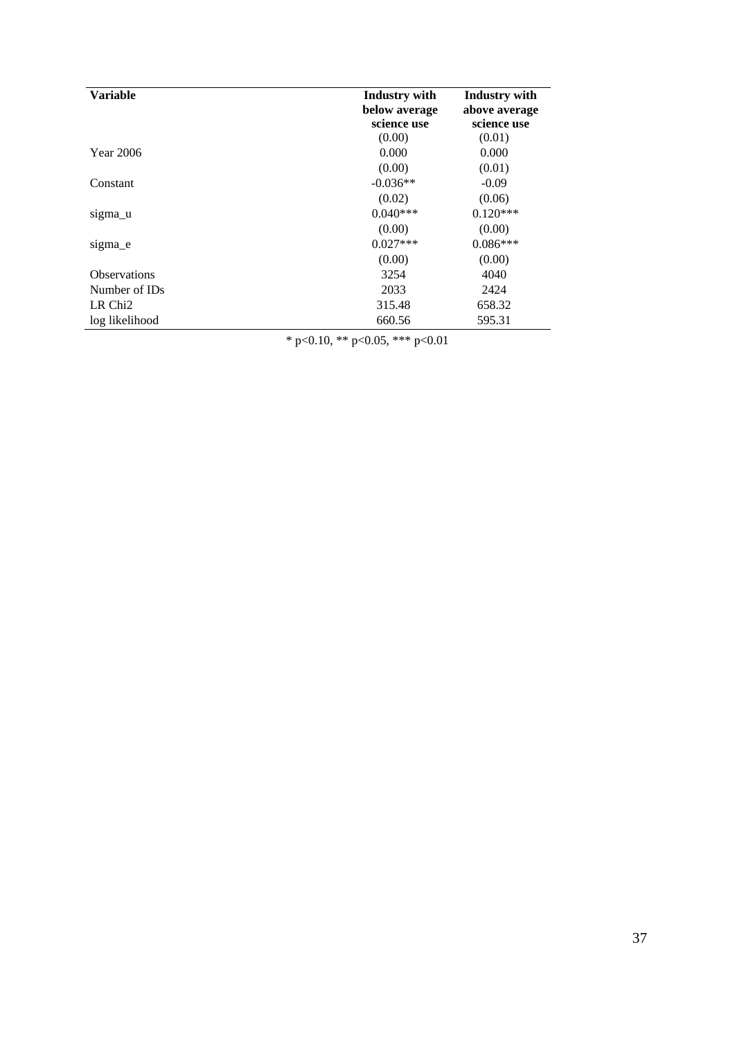| Variable | Industry with below average science use | Industry with above average science use |
|---|---|---|
| | (0.00) | (0.01) |
| Year 2006 | 0.000 | 0.000 |
| | (0.00) | (0.01) |
| Constant | -0.036** | -0.09 |
| | (0.02) | (0.06) |
| sigma_u | 0.040*** | 0.120*** |
| | (0.00) | (0.00) |
| sigma_e | 0.027*** | 0.086*** |
| | (0.00) | (0.00) |
| Observations | 3254 | 4040 |
| Number of IDs | 2033 | 2424 |
| LR Chi2 | 315.48 | 658.32 |
| log likelihood | 660.56 | 595.31 |

* p<0.10, ** p<0.05, *** p<0.01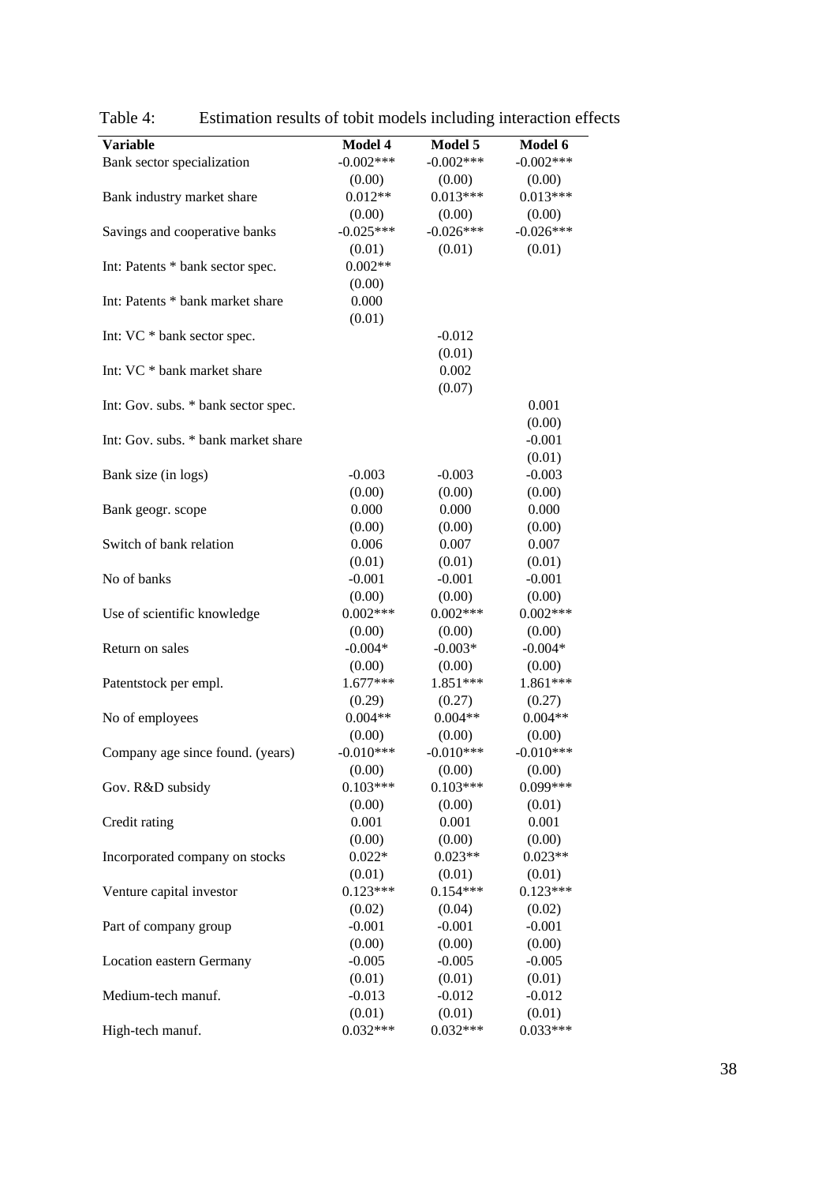Table 4: Estimation results of tobit models including interaction effects

| Variable | Model 4 | Model 5 | Model 6 |
|---|---|---|---|
| Bank sector specialization | -0.002*** | -0.002*** | -0.002*** |
| | (0.00) | (0.00) | (0.00) |
| Bank industry market share | 0.012** | 0.013*** | 0.013*** |
| | (0.00) | (0.00) | (0.00) |
| Savings and cooperative banks | -0.025*** | -0.026*** | -0.026*** |
| | (0.01) | (0.01) | (0.01) |
| Int: Patents * bank sector spec. | 0.002** | | |
| | (0.00) | | |
| Int: Patents * bank market share | 0.000 | | |
| | (0.01) | | |
| Int: VC * bank sector spec. | | -0.012 | |
| | | (0.01) | |
| Int: VC * bank market share | | 0.002 | |
| | | (0.07) | |
| Int: Gov. subs. * bank sector spec. | | | 0.001 |
| | | | (0.00) |
| Int: Gov. subs. * bank market share | | | -0.001 |
| | | | (0.01) |
| Bank size (in logs) | -0.003 | -0.003 | -0.003 |
| | (0.00) | (0.00) | (0.00) |
| Bank geogr. scope | 0.000 | 0.000 | 0.000 |
| | (0.00) | (0.00) | (0.00) |
| Switch of bank relation | 0.006 | 0.007 | 0.007 |
| | (0.01) | (0.01) | (0.01) |
| No of banks | -0.001 | -0.001 | -0.001 |
| | (0.00) | (0.00) | (0.00) |
| Use of scientific knowledge | 0.002*** | 0.002*** | 0.002*** |
| | (0.00) | (0.00) | (0.00) |
| Return on sales | -0.004* | -0.003* | -0.004* |
| | (0.00) | (0.00) | (0.00) |
| Patentstock per empl. | 1.677*** | 1.851*** | 1.861*** |
| | (0.29) | (0.27) | (0.27) |
| No of employees | 0.004** | 0.004** | 0.004** |
| | (0.00) | (0.00) | (0.00) |
| Company age since found. (years) | -0.010*** | -0.010*** | -0.010*** |
| | (0.00) | (0.00) | (0.00) |
| Gov. R&D subsidy | 0.103*** | 0.103*** | 0.099*** |
| | (0.00) | (0.00) | (0.01) |
| Credit rating | 0.001 | 0.001 | 0.001 |
| | (0.00) | (0.00) | (0.00) |
| Incorporated company on stocks | 0.022* | 0.023** | 0.023** |
| | (0.01) | (0.01) | (0.01) |
| Venture capital investor | 0.123*** | 0.154*** | 0.123*** |
| | (0.02) | (0.04) | (0.02) |
| Part of company group | -0.001 | -0.001 | -0.001 |
| | (0.00) | (0.00) | (0.00) |
| Location eastern Germany | -0.005 | -0.005 | -0.005 |
| | (0.01) | (0.01) | (0.01) |
| Medium-tech manuf. | -0.013 | -0.012 | -0.012 |
| | (0.01) | (0.01) | (0.01) |
| High-tech manuf. | 0.032*** | 0.032*** | 0.033*** |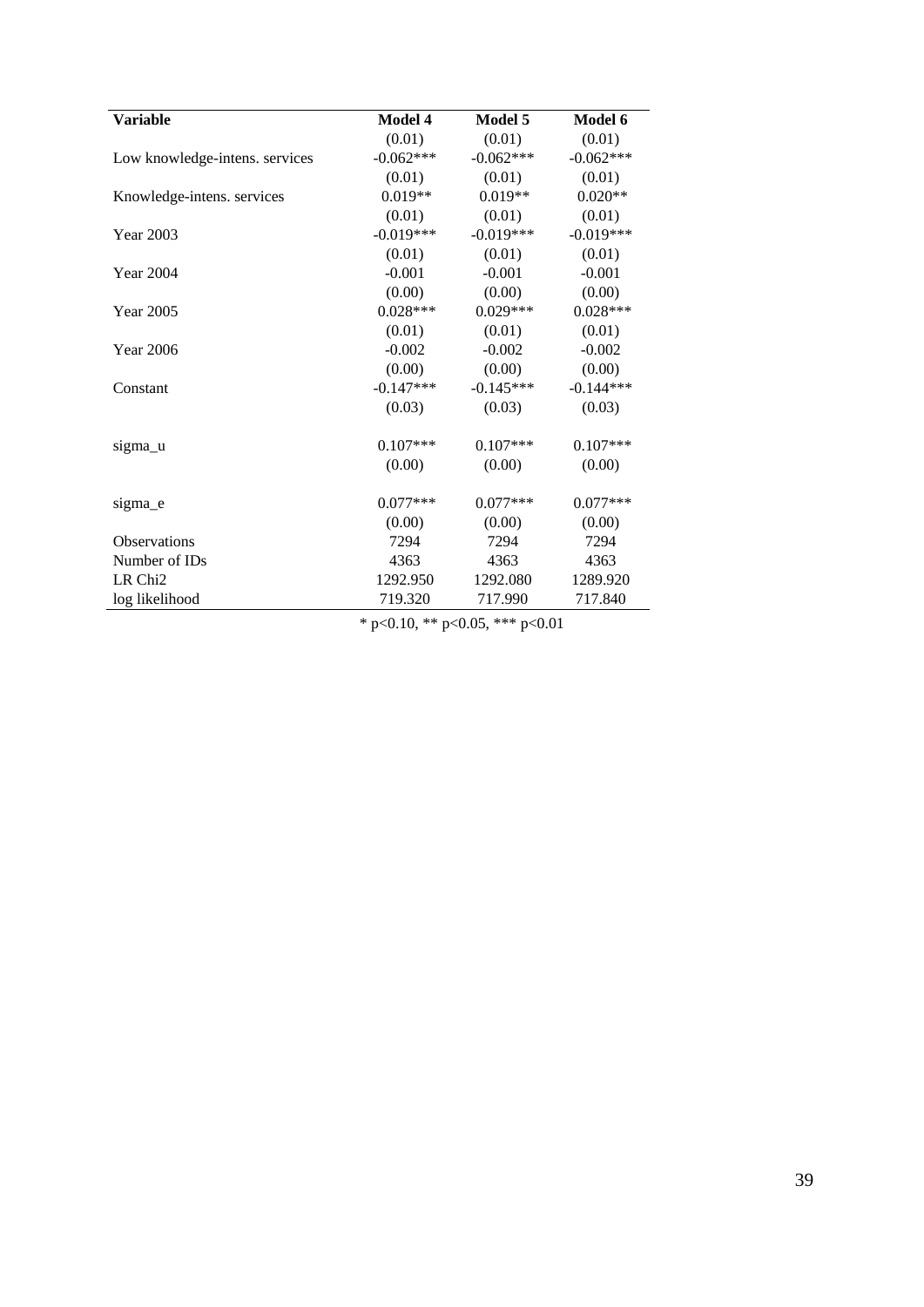| Variable | Model 4 | Model 5 | Model 6 |
|---|---|---|---|
| | (0.01) | (0.01) | (0.01) |
| Low knowledge-intens. services | -0.062*** | -0.062*** | -0.062*** |
| | (0.01) | (0.01) | (0.01) |
| Knowledge-intens. services | 0.019** | 0.019** | 0.020** |
| | (0.01) | (0.01) | (0.01) |
| Year 2003 | -0.019*** | -0.019*** | -0.019*** |
| | (0.01) | (0.01) | (0.01) |
| Year 2004 | -0.001 | -0.001 | -0.001 |
| | (0.00) | (0.00) | (0.00) |
| Year 2005 | 0.028*** | 0.029*** | 0.028*** |
| | (0.01) | (0.01) | (0.01) |
| Year 2006 | -0.002 | -0.002 | -0.002 |
| | (0.00) | (0.00) | (0.00) |
| Constant | -0.147*** | -0.145*** | -0.144*** |
| | (0.03) | (0.03) | (0.03) |
| sigma_u | 0.107*** | 0.107*** | 0.107*** |
| | (0.00) | (0.00) | (0.00) |
| sigma_e | 0.077*** | 0.077*** | 0.077*** |
| | (0.00) | (0.00) | (0.00) |
| Observations | 7294 | 7294 | 7294 |
| Number of IDs | 4363 | 4363 | 4363 |
| LR Chi2 | 1292.950 | 1292.080 | 1289.920 |
| log likelihood | 719.320 | 717.990 | 717.840 |

* p<0.10, ** p<0.05, *** p<0.01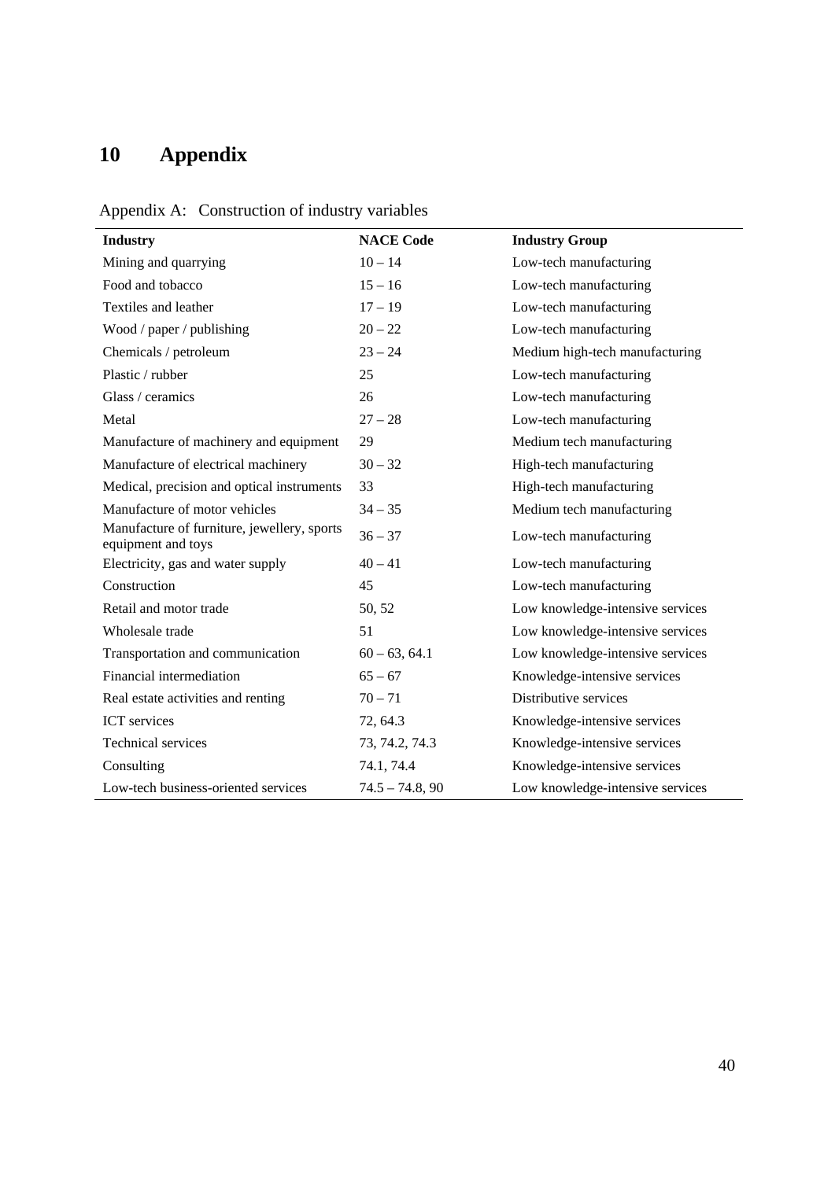# 10 Appendix

Appendix A: Construction of industry variables

| Industry | NACE Code | Industry Group |
|---|---|---|
| Mining and quarrying | 10 – 14 | Low-tech manufacturing |
| Food and tobacco | 15 – 16 | Low-tech manufacturing |
| Textiles and leather | 17 – 19 | Low-tech manufacturing |
| Wood / paper / publishing | 20 – 22 | Low-tech manufacturing |
| Chemicals / petroleum | 23 – 24 | Medium high-tech manufacturing |
| Plastic / rubber | 25 | Low-tech manufacturing |
| Glass / ceramics | 26 | Low-tech manufacturing |
| Metal | 27 – 28 | Low-tech manufacturing |
| Manufacture of machinery and equipment | 29 | Medium tech manufacturing |
| Manufacture of electrical machinery | 30 – 32 | High-tech manufacturing |
| Medical, precision and optical instruments | 33 | High-tech manufacturing |
| Manufacture of motor vehicles | 34 – 35 | Medium tech manufacturing |
| Manufacture of furniture, jewellery, sports equipment and toys | 36 – 37 | Low-tech manufacturing |
| Electricity, gas and water supply | 40 – 41 | Low-tech manufacturing |
| Construction | 45 | Low-tech manufacturing |
| Retail and motor trade | 50, 52 | Low knowledge-intensive services |
| Wholesale trade | 51 | Low knowledge-intensive services |
| Transportation and communication | 60 – 63, 64.1 | Low knowledge-intensive services |
| Financial intermediation | 65 – 67 | Knowledge-intensive services |
| Real estate activities and renting | 70 – 71 | Distributive services |
| ICT services | 72, 64.3 | Knowledge-intensive services |
| Technical services | 73, 74.2, 74.3 | Knowledge-intensive services |
| Consulting | 74.1, 74.4 | Knowledge-intensive services |
| Low-tech business-oriented services | 74.5 – 74.8, 90 | Low knowledge-intensive services |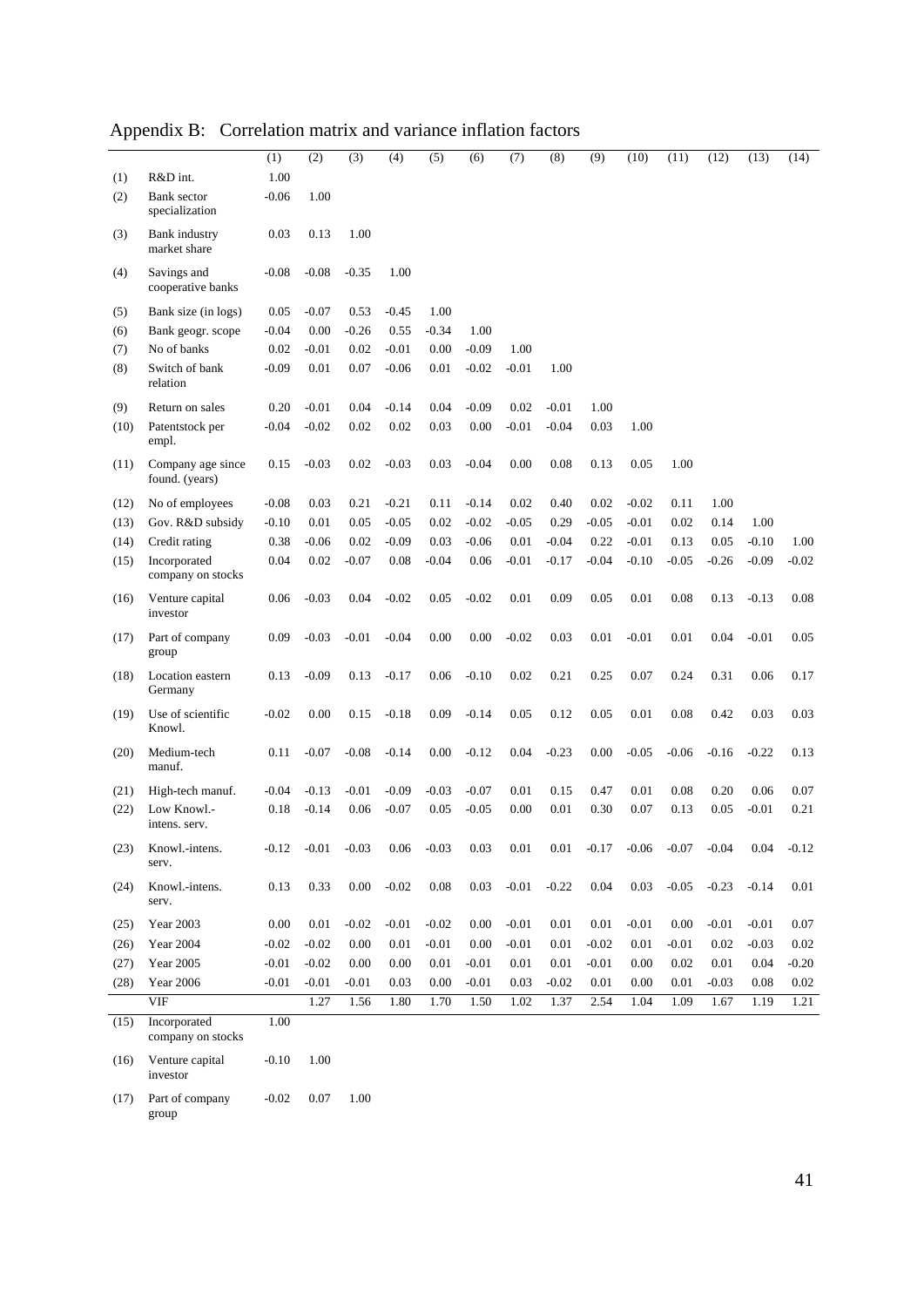## Appendix B: Correlation matrix and variance inflation factors

| | | (1) | (2) | (3) | (4) | (5) | (6) | (7) | (8) | (9) | (10) | (11) | (12) | (13) | (14) |
|---|---|---|---|---|---|---|---|---|---|---|---|---|---|---|---|
| (1) | R&D int. | 1.00 | | | | | | | | | | | | | |
| (2) | Bank sector specialization | -0.06 | 1.00 | | | | | | | | | | | | |
| (3) | Bank industry market share | 0.03 | 0.13 | 1.00 | | | | | | | | | | | |
| (4) | Savings and cooperative banks | -0.08 | -0.08 | -0.35 | 1.00 | | | | | | | | | | |
| (5) | Bank size (in logs) | 0.05 | -0.07 | 0.53 | -0.45 | 1.00 | | | | | | | | | |
| (6) | Bank geogr. scope | -0.04 | 0.00 | -0.26 | 0.55 | -0.34 | 1.00 | | | | | | | | |
| (7) | No of banks | 0.02 | -0.01 | 0.02 | -0.01 | 0.00 | -0.09 | 1.00 | | | | | | | |
| (8) | Switch of bank relation | -0.09 | 0.01 | 0.07 | -0.06 | 0.01 | -0.02 | -0.01 | 1.00 | | | | | | |
| (9) | Return on sales | 0.20 | -0.01 | 0.04 | -0.14 | 0.04 | -0.09 | 0.02 | -0.01 | 1.00 | | | | | |
| (10) | Patentstock per empl. | -0.04 | -0.02 | 0.02 | 0.02 | 0.03 | 0.00 | -0.01 | -0.04 | 0.03 | 1.00 | | | | |
| (11) | Company age since found. (years) | 0.15 | -0.03 | 0.02 | -0.03 | 0.03 | -0.04 | 0.00 | 0.08 | 0.13 | 0.05 | 1.00 | | | |
| (12) | No of employees | -0.08 | 0.03 | 0.21 | -0.21 | 0.11 | -0.14 | 0.02 | 0.40 | 0.02 | -0.02 | 0.11 | 1.00 | | |
| (13) | Gov. R&D subsidy | -0.10 | 0.01 | 0.05 | -0.05 | 0.02 | -0.02 | -0.05 | 0.29 | -0.05 | -0.01 | 0.02 | 0.14 | 1.00 | |
| (14) | Credit rating | 0.38 | -0.06 | 0.02 | -0.09 | 0.03 | -0.06 | 0.01 | -0.04 | 0.22 | -0.01 | 0.13 | 0.05 | -0.10 | 1.00 |
| (15) | Incorporated company on stocks | 0.04 | 0.02 | -0.07 | 0.08 | -0.04 | 0.06 | -0.01 | -0.17 | -0.04 | -0.10 | -0.05 | -0.26 | -0.09 | -0.02 |
| (16) | Venture capital investor | 0.06 | -0.03 | 0.04 | -0.02 | 0.05 | -0.02 | 0.01 | 0.09 | 0.05 | 0.01 | 0.08 | 0.13 | -0.13 | 0.08 |
| (17) | Part of company group | 0.09 | -0.03 | -0.01 | -0.04 | 0.00 | 0.00 | -0.02 | 0.03 | 0.01 | -0.01 | 0.01 | 0.04 | -0.01 | 0.05 |
| (18) | Location eastern Germany | 0.13 | -0.09 | 0.13 | -0.17 | 0.06 | -0.10 | 0.02 | 0.21 | 0.25 | 0.07 | 0.24 | 0.31 | 0.06 | 0.17 |
| (19) | Use of scientific Knowl. | -0.02 | 0.00 | 0.15 | -0.18 | 0.09 | -0.14 | 0.05 | 0.12 | 0.05 | 0.01 | 0.08 | 0.42 | 0.03 | 0.03 |
| (20) | Medium-tech manuf. | 0.11 | -0.07 | -0.08 | -0.14 | 0.00 | -0.12 | 0.04 | -0.23 | 0.00 | -0.05 | -0.06 | -0.16 | -0.22 | 0.13 |
| (21) | High-tech manuf. | -0.04 | -0.13 | -0.01 | -0.09 | -0.03 | -0.07 | 0.01 | 0.15 | 0.47 | 0.01 | 0.08 | 0.20 | 0.06 | 0.07 |
| (22) | Low Knowl.-intens. serv. | 0.18 | -0.14 | 0.06 | -0.07 | 0.05 | -0.05 | 0.00 | 0.01 | 0.30 | 0.07 | 0.13 | 0.05 | -0.01 | 0.21 |
| (23) | Knowl.-intens. serv. | -0.12 | -0.01 | -0.03 | 0.06 | -0.03 | 0.03 | 0.01 | 0.01 | -0.17 | -0.06 | -0.07 | -0.04 | 0.04 | -0.12 |
| (24) | Knowl.-intens. serv. | 0.13 | 0.33 | 0.00 | -0.02 | 0.08 | 0.03 | -0.01 | -0.22 | 0.04 | 0.03 | -0.05 | -0.23 | -0.14 | 0.01 |
| (25) | Year 2003 | 0.00 | 0.01 | -0.02 | -0.01 | -0.02 | 0.00 | -0.01 | 0.01 | 0.01 | -0.01 | 0.00 | -0.01 | -0.01 | 0.07 |
| (26) | Year 2004 | -0.02 | -0.02 | 0.00 | 0.01 | -0.01 | 0.00 | -0.01 | 0.01 | -0.02 | 0.01 | -0.01 | 0.02 | -0.03 | 0.02 |
| (27) | Year 2005 | -0.01 | -0.02 | 0.00 | 0.00 | 0.01 | -0.01 | 0.01 | 0.01 | -0.01 | 0.00 | 0.02 | 0.01 | 0.04 | -0.20 |
| (28) | Year 2006 | -0.01 | -0.01 | -0.01 | 0.03 | 0.00 | -0.01 | 0.03 | -0.02 | 0.01 | 0.00 | 0.01 | -0.03 | 0.08 | 0.02 |
| | VIF | | 1.27 | 1.56 | 1.80 | 1.70 | 1.50 | 1.02 | 1.37 | 2.54 | 1.04 | 1.09 | 1.67 | 1.19 | 1.21 |
| (15) | Incorporated company on stocks | 1.00 | | | | | | | | | | | | | |
| (16) | Venture capital investor | -0.10 | 1.00 | | | | | | | | | | | | |
| (17) | Part of company group | -0.02 | 0.07 | 1.00 | | | | | | | | | | | |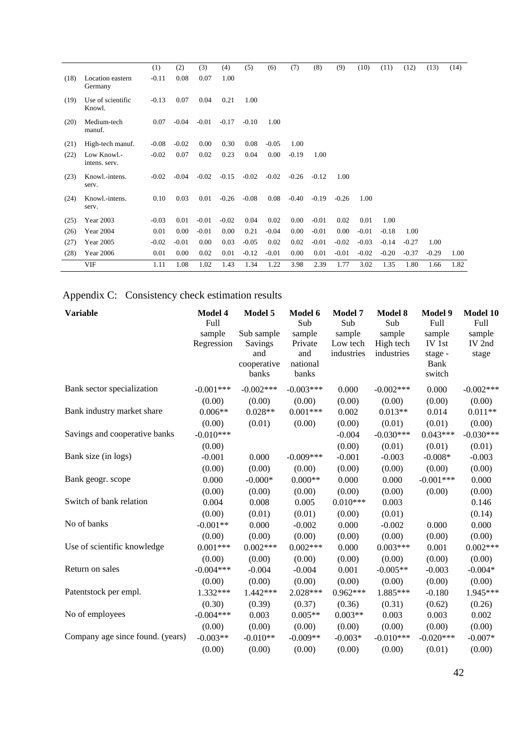| | | (1) | (2) | (3) | (4) | (5) | (6) | (7) | (8) | (9) | (10) | (11) | (12) | (13) | (14) |
|---|---|---|---|---|---|---|---|---|---|---|---|---|---|---|---|
| (18) | Location eastern Germany | -0.11 | 0.08 | 0.07 | 1.00 | | | | | | | | | | |
| (19) | Use of scientific Knowl. | -0.13 | 0.07 | 0.04 | 0.21 | 1.00 | | | | | | | | | |
| (20) | Medium-tech manuf. | 0.07 | -0.04 | -0.01 | -0.17 | -0.10 | 1.00 | | | | | | | | |
| (21) | High-tech manuf. | -0.08 | -0.02 | 0.00 | 0.30 | 0.08 | -0.05 | 1.00 | | | | | | | |
| (22) | Low Knowl.-intens. serv. | -0.02 | 0.07 | 0.02 | 0.23 | 0.04 | 0.00 | -0.19 | 1.00 | | | | | | |
| (23) | Knowl.-intens. serv. | -0.02 | -0.04 | -0.02 | -0.15 | -0.02 | -0.02 | -0.26 | -0.12 | 1.00 | | | | | |
| (24) | Knowl.-intens. serv. | 0.10 | 0.03 | 0.01 | -0.26 | -0.08 | 0.08 | -0.40 | -0.19 | -0.26 | 1.00 | | | | |
| (25) | Year 2003 | -0.03 | 0.01 | -0.01 | -0.02 | 0.04 | 0.02 | 0.00 | -0.01 | 0.02 | 0.01 | 1.00 | | | |
| (26) | Year 2004 | 0.01 | 0.00 | -0.01 | 0.00 | 0.21 | -0.04 | 0.00 | -0.01 | 0.00 | -0.01 | -0.18 | 1.00 | | |
| (27) | Year 2005 | -0.02 | -0.01 | 0.00 | 0.03 | -0.05 | 0.02 | 0.02 | -0.01 | -0.02 | -0.03 | -0.14 | -0.27 | 1.00 | |
| (28) | Year 2006 | 0.01 | 0.00 | 0.02 | 0.01 | -0.12 | -0.01 | 0.00 | 0.01 | -0.01 | -0.02 | -0.20 | -0.37 | -0.29 | 1.00 |
| | VIF | 1.11 | 1.08 | 1.02 | 1.43 | 1.34 | 1.22 | 3.98 | 2.39 | 1.77 | 3.02 | 1.35 | 1.80 | 1.66 | 1.82 |

## Appendix C: Consistency check estimation results

| Variable | Model 4 Full sample Regression | Model 5 Sub sample Savings and cooperative banks | Model 6 Sub sample Private and national banks | Model 7 Sub sample Low tech industries | Model 8 Sub sample High tech industries | Model 9 Full sample IV 1st stage - Bank switch | Model 10 Full sample IV 2nd stage |
|---|---|---|---|---|---|---|---|
| Bank sector specialization | -0.001*** | -0.002*** | -0.003*** | 0.000 | -0.002*** | 0.000 | -0.002*** |
| | (0.00) | (0.00) | (0.00) | (0.00) | (0.00) | (0.00) | (0.00) |
| Bank industry market share | 0.006** | 0.028** | 0.001*** | 0.002 | 0.013** | 0.014 | 0.011** |
| | (0.00) | (0.01) | (0.00) | (0.00) | (0.01) | (0.01) | (0.00) |
| Savings and cooperative banks | -0.010*** | | | -0.004 | -0.030*** | 0.043*** | -0.030*** |
| | (0.00) | | | (0.00) | (0.01) | (0.01) | (0.01) |
| Bank size (in logs) | -0.001 | 0.000 | -0.009*** | -0.001 | -0.003 | -0.008* | -0.003 |
| | (0.00) | (0.00) | (0.00) | (0.00) | (0.00) | (0.00) | (0.00) |
| Bank geogr. scope | 0.000 | -0.000* | 0.000** | 0.000 | 0.000 | -0.001*** | 0.000 |
| | (0.00) | (0.00) | (0.00) | (0.00) | (0.00) | (0.00) | (0.00) |
| Switch of bank relation | 0.004 | 0.008 | 0.005 | 0.010*** | 0.003 | | 0.146 |
| | (0.00) | (0.01) | (0.01) | (0.00) | (0.01) | | (0.14) |
| No of banks | -0.001** | 0.000 | -0.002 | 0.000 | -0.002 | 0.000 | 0.000 |
| | (0.00) | (0.00) | (0.00) | (0.00) | (0.00) | (0.00) | (0.00) |
| Use of scientific knowledge | 0.001*** | 0.002*** | 0.002*** | 0.000 | 0.003*** | 0.001 | 0.002*** |
| | (0.00) | (0.00) | (0.00) | (0.00) | (0.00) | (0.00) | (0.00) |
| Return on sales | -0.004*** | -0.004 | -0.004 | 0.001 | -0.005** | -0.003 | -0.004* |
| | (0.00) | (0.00) | (0.00) | (0.00) | (0.00) | (0.00) | (0.00) |
| Patentstock per empl. | 1.332*** | 1.442*** | 2.028*** | 0.962*** | 1.885*** | -0.180 | 1.945*** |
| | (0.30) | (0.39) | (0.37) | (0.36) | (0.31) | (0.62) | (0.26) |
| No of employees | -0.004*** | 0.003 | 0.005** | 0.003** | 0.003 | 0.003 | 0.002 |
| | (0.00) | (0.00) | (0.00) | (0.00) | (0.00) | (0.00) | (0.00) |
| Company age since found. (years) | -0.003** | -0.010** | -0.009** | -0.003* | -0.010*** | -0.020*** | -0.007* |
| | (0.00) | (0.00) | (0.00) | (0.00) | (0.00) | (0.01) | (0.00) |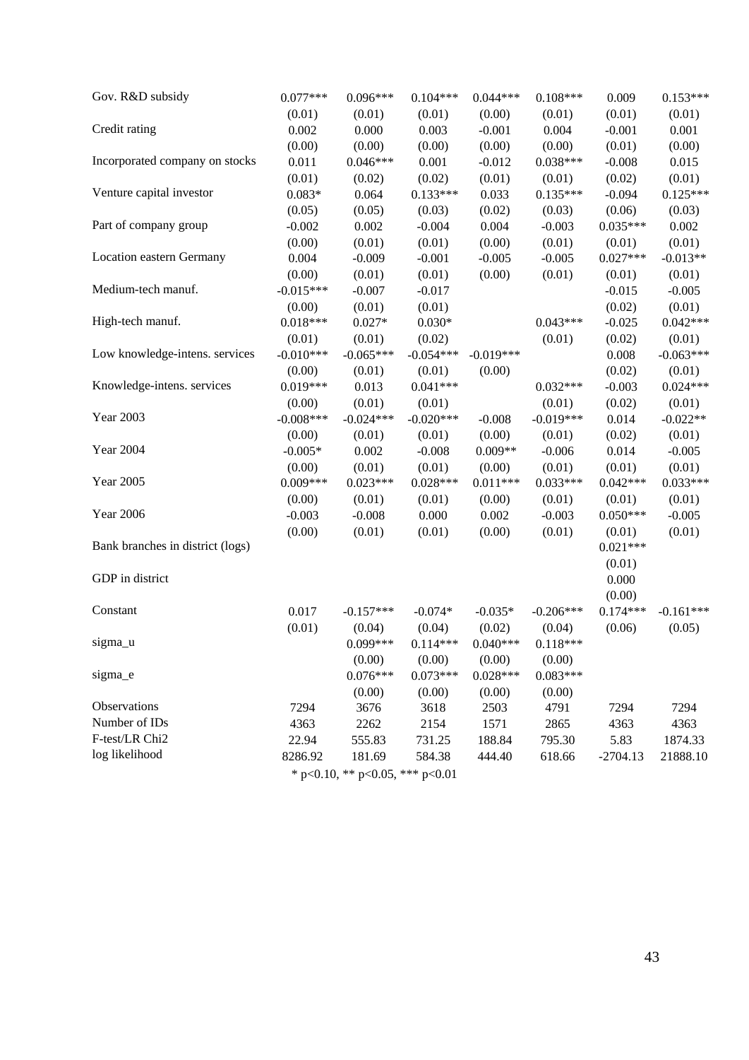| | | | | | | | |
|---|---|---|---|---|---|---|---|
| Gov. R&D subsidy | 0.077*** | 0.096*** | 0.104*** | 0.044*** | 0.108*** | 0.009 | 0.153*** |
| | (0.01) | (0.01) | (0.01) | (0.00) | (0.01) | (0.01) | (0.01) |
| Credit rating | 0.002 | 0.000 | 0.003 | -0.001 | 0.004 | -0.001 | 0.001 |
| | (0.00) | (0.00) | (0.00) | (0.00) | (0.00) | (0.01) | (0.00) |
| Incorporated company on stocks | 0.011 | 0.046*** | 0.001 | -0.012 | 0.038*** | -0.008 | 0.015 |
| | (0.01) | (0.02) | (0.02) | (0.01) | (0.01) | (0.02) | (0.01) |
| Venture capital investor | 0.083* | 0.064 | 0.133*** | 0.033 | 0.135*** | -0.094 | 0.125*** |
| | (0.05) | (0.05) | (0.03) | (0.02) | (0.03) | (0.06) | (0.03) |
| Part of company group | -0.002 | 0.002 | -0.004 | 0.004 | -0.003 | 0.035*** | 0.002 |
| | (0.00) | (0.01) | (0.01) | (0.00) | (0.01) | (0.01) | (0.01) |
| Location eastern Germany | 0.004 | -0.009 | -0.001 | -0.005 | -0.005 | 0.027*** | -0.013** |
| | (0.00) | (0.01) | (0.01) | (0.00) | (0.01) | (0.01) | (0.01) |
| Medium-tech manuf. | -0.015*** | -0.007 | -0.017 | | | -0.015 | -0.005 |
| | (0.00) | (0.01) | (0.01) | | | (0.02) | (0.01) |
| High-tech manuf. | 0.018*** | 0.027* | 0.030* | | 0.043*** | -0.025 | 0.042*** |
| | (0.01) | (0.01) | (0.02) | | (0.01) | (0.02) | (0.01) |
| Low knowledge-intens. services | -0.010*** | -0.065*** | -0.054*** | -0.019*** | | 0.008 | -0.063*** |
| | (0.00) | (0.01) | (0.01) | (0.00) | | (0.02) | (0.01) |
| Knowledge-intens. services | 0.019*** | 0.013 | 0.041*** | | 0.032*** | -0.003 | 0.024*** |
| | (0.00) | (0.01) | (0.01) | | (0.01) | (0.02) | (0.01) |
| Year 2003 | -0.008*** | -0.024*** | -0.020*** | -0.008 | -0.019*** | 0.014 | -0.022** |
| | (0.00) | (0.01) | (0.01) | (0.00) | (0.01) | (0.02) | (0.01) |
| Year 2004 | -0.005* | 0.002 | -0.008 | 0.009** | -0.006 | 0.014 | -0.005 |
| | (0.00) | (0.01) | (0.01) | (0.00) | (0.01) | (0.01) | (0.01) |
| Year 2005 | 0.009*** | 0.023*** | 0.028*** | 0.011*** | 0.033*** | 0.042*** | 0.033*** |
| | (0.00) | (0.01) | (0.01) | (0.00) | (0.01) | (0.01) | (0.01) |
| Year 2006 | -0.003 | -0.008 | 0.000 | 0.002 | -0.003 | 0.050*** | -0.005 |
| | (0.00) | (0.01) | (0.01) | (0.00) | (0.01) | (0.01) | (0.01) |
| Bank branches in district (logs) | | | | | | 0.021*** | |
| | | | | | | (0.01) | |
| GDP in district | | | | | | 0.000 | |
| | | | | | | (0.00) | |
| Constant | 0.017 | -0.157*** | -0.074* | -0.035* | -0.206*** | 0.174*** | -0.161*** |
| | (0.01) | (0.04) | (0.04) | (0.02) | (0.04) | (0.06) | (0.05) |
| sigma_u | | 0.099*** | 0.114*** | 0.040*** | 0.118*** | | |
| | | (0.00) | (0.00) | (0.00) | (0.00) | | |
| sigma_e | | 0.076*** | 0.073*** | 0.028*** | 0.083*** | | |
| | | (0.00) | (0.00) | (0.00) | (0.00) | | |
| Observations | 7294 | 3676 | 3618 | 2503 | 4791 | 7294 | 7294 |
| Number of IDs | 4363 | 2262 | 2154 | 1571 | 2865 | 4363 | 4363 |
| F-test/LR Chi2 | 22.94 | 555.83 | 731.25 | 188.84 | 795.30 | 5.83 | 1874.33 |
| log likelihood | 8286.92 | 181.69 | 584.38 | 444.40 | 618.66 | -2704.13 | 21888.10 |

* p<0.10, ** p<0.05, *** p<0.01